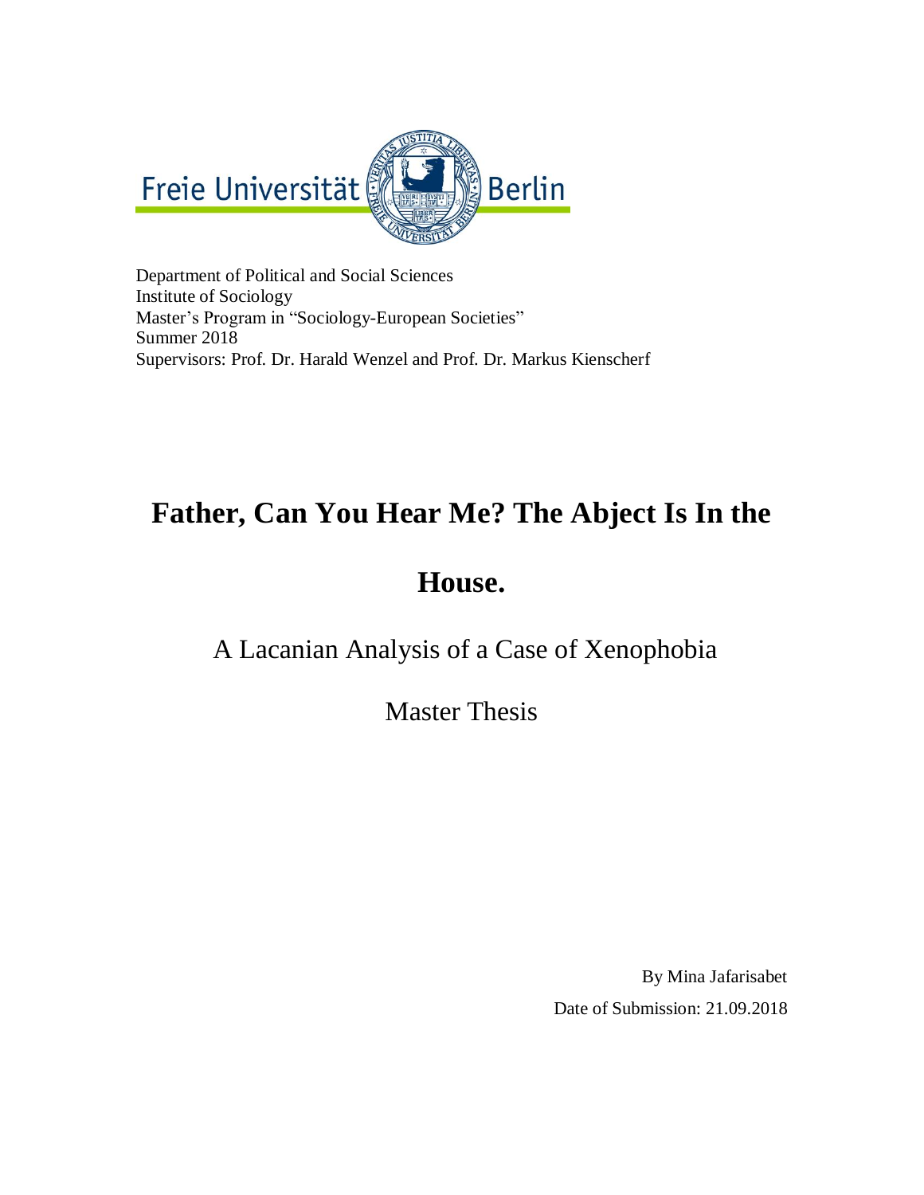Freie Universität Berlin

Department of Political and Social Sciences
Institute of Sociology
Master's Program in "Sociology-European Societies"
Summer 2018
Supervisors: Prof. Dr. Harald Wenzel and Prof. Dr. Markus Kienscherf

# Father, Can You Hear Me? The Abject Is In the House.

## A Lacanian Analysis of a Case of Xenophobia

## Master Thesis

By Mina Jafarisabet

Date of Submission: 21.09.2018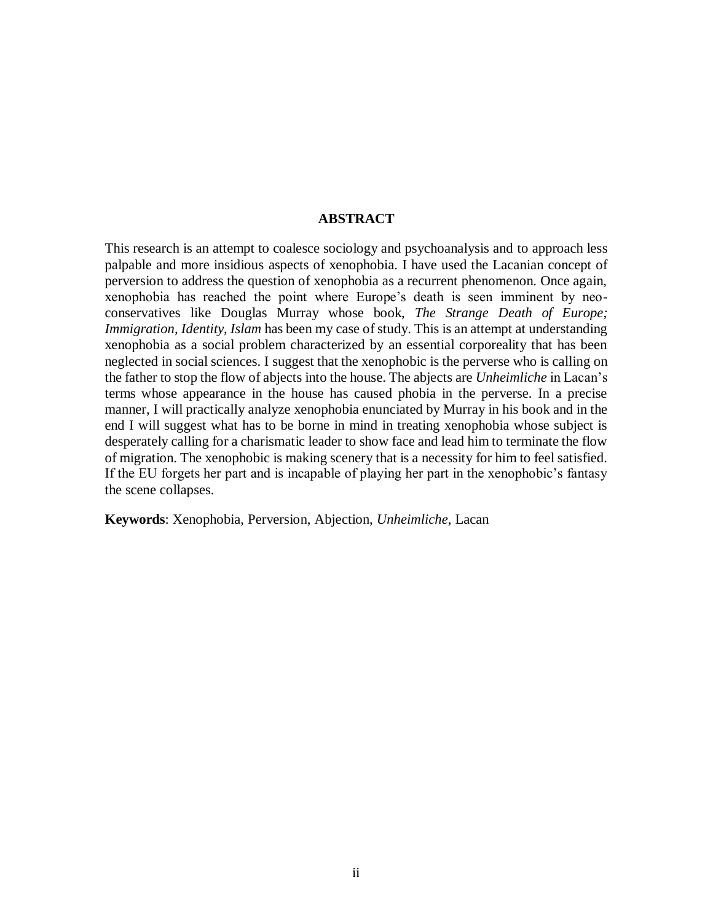## ABSTRACT

This research is an attempt to coalesce sociology and psychoanalysis and to approach less palpable and more insidious aspects of xenophobia. I have used the Lacanian concept of perversion to address the question of xenophobia as a recurrent phenomenon. Once again, xenophobia has reached the point where Europe's death is seen imminent by neo-conservatives like Douglas Murray whose book, *The Strange Death of Europe; Immigration, Identity, Islam* has been my case of study. This is an attempt at understanding xenophobia as a social problem characterized by an essential corporeality that has been neglected in social sciences. I suggest that the xenophobic is the perverse who is calling on the father to stop the flow of abjects into the house. The abjects are *Unheimliche* in Lacan's terms whose appearance in the house has caused phobia in the perverse. In a precise manner, I will practically analyze xenophobia enunciated by Murray in his book and in the end I will suggest what has to be borne in mind in treating xenophobia whose subject is desperately calling for a charismatic leader to show face and lead him to terminate the flow of migration. The xenophobic is making scenery that is a necessity for him to feel satisfied. If the EU forgets her part and is incapable of playing her part in the xenophobic's fantasy the scene collapses.

**Keywords**: Xenophobia, Perversion, Abjection, *Unheimliche*, Lacan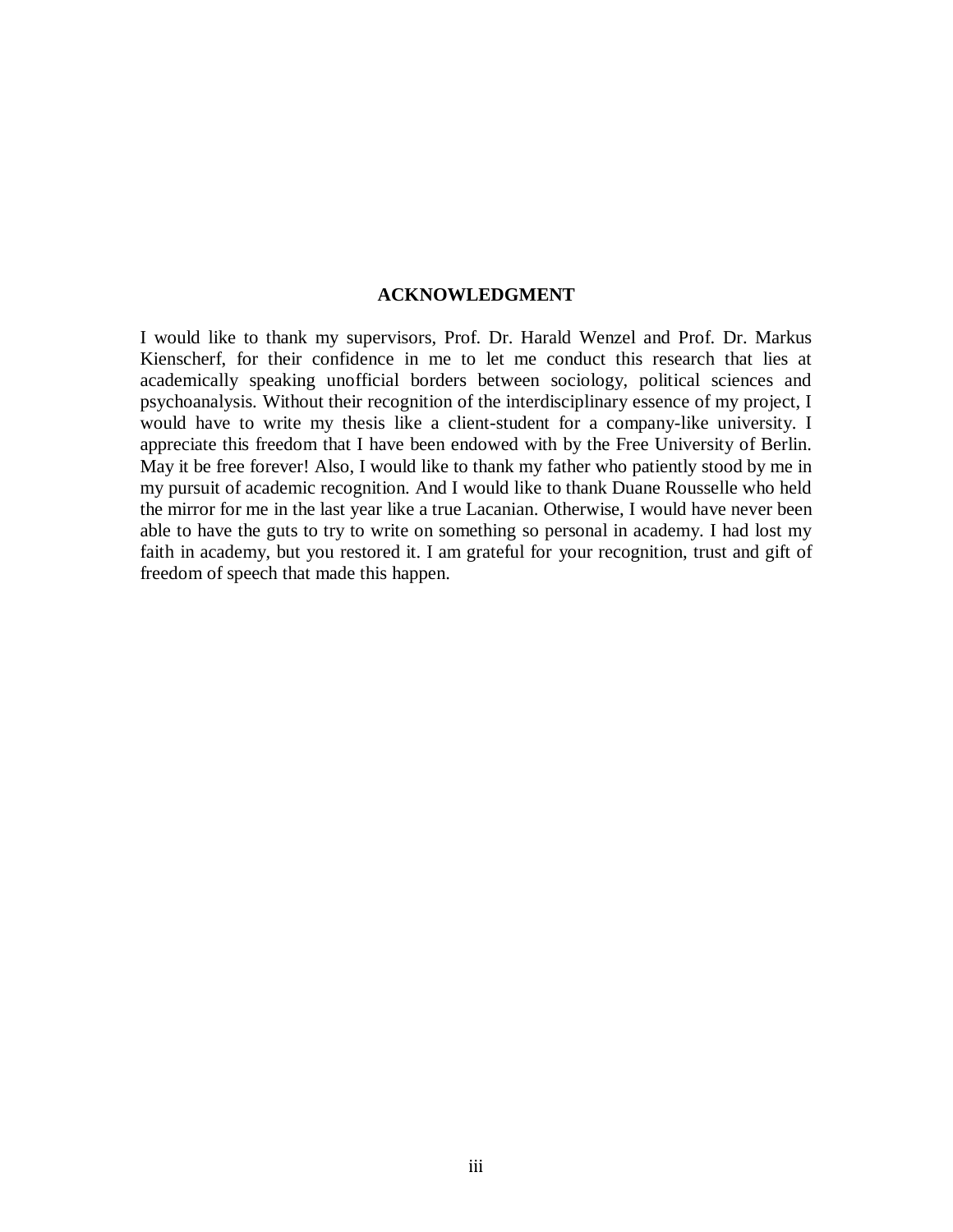## ACKNOWLEDGMENT

I would like to thank my supervisors, Prof. Dr. Harald Wenzel and Prof. Dr. Markus Kienscherf, for their confidence in me to let me conduct this research that lies at academically speaking unofficial borders between sociology, political sciences and psychoanalysis. Without their recognition of the interdisciplinary essence of my project, I would have to write my thesis like a client-student for a company-like university. I appreciate this freedom that I have been endowed with by the Free University of Berlin. May it be free forever! Also, I would like to thank my father who patiently stood by me in my pursuit of academic recognition. And I would like to thank Duane Rousselle who held the mirror for me in the last year like a true Lacanian. Otherwise, I would have never been able to have the guts to try to write on something so personal in academy. I had lost my faith in academy, but you restored it. I am grateful for your recognition, trust and gift of freedom of speech that made this happen.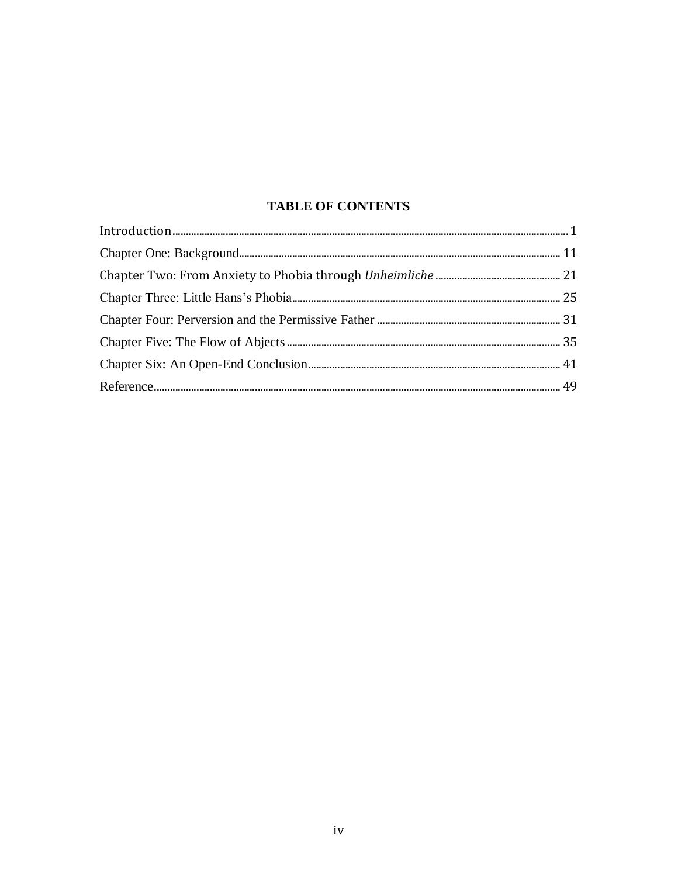# TABLE OF CONTENTS

Introduction ........ 1

Chapter One: Background ........ 11

Chapter Two: From Anxiety to Phobia through *Unheimliche* ........ 21

Chapter Three: Little Hans's Phobia ........ 25

Chapter Four: Perversion and the Permissive Father ........ 31

Chapter Five: The Flow of Abjects ........ 35

Chapter Six: An Open-End Conclusion ........ 41

Reference ........ 49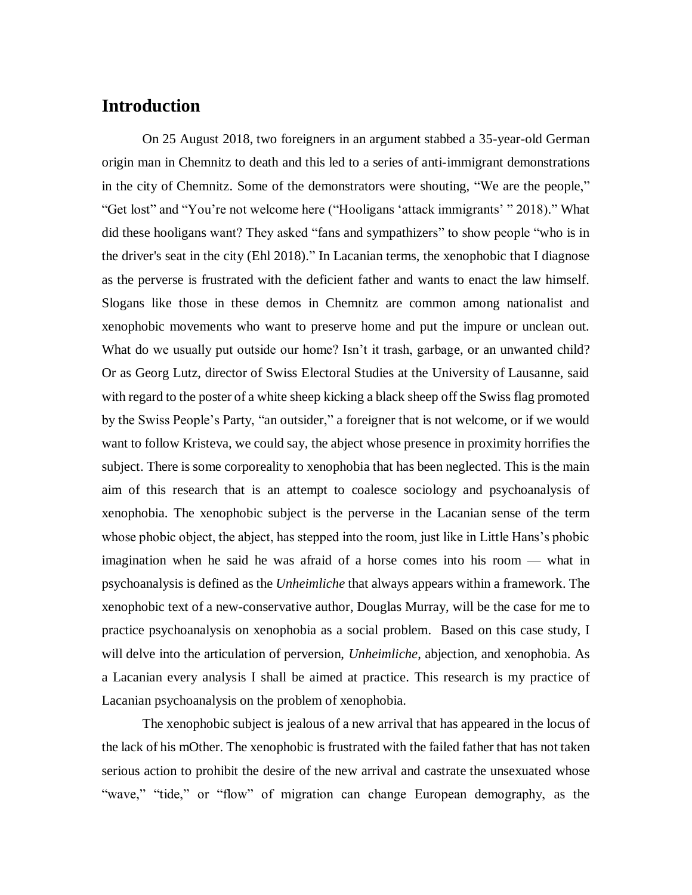## Introduction

On 25 August 2018, two foreigners in an argument stabbed a 35-year-old German origin man in Chemnitz to death and this led to a series of anti-immigrant demonstrations in the city of Chemnitz. Some of the demonstrators were shouting, "We are the people," "Get lost" and "You're not welcome here ("Hooligans 'attack immigrants' " 2018)." What did these hooligans want? They asked "fans and sympathizers" to show people "who is in the driver's seat in the city (Ehl 2018)." In Lacanian terms, the xenophobic that I diagnose as the perverse is frustrated with the deficient father and wants to enact the law himself. Slogans like those in these demos in Chemnitz are common among nationalist and xenophobic movements who want to preserve home and put the impure or unclean out. What do we usually put outside our home? Isn't it trash, garbage, or an unwanted child? Or as Georg Lutz, director of Swiss Electoral Studies at the University of Lausanne, said with regard to the poster of a white sheep kicking a black sheep off the Swiss flag promoted by the Swiss People's Party, "an outsider," a foreigner that is not welcome, or if we would want to follow Kristeva, we could say, the abject whose presence in proximity horrifies the subject. There is some corporeality to xenophobia that has been neglected. This is the main aim of this research that is an attempt to coalesce sociology and psychoanalysis of xenophobia. The xenophobic subject is the perverse in the Lacanian sense of the term whose phobic object, the abject, has stepped into the room, just like in Little Hans's phobic imagination when he said he was afraid of a horse comes into his room — what in psychoanalysis is defined as the *Unheimliche* that always appears within a framework. The xenophobic text of a new-conservative author, Douglas Murray, will be the case for me to practice psychoanalysis on xenophobia as a social problem. Based on this case study, I will delve into the articulation of perversion, *Unheimliche*, abjection, and xenophobia. As a Lacanian every analysis I shall be aimed at practice. This research is my practice of Lacanian psychoanalysis on the problem of xenophobia.

The xenophobic subject is jealous of a new arrival that has appeared in the locus of the lack of his mOther. The xenophobic is frustrated with the failed father that has not taken serious action to prohibit the desire of the new arrival and castrate the unsexuated whose "wave," "tide," or "flow" of migration can change European demography, as the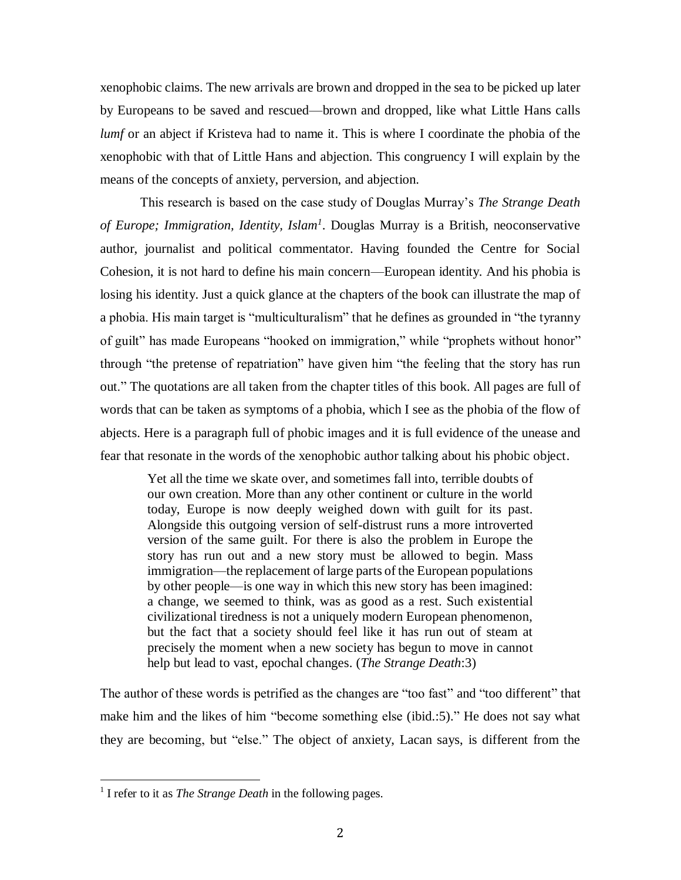xenophobic claims. The new arrivals are brown and dropped in the sea to be picked up later by Europeans to be saved and rescued—brown and dropped, like what Little Hans calls *lumf* or an abject if Kristeva had to name it. This is where I coordinate the phobia of the xenophobic with that of Little Hans and abjection. This congruency I will explain by the means of the concepts of anxiety, perversion, and abjection.

This research is based on the case study of Douglas Murray's *The Strange Death of Europe; Immigration, Identity, Islam*[1]. Douglas Murray is a British, neoconservative author, journalist and political commentator. Having founded the Centre for Social Cohesion, it is not hard to define his main concern—European identity. And his phobia is losing his identity. Just a quick glance at the chapters of the book can illustrate the map of a phobia. His main target is "multiculturalism" that he defines as grounded in "the tyranny of guilt" has made Europeans "hooked on immigration," while "prophets without honor" through "the pretense of repatriation" have given him "the feeling that the story has run out." The quotations are all taken from the chapter titles of this book. All pages are full of words that can be taken as symptoms of a phobia, which I see as the phobia of the flow of abjects. Here is a paragraph full of phobic images and it is full evidence of the unease and fear that resonate in the words of the xenophobic author talking about his phobic object.

> Yet all the time we skate over, and sometimes fall into, terrible doubts of our own creation. More than any other continent or culture in the world today, Europe is now deeply weighed down with guilt for its past. Alongside this outgoing version of self-distrust runs a more introverted version of the same guilt. For there is also the problem in Europe the story has run out and a new story must be allowed to begin. Mass immigration—the replacement of large parts of the European populations by other people—is one way in which this new story has been imagined: a change, we seemed to think, was as good as a rest. Such existential civilizational tiredness is not a uniquely modern European phenomenon, but the fact that a society should feel like it has run out of steam at precisely the moment when a new society has begun to move in cannot help but lead to vast, epochal changes. (*The Strange Death*:3)

The author of these words is petrified as the changes are "too fast" and "too different" that make him and the likes of him "become something else (ibid.:5)." He does not say what they are becoming, but "else." The object of anxiety, Lacan says, is different from the

[1] I refer to it as *The Strange Death* in the following pages.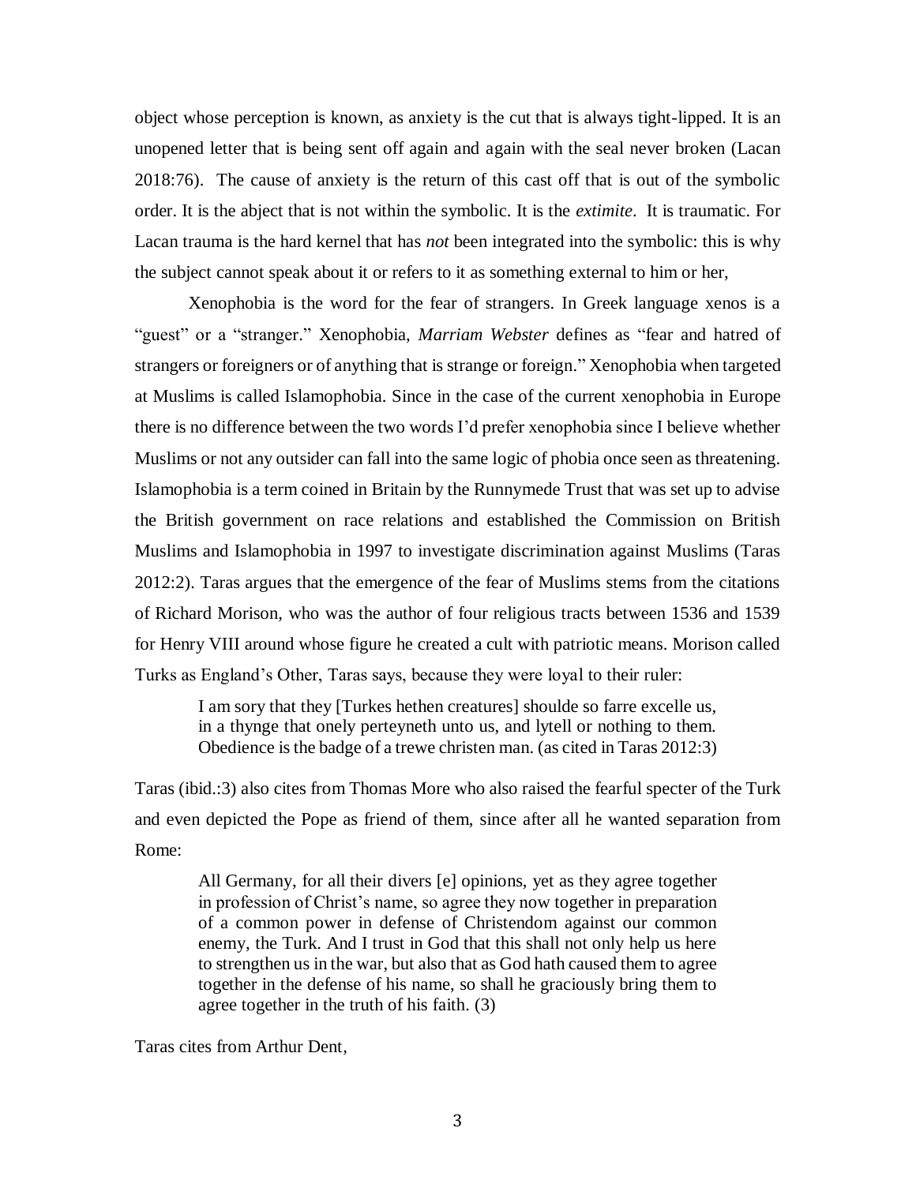object whose perception is known, as anxiety is the cut that is always tight-lipped. It is an unopened letter that is being sent off again and again with the seal never broken (Lacan 2018:76). The cause of anxiety is the return of this cast off that is out of the symbolic order. It is the abject that is not within the symbolic. It is the *extimite*. It is traumatic. For Lacan trauma is the hard kernel that has *not* been integrated into the symbolic: this is why the subject cannot speak about it or refers to it as something external to him or her,

Xenophobia is the word for the fear of strangers. In Greek language xenos is a "guest" or a "stranger." Xenophobia, *Marriam Webster* defines as "fear and hatred of strangers or foreigners or of anything that is strange or foreign." Xenophobia when targeted at Muslims is called Islamophobia. Since in the case of the current xenophobia in Europe there is no difference between the two words I'd prefer xenophobia since I believe whether Muslims or not any outsider can fall into the same logic of phobia once seen as threatening. Islamophobia is a term coined in Britain by the Runnymede Trust that was set up to advise the British government on race relations and established the Commission on British Muslims and Islamophobia in 1997 to investigate discrimination against Muslims (Taras 2012:2). Taras argues that the emergence of the fear of Muslims stems from the citations of Richard Morison, who was the author of four religious tracts between 1536 and 1539 for Henry VIII around whose figure he created a cult with patriotic means. Morison called Turks as England's Other, Taras says, because they were loyal to their ruler:

> I am sory that they [Turkes hethen creatures] shoulde so farre excelle us, in a thynge that onely perteyneth unto us, and lytell or nothing to them. Obedience is the badge of a trewe christen man. (as cited in Taras 2012:3)

Taras (ibid.:3) also cites from Thomas More who also raised the fearful specter of the Turk and even depicted the Pope as friend of them, since after all he wanted separation from Rome:

> All Germany, for all their divers [e] opinions, yet as they agree together in profession of Christ's name, so agree they now together in preparation of a common power in defense of Christendom against our common enemy, the Turk. And I trust in God that this shall not only help us here to strengthen us in the war, but also that as God hath caused them to agree together in the defense of his name, so shall he graciously bring them to agree together in the truth of his faith. (3)

Taras cites from Arthur Dent,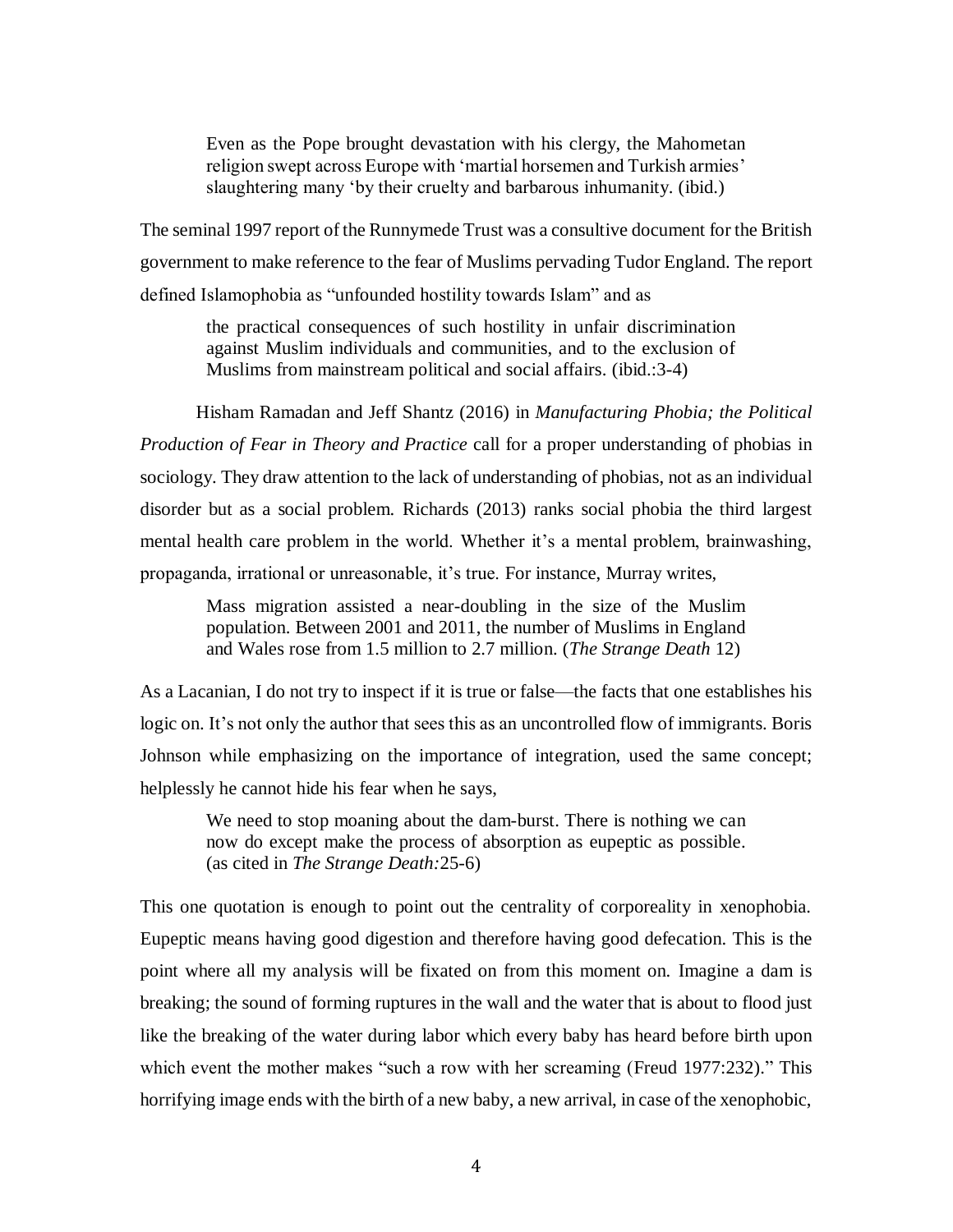> Even as the Pope brought devastation with his clergy, the Mahometan religion swept across Europe with 'martial horsemen and Turkish armies' slaughtering many 'by their cruelty and barbarous inhumanity. (ibid.)

The seminal 1997 report of the Runnymede Trust was a consultive document for the British government to make reference to the fear of Muslims pervading Tudor England. The report defined Islamophobia as "unfounded hostility towards Islam" and as

> the practical consequences of such hostility in unfair discrimination against Muslim individuals and communities, and to the exclusion of Muslims from mainstream political and social affairs. (ibid.:3-4)

Hisham Ramadan and Jeff Shantz (2016) in *Manufacturing Phobia; the Political Production of Fear in Theory and Practice* call for a proper understanding of phobias in sociology. They draw attention to the lack of understanding of phobias, not as an individual disorder but as a social problem. Richards (2013) ranks social phobia the third largest mental health care problem in the world. Whether it's a mental problem, brainwashing, propaganda, irrational or unreasonable, it's true. For instance, Murray writes,

> Mass migration assisted a near-doubling in the size of the Muslim population. Between 2001 and 2011, the number of Muslims in England and Wales rose from 1.5 million to 2.7 million. (*The Strange Death* 12)

As a Lacanian, I do not try to inspect if it is true or false—the facts that one establishes his logic on. It's not only the author that sees this as an uncontrolled flow of immigrants. Boris Johnson while emphasizing on the importance of integration, used the same concept; helplessly he cannot hide his fear when he says,

> We need to stop moaning about the dam-burst. There is nothing we can now do except make the process of absorption as eupeptic as possible. (as cited in *The Strange Death:*25-6)

This one quotation is enough to point out the centrality of corporeality in xenophobia. Eupeptic means having good digestion and therefore having good defecation. This is the point where all my analysis will be fixated on from this moment on. Imagine a dam is breaking; the sound of forming ruptures in the wall and the water that is about to flood just like the breaking of the water during labor which every baby has heard before birth upon which event the mother makes "such a row with her screaming (Freud 1977:232)." This horrifying image ends with the birth of a new baby, a new arrival, in case of the xenophobic,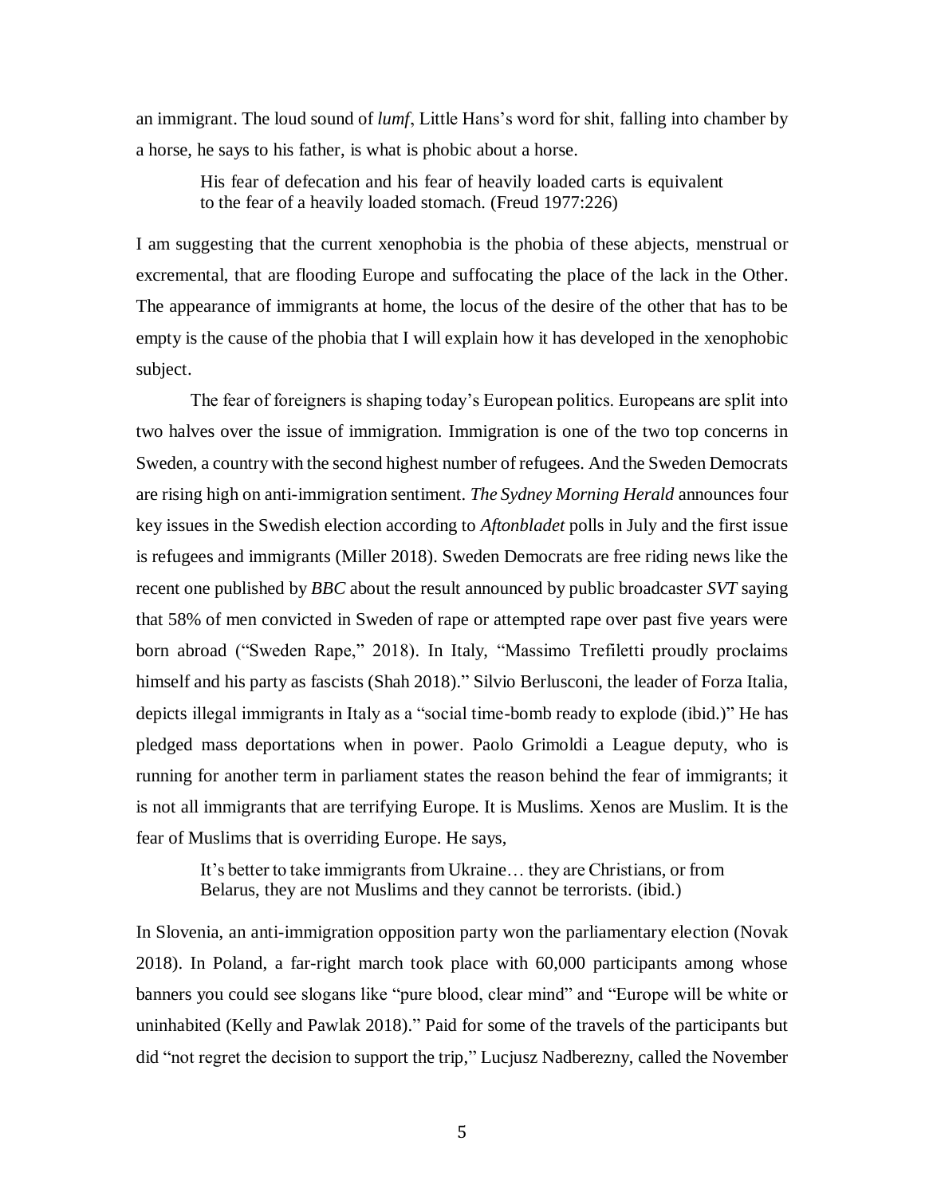an immigrant. The loud sound of *lumf*, Little Hans's word for shit, falling into chamber by a horse, he says to his father, is what is phobic about a horse.

> His fear of defecation and his fear of heavily loaded carts is equivalent to the fear of a heavily loaded stomach. (Freud 1977:226)

I am suggesting that the current xenophobia is the phobia of these abjects, menstrual or excremental, that are flooding Europe and suffocating the place of the lack in the Other. The appearance of immigrants at home, the locus of the desire of the other that has to be empty is the cause of the phobia that I will explain how it has developed in the xenophobic subject.

The fear of foreigners is shaping today's European politics. Europeans are split into two halves over the issue of immigration. Immigration is one of the two top concerns in Sweden, a country with the second highest number of refugees. And the Sweden Democrats are rising high on anti-immigration sentiment. *The Sydney Morning Herald* announces four key issues in the Swedish election according to *Aftonbladet* polls in July and the first issue is refugees and immigrants (Miller 2018). Sweden Democrats are free riding news like the recent one published by *BBC* about the result announced by public broadcaster *SVT* saying that 58% of men convicted in Sweden of rape or attempted rape over past five years were born abroad ("Sweden Rape," 2018). In Italy, "Massimo Trefiletti proudly proclaims himself and his party as fascists (Shah 2018)." Silvio Berlusconi, the leader of Forza Italia, depicts illegal immigrants in Italy as a "social time-bomb ready to explode (ibid.)" He has pledged mass deportations when in power. Paolo Grimoldi a League deputy, who is running for another term in parliament states the reason behind the fear of immigrants; it is not all immigrants that are terrifying Europe. It is Muslims. Xenos are Muslim. It is the fear of Muslims that is overriding Europe. He says,

> It's better to take immigrants from Ukraine… they are Christians, or from Belarus, they are not Muslims and they cannot be terrorists. (ibid.)

In Slovenia, an anti-immigration opposition party won the parliamentary election (Novak 2018). In Poland, a far-right march took place with 60,000 participants among whose banners you could see slogans like "pure blood, clear mind" and "Europe will be white or uninhabited (Kelly and Pawlak 2018)." Paid for some of the travels of the participants but did "not regret the decision to support the trip," Lucjusz Nadberezny, called the November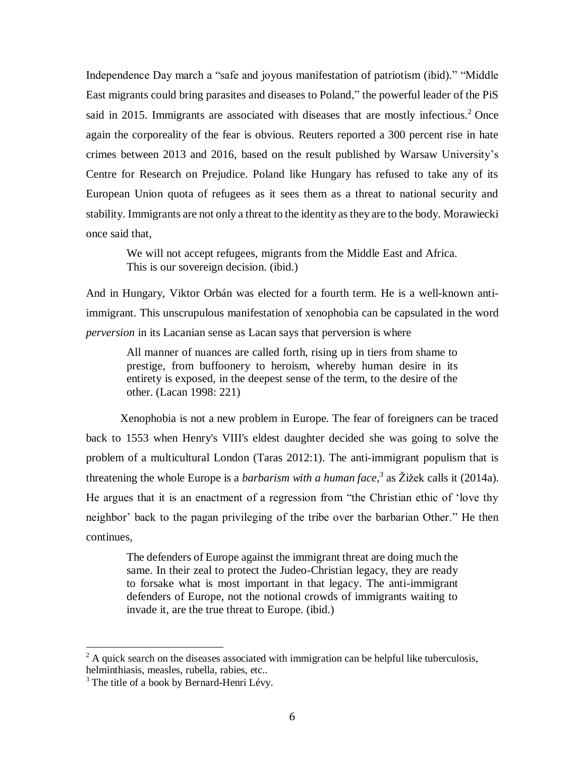Independence Day march a "safe and joyous manifestation of patriotism (ibid)." "Middle East migrants could bring parasites and diseases to Poland," the powerful leader of the PiS said in 2015. Immigrants are associated with diseases that are mostly infectious.[2] Once again the corporeality of the fear is obvious. Reuters reported a 300 percent rise in hate crimes between 2013 and 2016, based on the result published by Warsaw University's Centre for Research on Prejudice. Poland like Hungary has refused to take any of its European Union quota of refugees as it sees them as a threat to national security and stability. Immigrants are not only a threat to the identity as they are to the body. Morawiecki once said that,

> We will not accept refugees, migrants from the Middle East and Africa. This is our sovereign decision. (ibid.)

And in Hungary, Viktor Orbán was elected for a fourth term. He is a well-known anti-immigrant. This unscrupulous manifestation of xenophobia can be capsulated in the word *perversion* in its Lacanian sense as Lacan says that perversion is where

> All manner of nuances are called forth, rising up in tiers from shame to prestige, from buffoonery to heroism, whereby human desire in its entirety is exposed, in the deepest sense of the term, to the desire of the other. (Lacan 1998: 221)

Xenophobia is not a new problem in Europe. The fear of foreigners can be traced back to 1553 when Henry's VIII's eldest daughter decided she was going to solve the problem of a multicultural London (Taras 2012:1). The anti-immigrant populism that is threatening the whole Europe is a *barbarism with a human face,*[3] as Žižek calls it (2014a). He argues that it is an enactment of a regression from "the Christian ethic of 'love thy neighbor' back to the pagan privileging of the tribe over the barbarian Other." He then continues,

> The defenders of Europe against the immigrant threat are doing much the same. In their zeal to protect the Judeo-Christian legacy, they are ready to forsake what is most important in that legacy. The anti-immigrant defenders of Europe, not the notional crowds of immigrants waiting to invade it, are the true threat to Europe. (ibid.)

---

[2] A quick search on the diseases associated with immigration can be helpful like tuberculosis, helminthiasis, measles, rubella, rabies, etc..

[3] The title of a book by Bernard-Henri Lévy.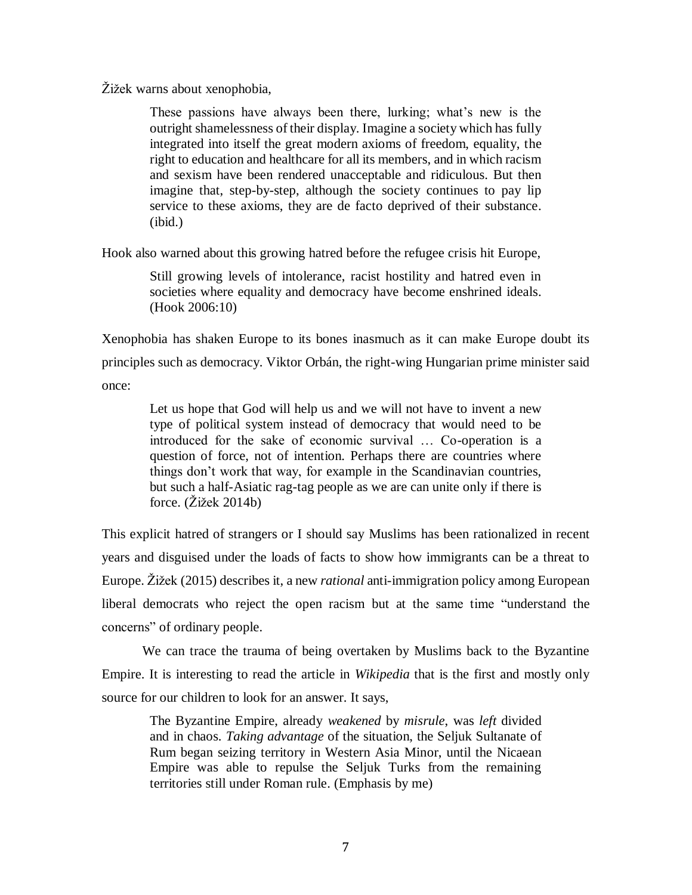Žižek warns about xenophobia,

> These passions have always been there, lurking; what's new is the outright shamelessness of their display. Imagine a society which has fully integrated into itself the great modern axioms of freedom, equality, the right to education and healthcare for all its members, and in which racism and sexism have been rendered unacceptable and ridiculous. But then imagine that, step-by-step, although the society continues to pay lip service to these axioms, they are de facto deprived of their substance. (ibid.)

Hook also warned about this growing hatred before the refugee crisis hit Europe,

> Still growing levels of intolerance, racist hostility and hatred even in societies where equality and democracy have become enshrined ideals. (Hook 2006:10)

Xenophobia has shaken Europe to its bones inasmuch as it can make Europe doubt its principles such as democracy. Viktor Orbán, the right-wing Hungarian prime minister said once:

> Let us hope that God will help us and we will not have to invent a new type of political system instead of democracy that would need to be introduced for the sake of economic survival … Co-operation is a question of force, not of intention. Perhaps there are countries where things don't work that way, for example in the Scandinavian countries, but such a half-Asiatic rag-tag people as we are can unite only if there is force. (Žižek 2014b)

This explicit hatred of strangers or I should say Muslims has been rationalized in recent years and disguised under the loads of facts to show how immigrants can be a threat to Europe. Žižek (2015) describes it, a new *rational* anti-immigration policy among European liberal democrats who reject the open racism but at the same time "understand the concerns" of ordinary people.

We can trace the trauma of being overtaken by Muslims back to the Byzantine Empire. It is interesting to read the article in *Wikipedia* that is the first and mostly only source for our children to look for an answer. It says,

> The Byzantine Empire, already *weakened* by *misrule*, was *left* divided and in chaos. *Taking advantage* of the situation, the Seljuk Sultanate of Rum began seizing territory in Western Asia Minor, until the Nicaean Empire was able to repulse the Seljuk Turks from the remaining territories still under Roman rule. (Emphasis by me)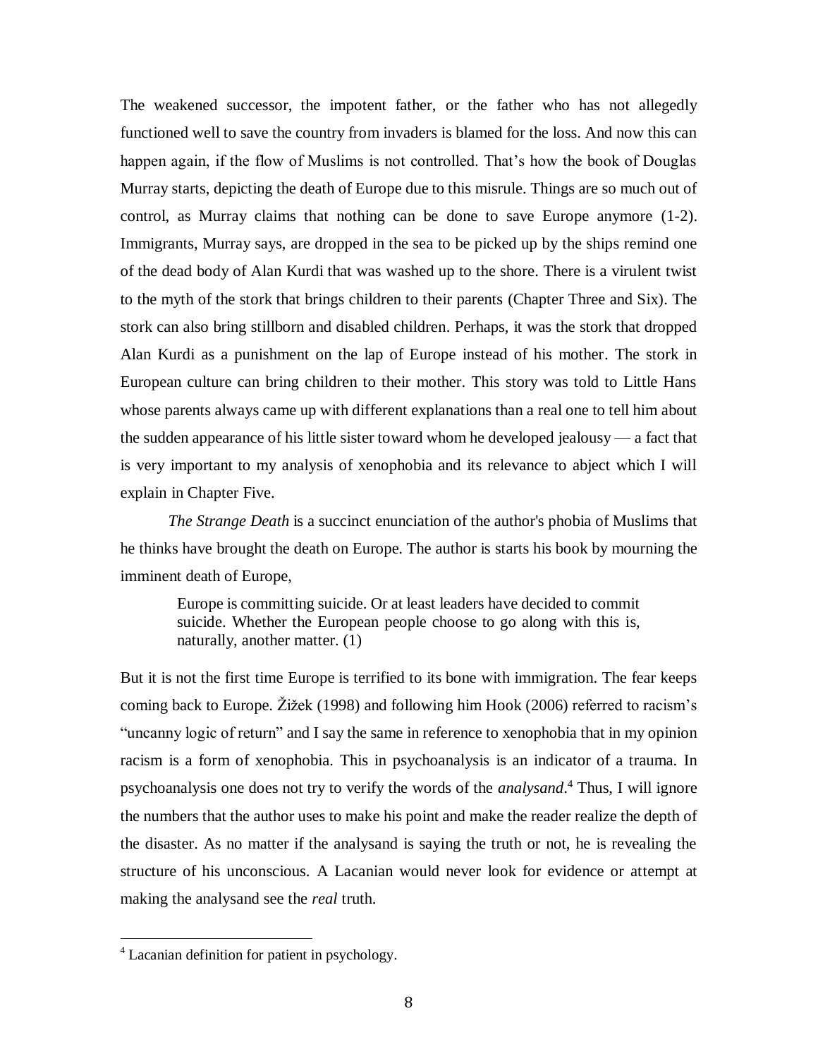The weakened successor, the impotent father, or the father who has not allegedly functioned well to save the country from invaders is blamed for the loss. And now this can happen again, if the flow of Muslims is not controlled. That's how the book of Douglas Murray starts, depicting the death of Europe due to this misrule. Things are so much out of control, as Murray claims that nothing can be done to save Europe anymore (1-2). Immigrants, Murray says, are dropped in the sea to be picked up by the ships remind one of the dead body of Alan Kurdi that was washed up to the shore. There is a virulent twist to the myth of the stork that brings children to their parents (Chapter Three and Six). The stork can also bring stillborn and disabled children. Perhaps, it was the stork that dropped Alan Kurdi as a punishment on the lap of Europe instead of his mother. The stork in European culture can bring children to their mother. This story was told to Little Hans whose parents always came up with different explanations than a real one to tell him about the sudden appearance of his little sister toward whom he developed jealousy — a fact that is very important to my analysis of xenophobia and its relevance to abject which I will explain in Chapter Five.

*The Strange Death* is a succinct enunciation of the author's phobia of Muslims that he thinks have brought the death on Europe. The author is starts his book by mourning the imminent death of Europe,

> Europe is committing suicide. Or at least leaders have decided to commit suicide. Whether the European people choose to go along with this is, naturally, another matter. (1)

But it is not the first time Europe is terrified to its bone with immigration. The fear keeps coming back to Europe. Žižek (1998) and following him Hook (2006) referred to racism's "uncanny logic of return" and I say the same in reference to xenophobia that in my opinion racism is a form of xenophobia. This in psychoanalysis is an indicator of a trauma. In psychoanalysis one does not try to verify the words of the *analysand*.[4] Thus, I will ignore the numbers that the author uses to make his point and make the reader realize the depth of the disaster. As no matter if the analysand is saying the truth or not, he is revealing the structure of his unconscious. A Lacanian would never look for evidence or attempt at making the analysand see the *real* truth.

---

[4] Lacanian definition for patient in psychology.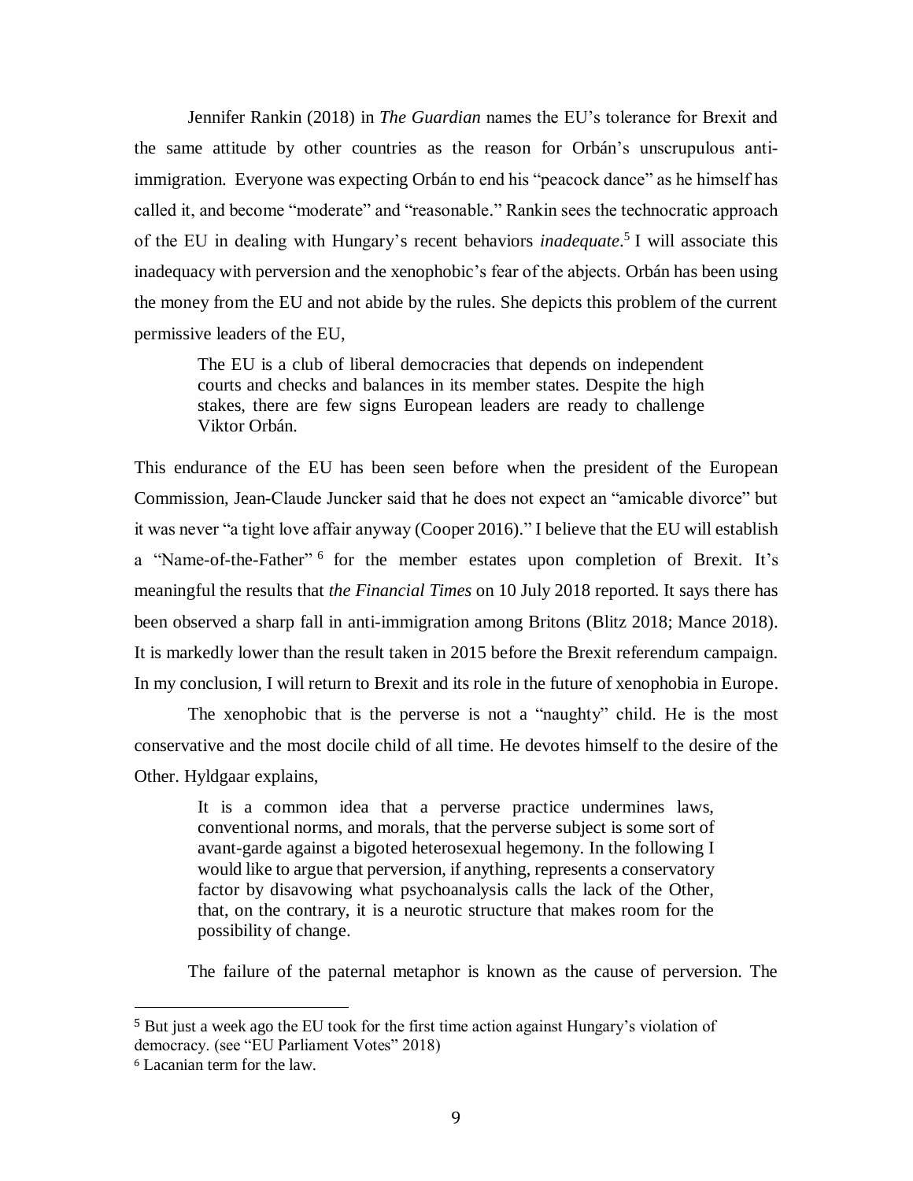Jennifer Rankin (2018) in *The Guardian* names the EU's tolerance for Brexit and the same attitude by other countries as the reason for Orbán's unscrupulous anti-immigration. Everyone was expecting Orbán to end his "peacock dance" as he himself has called it, and become "moderate" and "reasonable." Rankin sees the technocratic approach of the EU in dealing with Hungary's recent behaviors *inadequate*.[5] I will associate this inadequacy with perversion and the xenophobic's fear of the abjects. Orbán has been using the money from the EU and not abide by the rules. She depicts this problem of the current permissive leaders of the EU,

> The EU is a club of liberal democracies that depends on independent courts and checks and balances in its member states. Despite the high stakes, there are few signs European leaders are ready to challenge Viktor Orbán.

This endurance of the EU has been seen before when the president of the European Commission, Jean-Claude Juncker said that he does not expect an "amicable divorce" but it was never "a tight love affair anyway (Cooper 2016)." I believe that the EU will establish a "Name-of-the-Father" [6] for the member estates upon completion of Brexit. It's meaningful the results that *the Financial Times* on 10 July 2018 reported. It says there has been observed a sharp fall in anti-immigration among Britons (Blitz 2018; Mance 2018). It is markedly lower than the result taken in 2015 before the Brexit referendum campaign. In my conclusion, I will return to Brexit and its role in the future of xenophobia in Europe.

The xenophobic that is the perverse is not a "naughty" child. He is the most conservative and the most docile child of all time. He devotes himself to the desire of the Other. Hyldgaar explains,

> It is a common idea that a perverse practice undermines laws, conventional norms, and morals, that the perverse subject is some sort of avant-garde against a bigoted heterosexual hegemony. In the following I would like to argue that perversion, if anything, represents a conservatory factor by disavowing what psychoanalysis calls the lack of the Other, that, on the contrary, it is a neurotic structure that makes room for the possibility of change.

The failure of the paternal metaphor is known as the cause of perversion. The

---

[5] But just a week ago the EU took for the first time action against Hungary's violation of democracy. (see "EU Parliament Votes" 2018)

[6] Lacanian term for the law.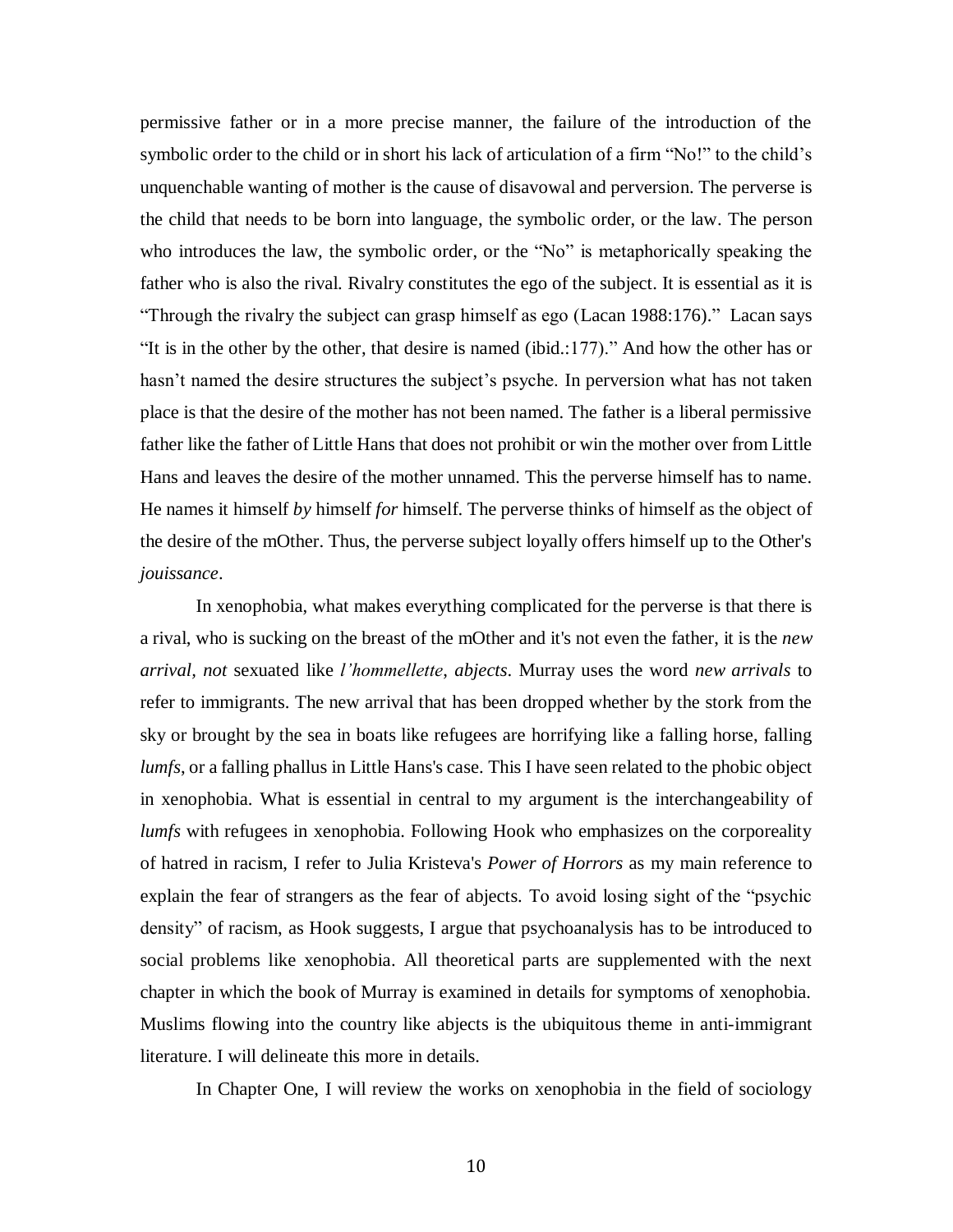permissive father or in a more precise manner, the failure of the introduction of the symbolic order to the child or in short his lack of articulation of a firm "No!" to the child's unquenchable wanting of mother is the cause of disavowal and perversion. The perverse is the child that needs to be born into language, the symbolic order, or the law. The person who introduces the law, the symbolic order, or the "No" is metaphorically speaking the father who is also the rival. Rivalry constitutes the ego of the subject. It is essential as it is "Through the rivalry the subject can grasp himself as ego (Lacan 1988:176)." Lacan says "It is in the other by the other, that desire is named (ibid.:177)." And how the other has or hasn't named the desire structures the subject's psyche. In perversion what has not taken place is that the desire of the mother has not been named. The father is a liberal permissive father like the father of Little Hans that does not prohibit or win the mother over from Little Hans and leaves the desire of the mother unnamed. This the perverse himself has to name. He names it himself *by* himself *for* himself. The perverse thinks of himself as the object of the desire of the mOther. Thus, the perverse subject loyally offers himself up to the Other's *jouissance*.

In xenophobia, what makes everything complicated for the perverse is that there is a rival, who is sucking on the breast of the mOther and it's not even the father, it is the *new arrival*, *not* sexuated like *l'hommellette*, *abjects*. Murray uses the word *new arrivals* to refer to immigrants. The new arrival that has been dropped whether by the stork from the sky or brought by the sea in boats like refugees are horrifying like a falling horse, falling *lumfs*, or a falling phallus in Little Hans's case. This I have seen related to the phobic object in xenophobia. What is essential in central to my argument is the interchangeability of *lumfs* with refugees in xenophobia. Following Hook who emphasizes on the corporeality of hatred in racism, I refer to Julia Kristeva's *Power of Horrors* as my main reference to explain the fear of strangers as the fear of abjects. To avoid losing sight of the "psychic density" of racism, as Hook suggests, I argue that psychoanalysis has to be introduced to social problems like xenophobia. All theoretical parts are supplemented with the next chapter in which the book of Murray is examined in details for symptoms of xenophobia. Muslims flowing into the country like abjects is the ubiquitous theme in anti-immigrant literature. I will delineate this more in details.

In Chapter One, I will review the works on xenophobia in the field of sociology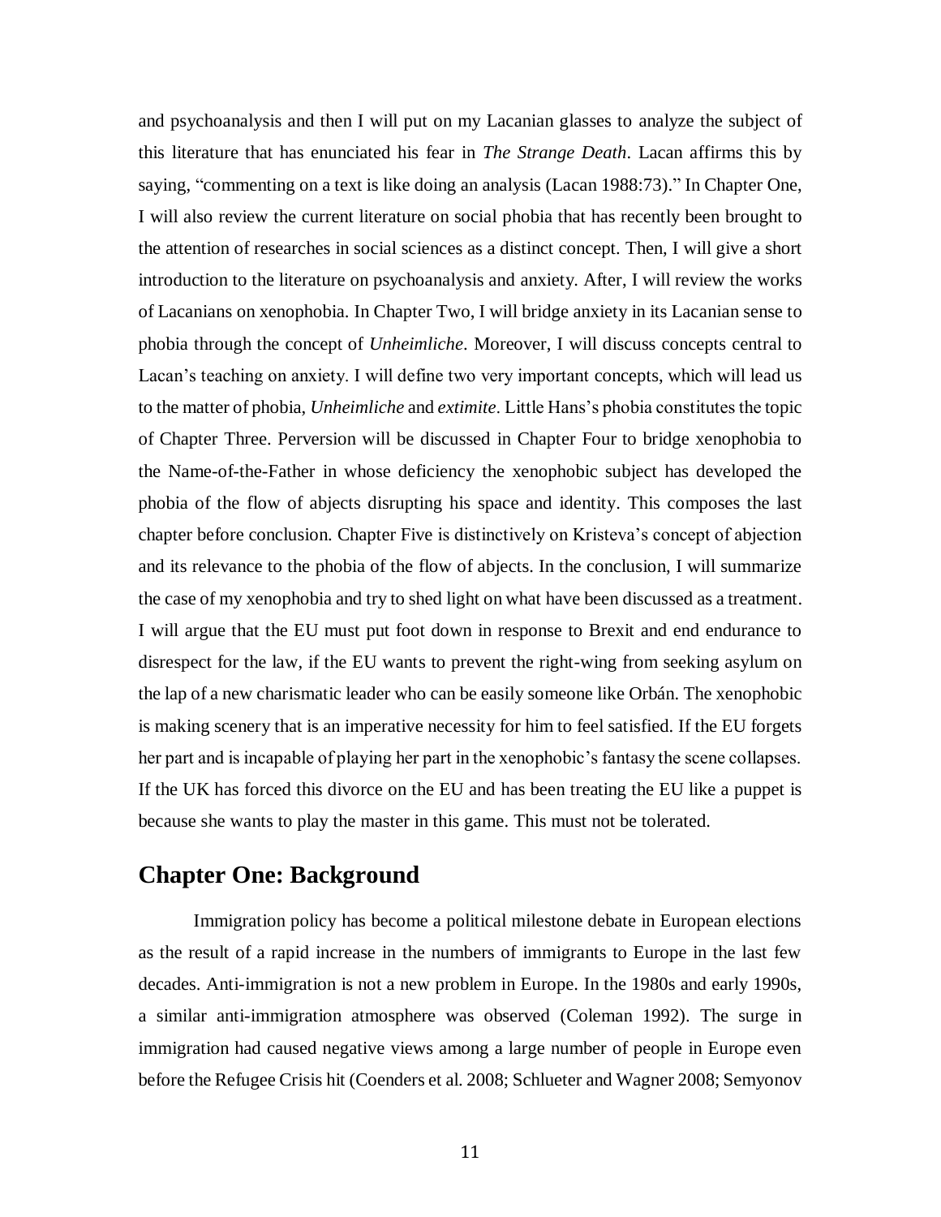and psychoanalysis and then I will put on my Lacanian glasses to analyze the subject of this literature that has enunciated his fear in *The Strange Death*. Lacan affirms this by saying, "commenting on a text is like doing an analysis (Lacan 1988:73)." In Chapter One, I will also review the current literature on social phobia that has recently been brought to the attention of researches in social sciences as a distinct concept. Then, I will give a short introduction to the literature on psychoanalysis and anxiety. After, I will review the works of Lacanians on xenophobia. In Chapter Two, I will bridge anxiety in its Lacanian sense to phobia through the concept of *Unheimliche*. Moreover, I will discuss concepts central to Lacan's teaching on anxiety. I will define two very important concepts, which will lead us to the matter of phobia, *Unheimliche* and *extimite*. Little Hans's phobia constitutes the topic of Chapter Three. Perversion will be discussed in Chapter Four to bridge xenophobia to the Name-of-the-Father in whose deficiency the xenophobic subject has developed the phobia of the flow of abjects disrupting his space and identity. This composes the last chapter before conclusion. Chapter Five is distinctively on Kristeva's concept of abjection and its relevance to the phobia of the flow of abjects. In the conclusion, I will summarize the case of my xenophobia and try to shed light on what have been discussed as a treatment. I will argue that the EU must put foot down in response to Brexit and end endurance to disrespect for the law, if the EU wants to prevent the right-wing from seeking asylum on the lap of a new charismatic leader who can be easily someone like Orbán. The xenophobic is making scenery that is an imperative necessity for him to feel satisfied. If the EU forgets her part and is incapable of playing her part in the xenophobic's fantasy the scene collapses. If the UK has forced this divorce on the EU and has been treating the EU like a puppet is because she wants to play the master in this game. This must not be tolerated.

## Chapter One: Background

Immigration policy has become a political milestone debate in European elections as the result of a rapid increase in the numbers of immigrants to Europe in the last few decades. Anti-immigration is not a new problem in Europe. In the 1980s and early 1990s, a similar anti-immigration atmosphere was observed (Coleman 1992). The surge in immigration had caused negative views among a large number of people in Europe even before the Refugee Crisis hit (Coenders et al. 2008; Schlueter and Wagner 2008; Semyonov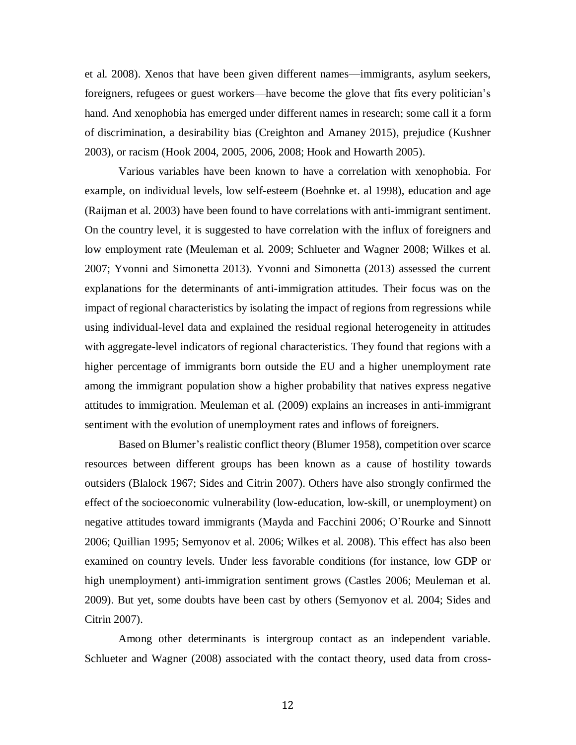et al. 2008). Xenos that have been given different names—immigrants, asylum seekers, foreigners, refugees or guest workers—have become the glove that fits every politician's hand. And xenophobia has emerged under different names in research; some call it a form of discrimination, a desirability bias (Creighton and Amaney 2015), prejudice (Kushner 2003), or racism (Hook 2004, 2005, 2006, 2008; Hook and Howarth 2005).

Various variables have been known to have a correlation with xenophobia. For example, on individual levels, low self-esteem (Boehnke et. al 1998), education and age (Raijman et al. 2003) have been found to have correlations with anti-immigrant sentiment. On the country level, it is suggested to have correlation with the influx of foreigners and low employment rate (Meuleman et al. 2009; Schlueter and Wagner 2008; Wilkes et al. 2007; Yvonni and Simonetta 2013). Yvonni and Simonetta (2013) assessed the current explanations for the determinants of anti-immigration attitudes. Their focus was on the impact of regional characteristics by isolating the impact of regions from regressions while using individual-level data and explained the residual regional heterogeneity in attitudes with aggregate-level indicators of regional characteristics. They found that regions with a higher percentage of immigrants born outside the EU and a higher unemployment rate among the immigrant population show a higher probability that natives express negative attitudes to immigration. Meuleman et al. (2009) explains an increases in anti-immigrant sentiment with the evolution of unemployment rates and inflows of foreigners.

Based on Blumer's realistic conflict theory (Blumer 1958), competition over scarce resources between different groups has been known as a cause of hostility towards outsiders (Blalock 1967; Sides and Citrin 2007). Others have also strongly confirmed the effect of the socioeconomic vulnerability (low-education, low-skill, or unemployment) on negative attitudes toward immigrants (Mayda and Facchini 2006; O'Rourke and Sinnott 2006; Quillian 1995; Semyonov et al. 2006; Wilkes et al. 2008). This effect has also been examined on country levels. Under less favorable conditions (for instance, low GDP or high unemployment) anti-immigration sentiment grows (Castles 2006; Meuleman et al. 2009). But yet, some doubts have been cast by others (Semyonov et al. 2004; Sides and Citrin 2007).

Among other determinants is intergroup contact as an independent variable. Schlueter and Wagner (2008) associated with the contact theory, used data from cross-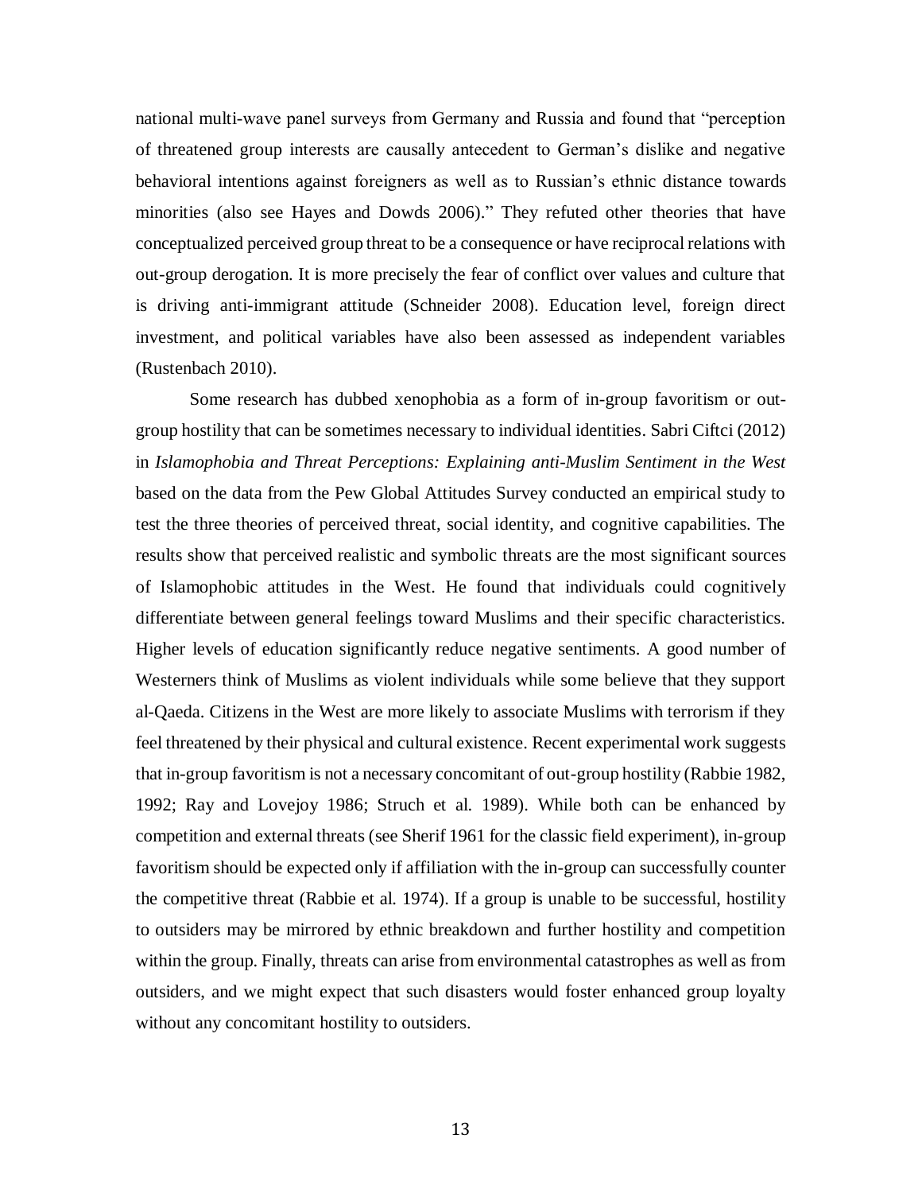national multi-wave panel surveys from Germany and Russia and found that "perception of threatened group interests are causally antecedent to German's dislike and negative behavioral intentions against foreigners as well as to Russian's ethnic distance towards minorities (also see Hayes and Dowds 2006)." They refuted other theories that have conceptualized perceived group threat to be a consequence or have reciprocal relations with out-group derogation. It is more precisely the fear of conflict over values and culture that is driving anti-immigrant attitude (Schneider 2008). Education level, foreign direct investment, and political variables have also been assessed as independent variables (Rustenbach 2010).

Some research has dubbed xenophobia as a form of in-group favoritism or out-group hostility that can be sometimes necessary to individual identities. Sabri Ciftci (2012) in *Islamophobia and Threat Perceptions: Explaining anti-Muslim Sentiment in the West* based on the data from the Pew Global Attitudes Survey conducted an empirical study to test the three theories of perceived threat, social identity, and cognitive capabilities. The results show that perceived realistic and symbolic threats are the most significant sources of Islamophobic attitudes in the West. He found that individuals could cognitively differentiate between general feelings toward Muslims and their specific characteristics. Higher levels of education significantly reduce negative sentiments. A good number of Westerners think of Muslims as violent individuals while some believe that they support al-Qaeda. Citizens in the West are more likely to associate Muslims with terrorism if they feel threatened by their physical and cultural existence. Recent experimental work suggests that in-group favoritism is not a necessary concomitant of out-group hostility (Rabbie 1982, 1992; Ray and Lovejoy 1986; Struch et al. 1989). While both can be enhanced by competition and external threats (see Sherif 1961 for the classic field experiment), in-group favoritism should be expected only if affiliation with the in-group can successfully counter the competitive threat (Rabbie et al. 1974). If a group is unable to be successful, hostility to outsiders may be mirrored by ethnic breakdown and further hostility and competition within the group. Finally, threats can arise from environmental catastrophes as well as from outsiders, and we might expect that such disasters would foster enhanced group loyalty without any concomitant hostility to outsiders.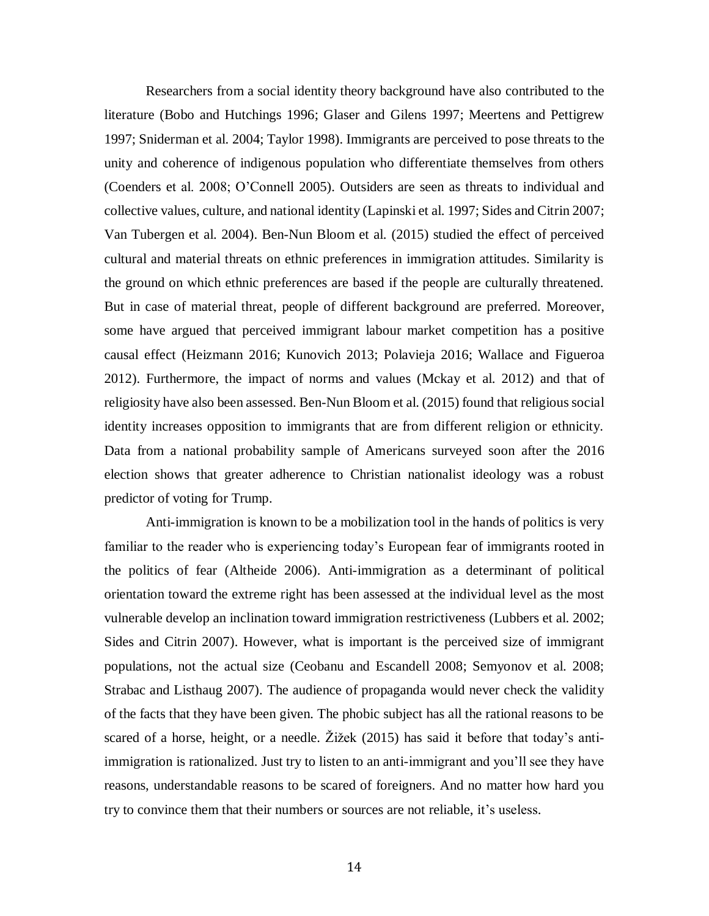Researchers from a social identity theory background have also contributed to the literature (Bobo and Hutchings 1996; Glaser and Gilens 1997; Meertens and Pettigrew 1997; Sniderman et al. 2004; Taylor 1998). Immigrants are perceived to pose threats to the unity and coherence of indigenous population who differentiate themselves from others (Coenders et al. 2008; O'Connell 2005). Outsiders are seen as threats to individual and collective values, culture, and national identity (Lapinski et al. 1997; Sides and Citrin 2007; Van Tubergen et al. 2004). Ben-Nun Bloom et al. (2015) studied the effect of perceived cultural and material threats on ethnic preferences in immigration attitudes. Similarity is the ground on which ethnic preferences are based if the people are culturally threatened. But in case of material threat, people of different background are preferred. Moreover, some have argued that perceived immigrant labour market competition has a positive causal effect (Heizmann 2016; Kunovich 2013; Polavieja 2016; Wallace and Figueroa 2012). Furthermore, the impact of norms and values (Mckay et al. 2012) and that of religiosity have also been assessed. Ben-Nun Bloom et al. (2015) found that religious social identity increases opposition to immigrants that are from different religion or ethnicity. Data from a national probability sample of Americans surveyed soon after the 2016 election shows that greater adherence to Christian nationalist ideology was a robust predictor of voting for Trump.

Anti-immigration is known to be a mobilization tool in the hands of politics is very familiar to the reader who is experiencing today's European fear of immigrants rooted in the politics of fear (Altheide 2006). Anti-immigration as a determinant of political orientation toward the extreme right has been assessed at the individual level as the most vulnerable develop an inclination toward immigration restrictiveness (Lubbers et al. 2002; Sides and Citrin 2007). However, what is important is the perceived size of immigrant populations, not the actual size (Ceobanu and Escandell 2008; Semyonov et al. 2008; Strabac and Listhaug 2007). The audience of propaganda would never check the validity of the facts that they have been given. The phobic subject has all the rational reasons to be scared of a horse, height, or a needle. Žižek (2015) has said it before that today's anti-immigration is rationalized. Just try to listen to an anti-immigrant and you'll see they have reasons, understandable reasons to be scared of foreigners. And no matter how hard you try to convince them that their numbers or sources are not reliable, it's useless.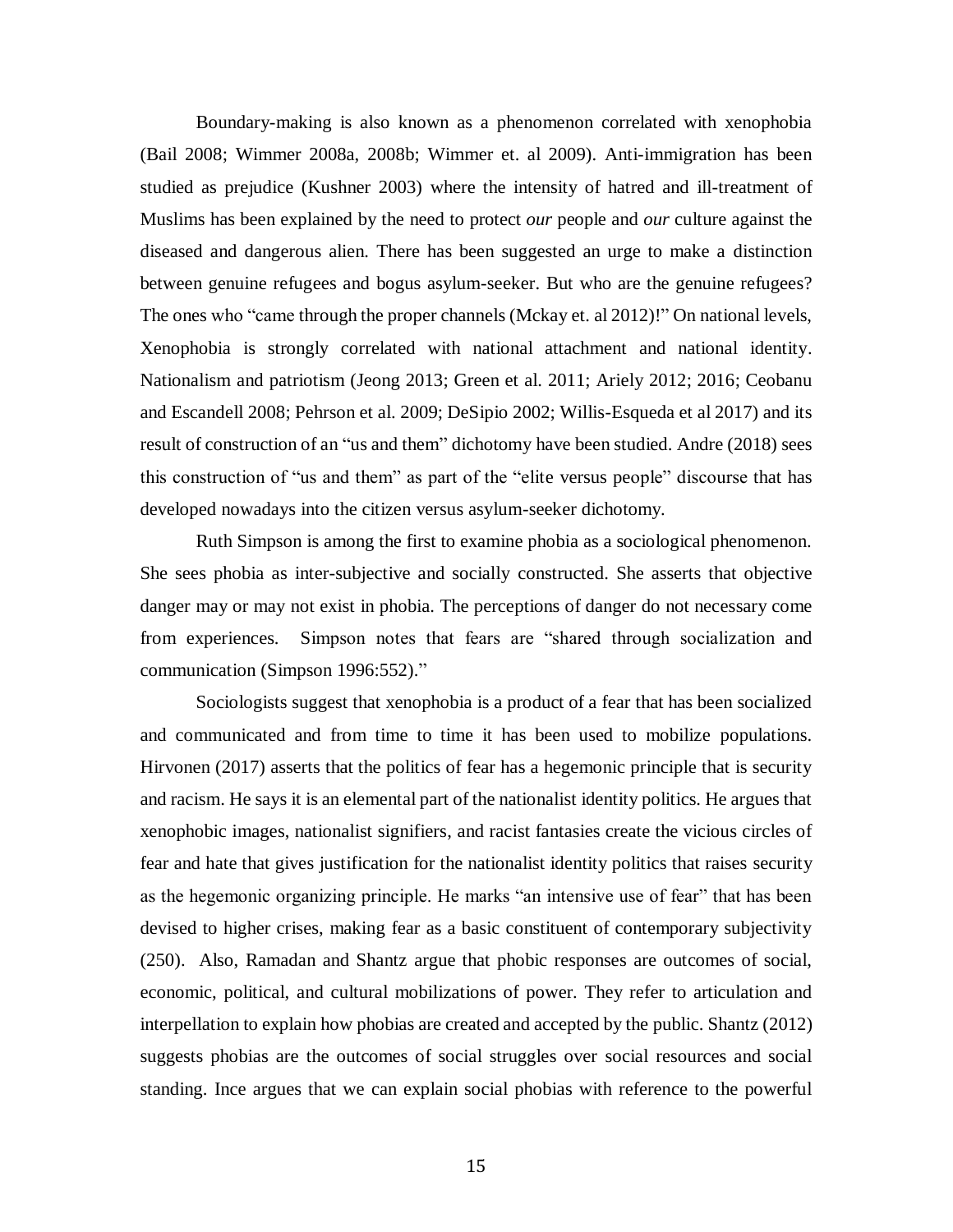Boundary-making is also known as a phenomenon correlated with xenophobia (Bail 2008; Wimmer 2008a, 2008b; Wimmer et. al 2009). Anti-immigration has been studied as prejudice (Kushner 2003) where the intensity of hatred and ill-treatment of Muslims has been explained by the need to protect *our* people and *our* culture against the diseased and dangerous alien. There has been suggested an urge to make a distinction between genuine refugees and bogus asylum-seeker. But who are the genuine refugees? The ones who "came through the proper channels (Mckay et. al 2012)!" On national levels, Xenophobia is strongly correlated with national attachment and national identity. Nationalism and patriotism (Jeong 2013; Green et al. 2011; Ariely 2012; 2016; Ceobanu and Escandell 2008; Pehrson et al. 2009; DeSipio 2002; Willis-Esqueda et al 2017) and its result of construction of an "us and them" dichotomy have been studied. Andre (2018) sees this construction of "us and them" as part of the "elite versus people" discourse that has developed nowadays into the citizen versus asylum-seeker dichotomy.

Ruth Simpson is among the first to examine phobia as a sociological phenomenon. She sees phobia as inter-subjective and socially constructed. She asserts that objective danger may or may not exist in phobia. The perceptions of danger do not necessary come from experiences. Simpson notes that fears are "shared through socialization and communication (Simpson 1996:552)."

Sociologists suggest that xenophobia is a product of a fear that has been socialized and communicated and from time to time it has been used to mobilize populations. Hirvonen (2017) asserts that the politics of fear has a hegemonic principle that is security and racism. He says it is an elemental part of the nationalist identity politics. He argues that xenophobic images, nationalist signifiers, and racist fantasies create the vicious circles of fear and hate that gives justification for the nationalist identity politics that raises security as the hegemonic organizing principle. He marks "an intensive use of fear" that has been devised to higher crises, making fear as a basic constituent of contemporary subjectivity (250). Also, Ramadan and Shantz argue that phobic responses are outcomes of social, economic, political, and cultural mobilizations of power. They refer to articulation and interpellation to explain how phobias are created and accepted by the public. Shantz (2012) suggests phobias are the outcomes of social struggles over social resources and social standing. Ince argues that we can explain social phobias with reference to the powerful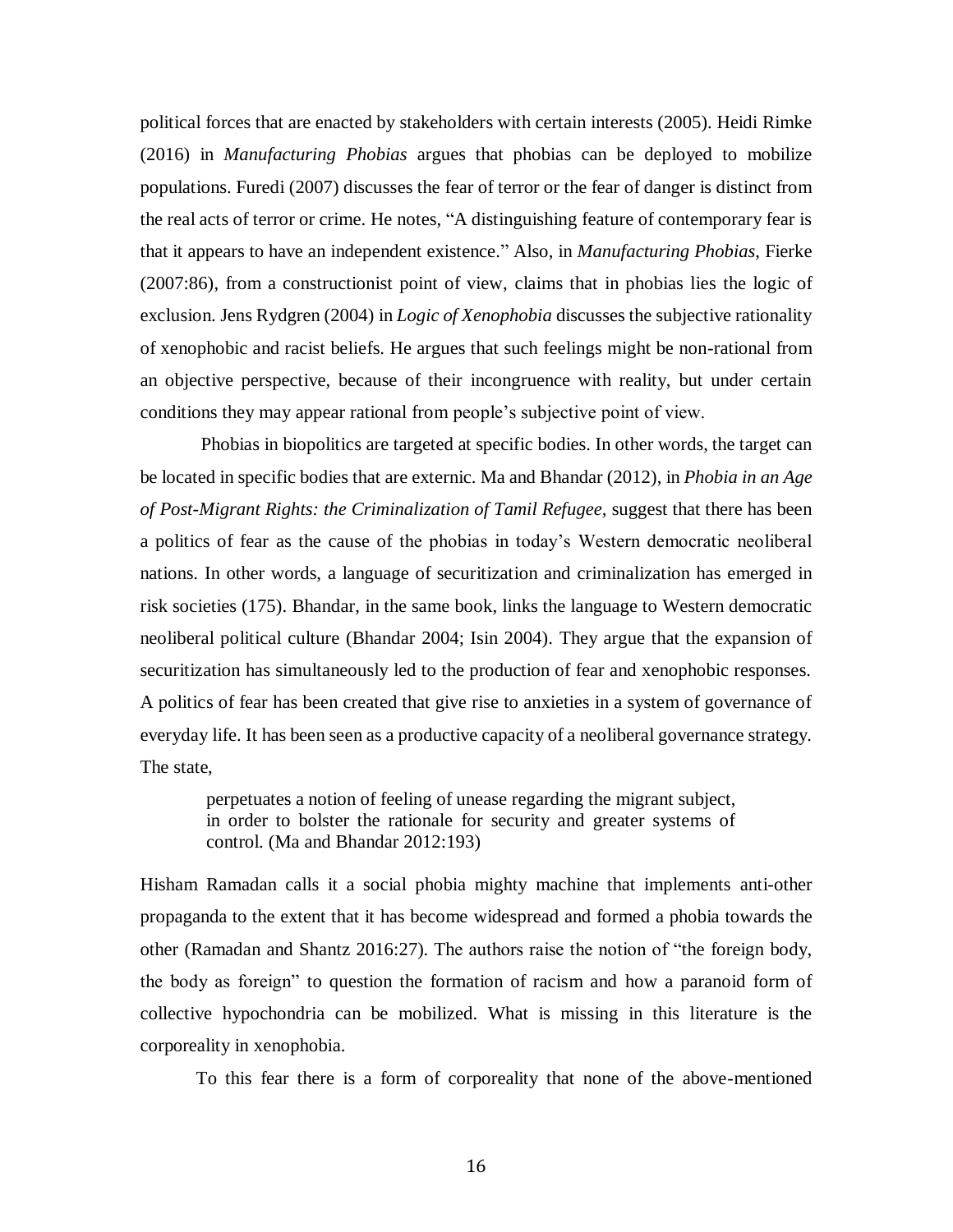political forces that are enacted by stakeholders with certain interests (2005). Heidi Rimke (2016) in *Manufacturing Phobias* argues that phobias can be deployed to mobilize populations. Furedi (2007) discusses the fear of terror or the fear of danger is distinct from the real acts of terror or crime. He notes, "A distinguishing feature of contemporary fear is that it appears to have an independent existence." Also, in *Manufacturing Phobias*, Fierke (2007:86), from a constructionist point of view, claims that in phobias lies the logic of exclusion. Jens Rydgren (2004) in *Logic of Xenophobia* discusses the subjective rationality of xenophobic and racist beliefs. He argues that such feelings might be non-rational from an objective perspective, because of their incongruence with reality, but under certain conditions they may appear rational from people's subjective point of view.

Phobias in biopolitics are targeted at specific bodies. In other words, the target can be located in specific bodies that are externic. Ma and Bhandar (2012), in *Phobia in an Age of Post-Migrant Rights: the Criminalization of Tamil Refugee,* suggest that there has been a politics of fear as the cause of the phobias in today's Western democratic neoliberal nations. In other words, a language of securitization and criminalization has emerged in risk societies (175). Bhandar, in the same book, links the language to Western democratic neoliberal political culture (Bhandar 2004; Isin 2004). They argue that the expansion of securitization has simultaneously led to the production of fear and xenophobic responses. A politics of fear has been created that give rise to anxieties in a system of governance of everyday life. It has been seen as a productive capacity of a neoliberal governance strategy. The state,

> perpetuates a notion of feeling of unease regarding the migrant subject, in order to bolster the rationale for security and greater systems of control. (Ma and Bhandar 2012:193)

Hisham Ramadan calls it a social phobia mighty machine that implements anti-other propaganda to the extent that it has become widespread and formed a phobia towards the other (Ramadan and Shantz 2016:27). The authors raise the notion of "the foreign body, the body as foreign" to question the formation of racism and how a paranoid form of collective hypochondria can be mobilized. What is missing in this literature is the corporeality in xenophobia.

To this fear there is a form of corporeality that none of the above-mentioned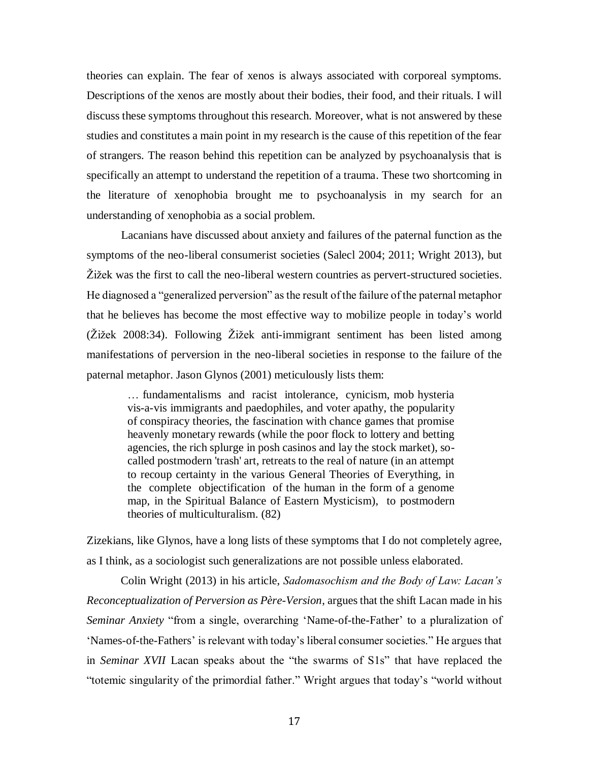theories can explain. The fear of xenos is always associated with corporeal symptoms. Descriptions of the xenos are mostly about their bodies, their food, and their rituals. I will discuss these symptoms throughout this research. Moreover, what is not answered by these studies and constitutes a main point in my research is the cause of this repetition of the fear of strangers. The reason behind this repetition can be analyzed by psychoanalysis that is specifically an attempt to understand the repetition of a trauma. These two shortcoming in the literature of xenophobia brought me to psychoanalysis in my search for an understanding of xenophobia as a social problem.

Lacanians have discussed about anxiety and failures of the paternal function as the symptoms of the neo-liberal consumerist societies (Salecl 2004; 2011; Wright 2013), but Žižek was the first to call the neo-liberal western countries as pervert-structured societies. He diagnosed a "generalized perversion" as the result of the failure of the paternal metaphor that he believes has become the most effective way to mobilize people in today's world (Žižek 2008:34). Following Žižek anti-immigrant sentiment has been listed among manifestations of perversion in the neo-liberal societies in response to the failure of the paternal metaphor. Jason Glynos (2001) meticulously lists them:

> … fundamentalisms and racist intolerance, cynicism, mob hysteria vis-a-vis immigrants and paedophiles, and voter apathy, the popularity of conspiracy theories, the fascination with chance games that promise heavenly monetary rewards (while the poor flock to lottery and betting agencies, the rich splurge in posh casinos and lay the stock market), so-called postmodern 'trash' art, retreats to the real of nature (in an attempt to recoup certainty in the various General Theories of Everything, in the complete objectification of the human in the form of a genome map, in the Spiritual Balance of Eastern Mysticism), to postmodern theories of multiculturalism. (82)

Zizekians, like Glynos, have a long lists of these symptoms that I do not completely agree, as I think, as a sociologist such generalizations are not possible unless elaborated.

Colin Wright (2013) in his article, *Sadomasochism and the Body of Law: Lacan's Reconceptualization of Perversion as Père-Version*, argues that the shift Lacan made in his *Seminar Anxiety* "from a single, overarching 'Name-of-the-Father' to a pluralization of 'Names-of-the-Fathers' is relevant with today's liberal consumer societies." He argues that in *Seminar XVII* Lacan speaks about the "the swarms of S1s" that have replaced the "totemic singularity of the primordial father." Wright argues that today's "world without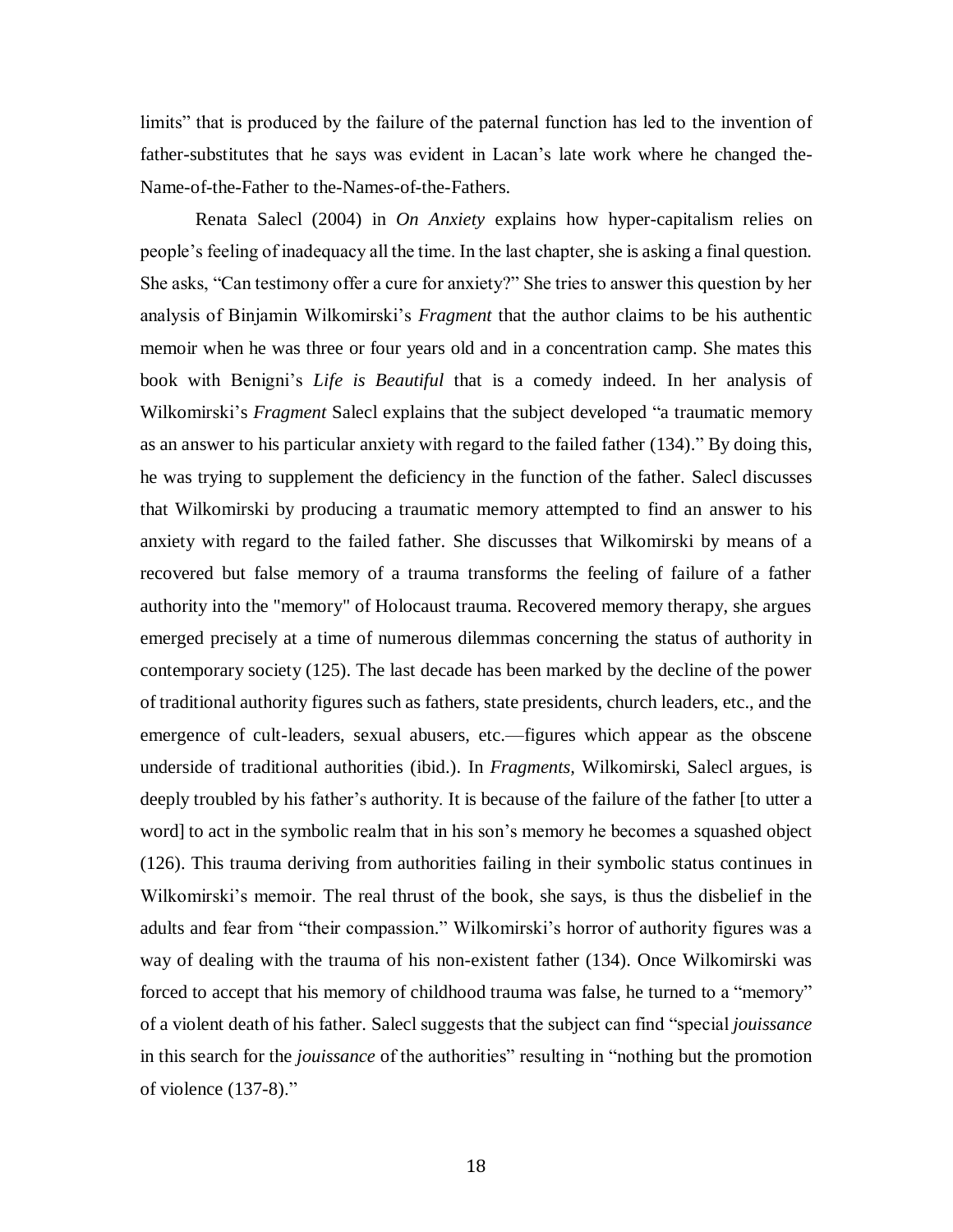limits" that is produced by the failure of the paternal function has led to the invention of father-substitutes that he says was evident in Lacan's late work where he changed the-Name-of-the-Father to the-Names-of-the-Fathers.

Renata Salecl (2004) in *On Anxiety* explains how hyper-capitalism relies on people's feeling of inadequacy all the time. In the last chapter, she is asking a final question. She asks, "Can testimony offer a cure for anxiety?" She tries to answer this question by her analysis of Binjamin Wilkomirski's *Fragment* that the author claims to be his authentic memoir when he was three or four years old and in a concentration camp. She mates this book with Benigni's *Life is Beautiful* that is a comedy indeed. In her analysis of Wilkomirski's *Fragment* Salecl explains that the subject developed "a traumatic memory as an answer to his particular anxiety with regard to the failed father (134)." By doing this, he was trying to supplement the deficiency in the function of the father. Salecl discusses that Wilkomirski by producing a traumatic memory attempted to find an answer to his anxiety with regard to the failed father. She discusses that Wilkomirski by means of a recovered but false memory of a trauma transforms the feeling of failure of a father authority into the "memory" of Holocaust trauma. Recovered memory therapy, she argues emerged precisely at a time of numerous dilemmas concerning the status of authority in contemporary society (125). The last decade has been marked by the decline of the power of traditional authority figures such as fathers, state presidents, church leaders, etc., and the emergence of cult-leaders, sexual abusers, etc.—figures which appear as the obscene underside of traditional authorities (ibid.). In *Fragments*, Wilkomirski, Salecl argues, is deeply troubled by his father's authority. It is because of the failure of the father [to utter a word] to act in the symbolic realm that in his son's memory he becomes a squashed object (126). This trauma deriving from authorities failing in their symbolic status continues in Wilkomirski's memoir. The real thrust of the book, she says, is thus the disbelief in the adults and fear from "their compassion." Wilkomirski's horror of authority figures was a way of dealing with the trauma of his non-existent father (134). Once Wilkomirski was forced to accept that his memory of childhood trauma was false, he turned to a "memory" of a violent death of his father. Salecl suggests that the subject can find "special *jouissance* in this search for the *jouissance* of the authorities" resulting in "nothing but the promotion of violence (137-8)."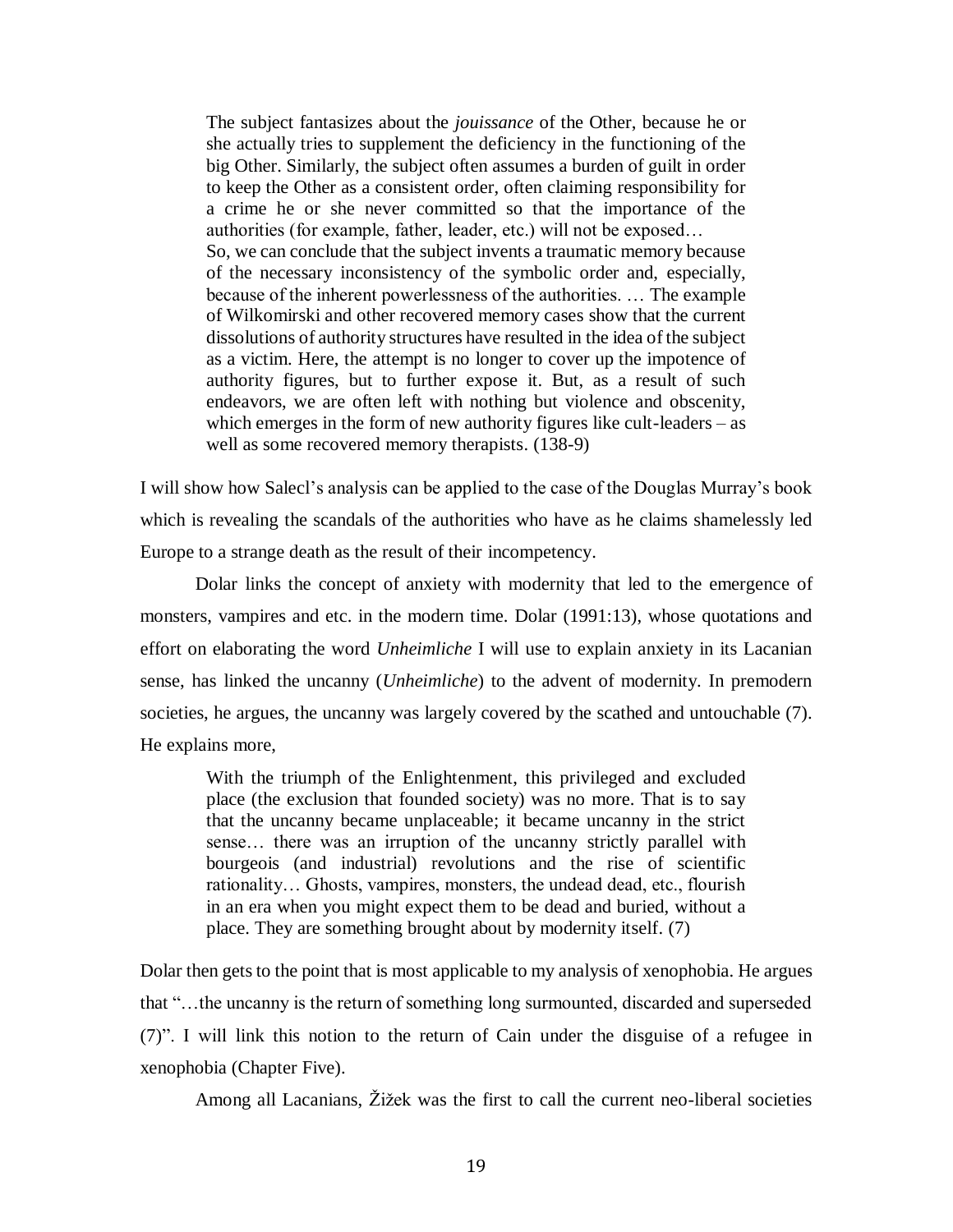> The subject fantasizes about the *jouissance* of the Other, because he or she actually tries to supplement the deficiency in the functioning of the big Other. Similarly, the subject often assumes a burden of guilt in order to keep the Other as a consistent order, often claiming responsibility for a crime he or she never committed so that the importance of the authorities (for example, father, leader, etc.) will not be exposed…
> So, we can conclude that the subject invents a traumatic memory because of the necessary inconsistency of the symbolic order and, especially, because of the inherent powerlessness of the authorities. … The example of Wilkomirski and other recovered memory cases show that the current dissolutions of authority structures have resulted in the idea of the subject as a victim. Here, the attempt is no longer to cover up the impotence of authority figures, but to further expose it. But, as a result of such endeavors, we are often left with nothing but violence and obscenity, which emerges in the form of new authority figures like cult-leaders – as well as some recovered memory therapists. (138-9)

I will show how Salecl's analysis can be applied to the case of the Douglas Murray's book which is revealing the scandals of the authorities who have as he claims shamelessly led Europe to a strange death as the result of their incompetency.

Dolar links the concept of anxiety with modernity that led to the emergence of monsters, vampires and etc. in the modern time. Dolar (1991:13), whose quotations and effort on elaborating the word *Unheimliche* I will use to explain anxiety in its Lacanian sense, has linked the uncanny (*Unheimliche*) to the advent of modernity. In premodern societies, he argues, the uncanny was largely covered by the scathed and untouchable (7). He explains more,

> With the triumph of the Enlightenment, this privileged and excluded place (the exclusion that founded society) was no more. That is to say that the uncanny became unplaceable; it became uncanny in the strict sense… there was an irruption of the uncanny strictly parallel with bourgeois (and industrial) revolutions and the rise of scientific rationality… Ghosts, vampires, monsters, the undead dead, etc., flourish in an era when you might expect them to be dead and buried, without a place. They are something brought about by modernity itself. (7)

Dolar then gets to the point that is most applicable to my analysis of xenophobia. He argues that "…the uncanny is the return of something long surmounted, discarded and superseded (7)". I will link this notion to the return of Cain under the disguise of a refugee in xenophobia (Chapter Five).

Among all Lacanians, Žižek was the first to call the current neo-liberal societies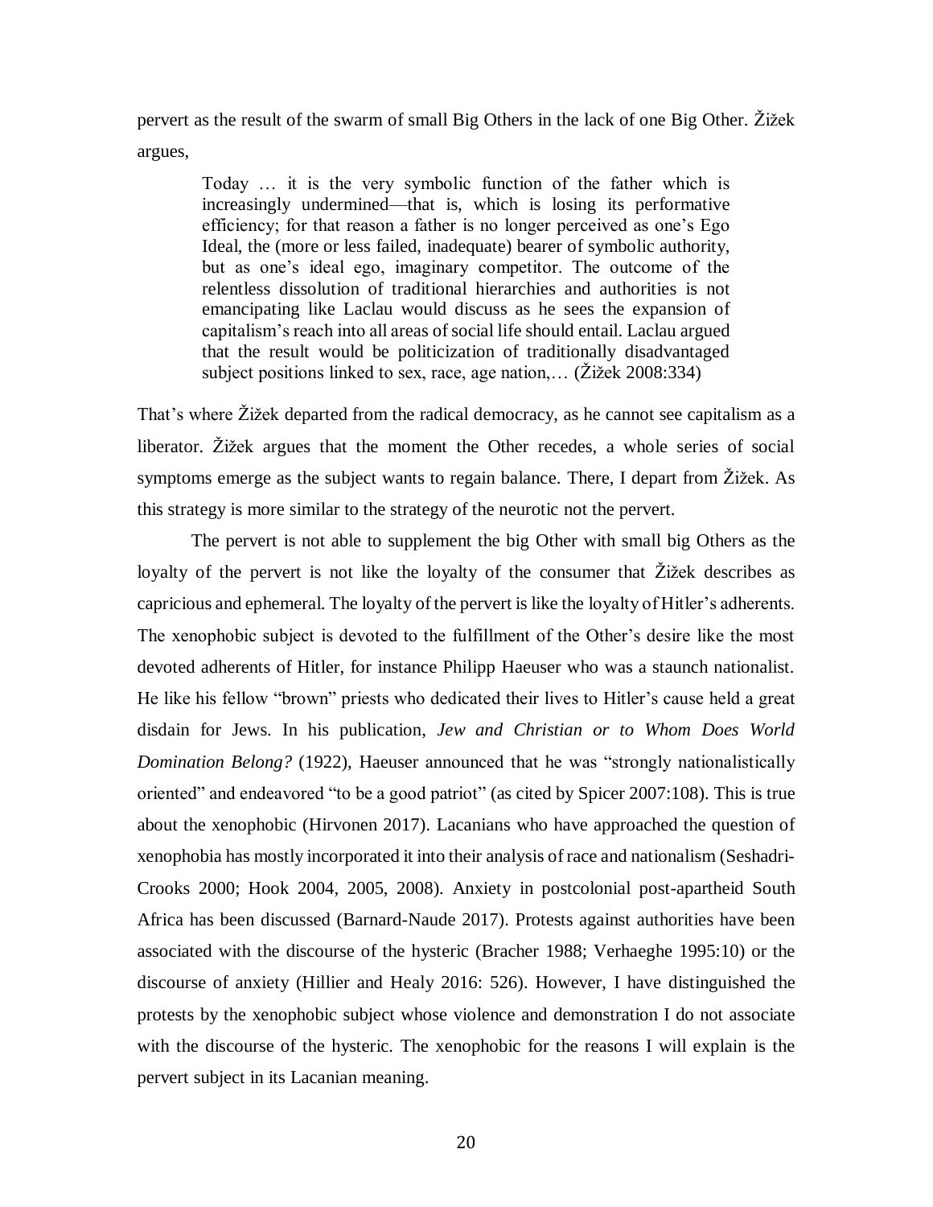pervert as the result of the swarm of small Big Others in the lack of one Big Other. Žižek argues,

> Today … it is the very symbolic function of the father which is increasingly undermined—that is, which is losing its performative efficiency; for that reason a father is no longer perceived as one's Ego Ideal, the (more or less failed, inadequate) bearer of symbolic authority, but as one's ideal ego, imaginary competitor. The outcome of the relentless dissolution of traditional hierarchies and authorities is not emancipating like Laclau would discuss as he sees the expansion of capitalism's reach into all areas of social life should entail. Laclau argued that the result would be politicization of traditionally disadvantaged subject positions linked to sex, race, age nation,… (Žižek 2008:334)

That's where Žižek departed from the radical democracy, as he cannot see capitalism as a liberator. Žižek argues that the moment the Other recedes, a whole series of social symptoms emerge as the subject wants to regain balance. There, I depart from Žižek. As this strategy is more similar to the strategy of the neurotic not the pervert.

The pervert is not able to supplement the big Other with small big Others as the loyalty of the pervert is not like the loyalty of the consumer that Žižek describes as capricious and ephemeral. The loyalty of the pervert is like the loyalty of Hitler's adherents. The xenophobic subject is devoted to the fulfillment of the Other's desire like the most devoted adherents of Hitler, for instance Philipp Haeuser who was a staunch nationalist. He like his fellow "brown" priests who dedicated their lives to Hitler's cause held a great disdain for Jews. In his publication, *Jew and Christian or to Whom Does World Domination Belong?* (1922), Haeuser announced that he was "strongly nationalistically oriented" and endeavored "to be a good patriot" (as cited by Spicer 2007:108). This is true about the xenophobic (Hirvonen 2017). Lacanians who have approached the question of xenophobia has mostly incorporated it into their analysis of race and nationalism (Seshadri-Crooks 2000; Hook 2004, 2005, 2008). Anxiety in postcolonial post-apartheid South Africa has been discussed (Barnard-Naude 2017). Protests against authorities have been associated with the discourse of the hysteric (Bracher 1988; Verhaeghe 1995:10) or the discourse of anxiety (Hillier and Healy 2016: 526). However, I have distinguished the protests by the xenophobic subject whose violence and demonstration I do not associate with the discourse of the hysteric. The xenophobic for the reasons I will explain is the pervert subject in its Lacanian meaning.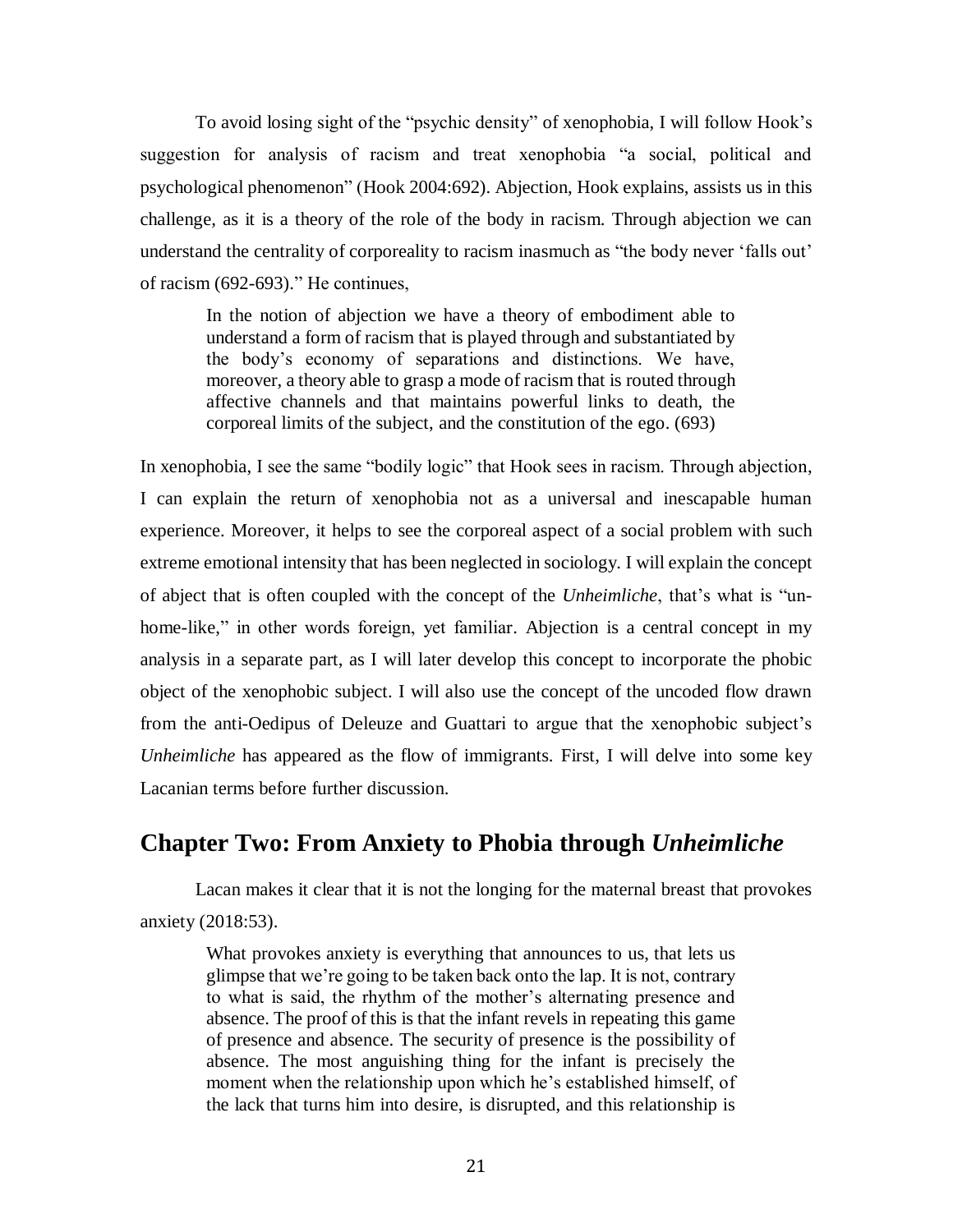To avoid losing sight of the "psychic density" of xenophobia, I will follow Hook's suggestion for analysis of racism and treat xenophobia "a social, political and psychological phenomenon" (Hook 2004:692). Abjection, Hook explains, assists us in this challenge, as it is a theory of the role of the body in racism. Through abjection we can understand the centrality of corporeality to racism inasmuch as "the body never 'falls out' of racism (692-693)." He continues,

> In the notion of abjection we have a theory of embodiment able to understand a form of racism that is played through and substantiated by the body's economy of separations and distinctions. We have, moreover, a theory able to grasp a mode of racism that is routed through affective channels and that maintains powerful links to death, the corporeal limits of the subject, and the constitution of the ego. (693)

In xenophobia, I see the same "bodily logic" that Hook sees in racism. Through abjection, I can explain the return of xenophobia not as a universal and inescapable human experience. Moreover, it helps to see the corporeal aspect of a social problem with such extreme emotional intensity that has been neglected in sociology. I will explain the concept of abject that is often coupled with the concept of the *Unheimliche*, that's what is "un-home-like," in other words foreign, yet familiar. Abjection is a central concept in my analysis in a separate part, as I will later develop this concept to incorporate the phobic object of the xenophobic subject. I will also use the concept of the uncoded flow drawn from the anti-Oedipus of Deleuze and Guattari to argue that the xenophobic subject's *Unheimliche* has appeared as the flow of immigrants. First, I will delve into some key Lacanian terms before further discussion.

## Chapter Two: From Anxiety to Phobia through *Unheimliche*

Lacan makes it clear that it is not the longing for the maternal breast that provokes anxiety (2018:53).

> What provokes anxiety is everything that announces to us, that lets us glimpse that we're going to be taken back onto the lap. It is not, contrary to what is said, the rhythm of the mother's alternating presence and absence. The proof of this is that the infant revels in repeating this game of presence and absence. The security of presence is the possibility of absence. The most anguishing thing for the infant is precisely the moment when the relationship upon which he's established himself, of the lack that turns him into desire, is disrupted, and this relationship is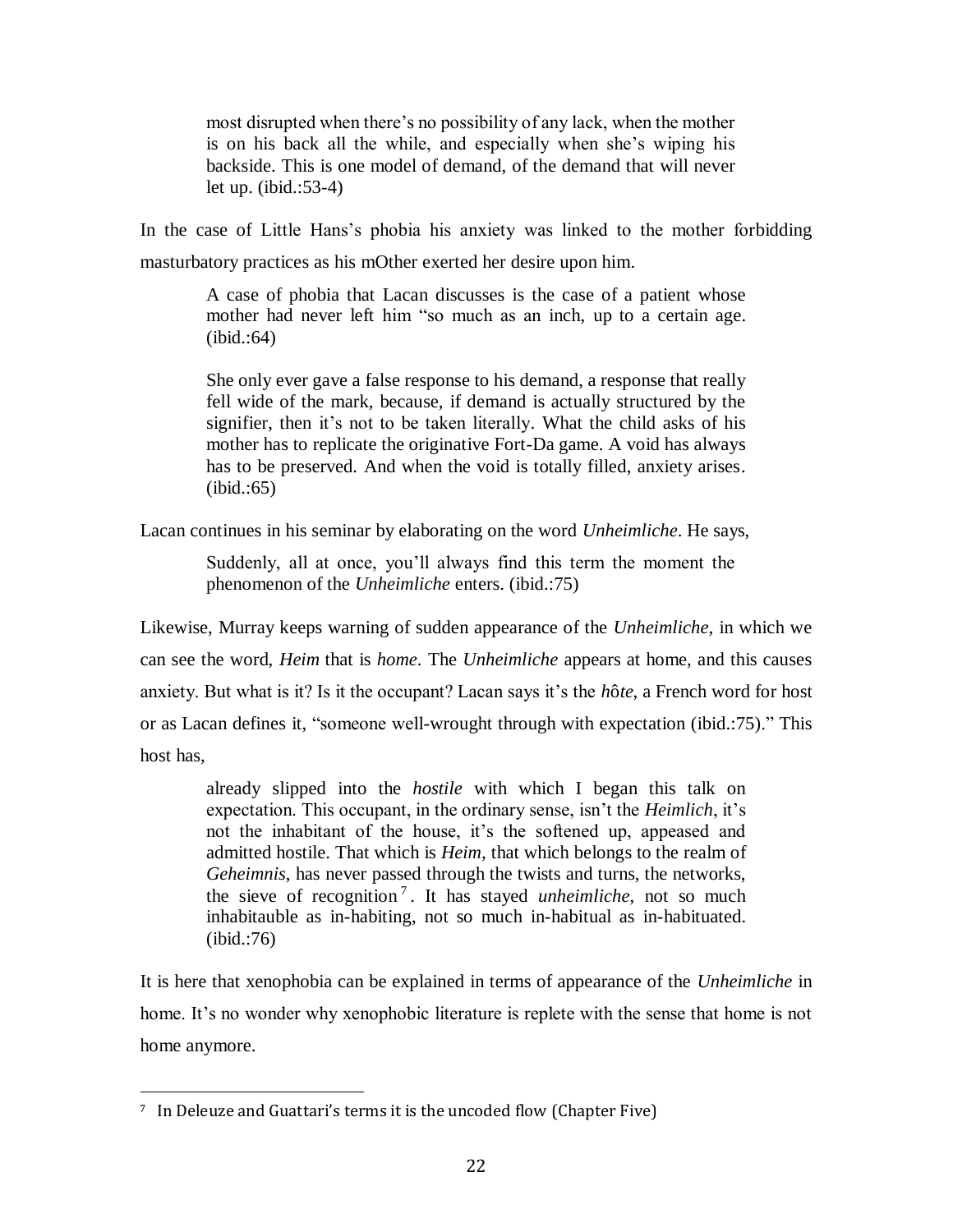> most disrupted when there's no possibility of any lack, when the mother is on his back all the while, and especially when she's wiping his backside. This is one model of demand, of the demand that will never let up. (ibid.:53-4)

In the case of Little Hans's phobia his anxiety was linked to the mother forbidding masturbatory practices as his mOther exerted her desire upon him.

> A case of phobia that Lacan discusses is the case of a patient whose mother had never left him "so much as an inch, up to a certain age. (ibid.:64)
>
> She only ever gave a false response to his demand, a response that really fell wide of the mark, because, if demand is actually structured by the signifier, then it's not to be taken literally. What the child asks of his mother has to replicate the originative Fort-Da game. A void has always has to be preserved. And when the void is totally filled, anxiety arises. (ibid.:65)

Lacan continues in his seminar by elaborating on the word *Unheimliche*. He says,

> Suddenly, all at once, you'll always find this term the moment the phenomenon of the *Unheimliche* enters. (ibid.:75)

Likewise, Murray keeps warning of sudden appearance of the *Unheimliche*, in which we can see the word, *Heim* that is *home*. The *Unheimliche* appears at home, and this causes anxiety. But what is it? Is it the occupant? Lacan says it's the *hôte*, a French word for host or as Lacan defines it, "someone well-wrought through with expectation (ibid.:75)." This host has,

> already slipped into the *hostile* with which I began this talk on expectation. This occupant, in the ordinary sense, isn't the *Heimlich*, it's not the inhabitant of the house, it's the softened up, appeased and admitted hostile. That which is *Heim*, that which belongs to the realm of *Geheimnis*, has never passed through the twists and turns, the networks, the sieve of recognition[7]. It has stayed *unheimliche*, not so much inhabitauble as in-habiting, not so much in-habitual as in-habituated. (ibid.:76)

It is here that xenophobia can be explained in terms of appearance of the *Unheimliche* in home. It's no wonder why xenophobic literature is replete with the sense that home is not home anymore.

---

[7] In Deleuze and Guattari's terms it is the uncoded flow (Chapter Five)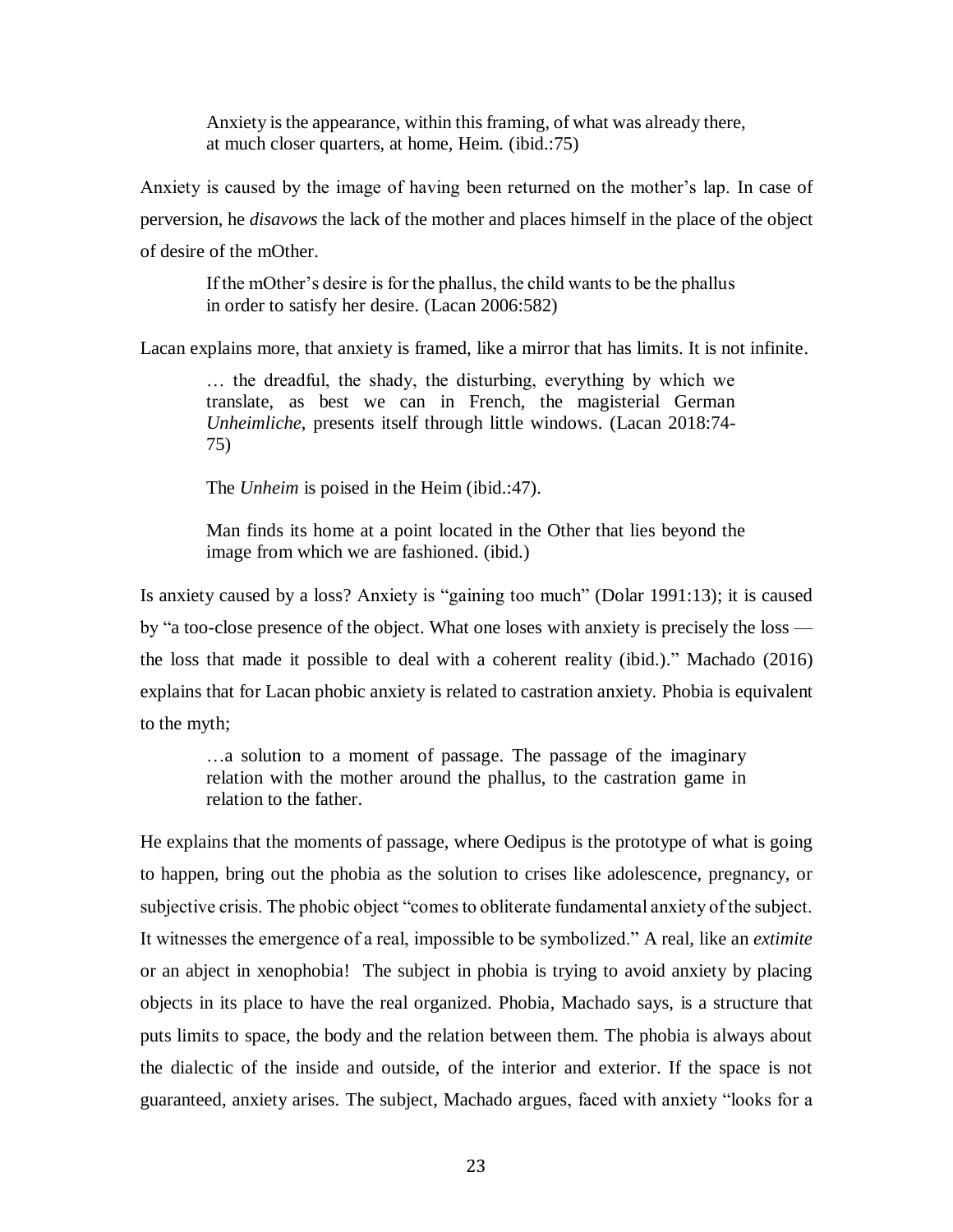> Anxiety is the appearance, within this framing, of what was already there, at much closer quarters, at home, Heim. (ibid.:75)

Anxiety is caused by the image of having been returned on the mother's lap. In case of perversion, he *disavows* the lack of the mother and places himself in the place of the object of desire of the mOther.

> If the mOther's desire is for the phallus, the child wants to be the phallus in order to satisfy her desire. (Lacan 2006:582)

Lacan explains more, that anxiety is framed, like a mirror that has limits. It is not infinite.

> … the dreadful, the shady, the disturbing, everything by which we translate, as best we can in French, the magisterial German *Unheimliche*, presents itself through little windows. (Lacan 2018:74-75)
>
> The *Unheim* is poised in the Heim (ibid.:47).
>
> Man finds its home at a point located in the Other that lies beyond the image from which we are fashioned. (ibid.)

Is anxiety caused by a loss? Anxiety is "gaining too much" (Dolar 1991:13); it is caused by "a too-close presence of the object. What one loses with anxiety is precisely the loss — the loss that made it possible to deal with a coherent reality (ibid.)." Machado (2016) explains that for Lacan phobic anxiety is related to castration anxiety. Phobia is equivalent to the myth;

> …a solution to a moment of passage. The passage of the imaginary relation with the mother around the phallus, to the castration game in relation to the father.

He explains that the moments of passage, where Oedipus is the prototype of what is going to happen, bring out the phobia as the solution to crises like adolescence, pregnancy, or subjective crisis. The phobic object "comes to obliterate fundamental anxiety of the subject. It witnesses the emergence of a real, impossible to be symbolized." A real, like an *extimite* or an abject in xenophobia! The subject in phobia is trying to avoid anxiety by placing objects in its place to have the real organized. Phobia, Machado says, is a structure that puts limits to space, the body and the relation between them. The phobia is always about the dialectic of the inside and outside, of the interior and exterior. If the space is not guaranteed, anxiety arises. The subject, Machado argues, faced with anxiety "looks for a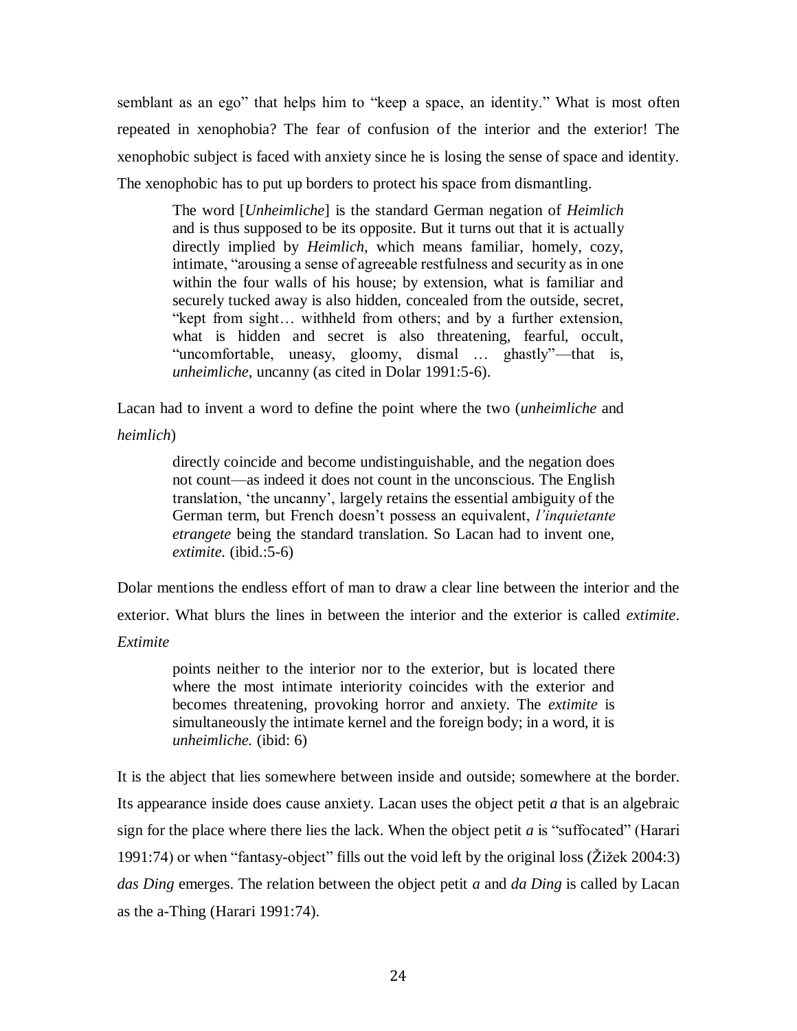semblant as an ego" that helps him to "keep a space, an identity." What is most often repeated in xenophobia? The fear of confusion of the interior and the exterior! The xenophobic subject is faced with anxiety since he is losing the sense of space and identity. The xenophobic has to put up borders to protect his space from dismantling.

> The word [*Unheimliche*] is the standard German negation of *Heimlich* and is thus supposed to be its opposite. But it turns out that it is actually directly implied by *Heimlich*, which means familiar, homely, cozy, intimate, "arousing a sense of agreeable restfulness and security as in one within the four walls of his house; by extension, what is familiar and securely tucked away is also hidden, concealed from the outside, secret, "kept from sight… withheld from others; and by a further extension, what is hidden and secret is also threatening, fearful, occult, "uncomfortable, uneasy, gloomy, dismal … ghastly"—that is, *unheimliche*, uncanny (as cited in Dolar 1991:5-6).

Lacan had to invent a word to define the point where the two (*unheimliche* and *heimlich*)

> directly coincide and become undistinguishable, and the negation does not count—as indeed it does not count in the unconscious. The English translation, 'the uncanny', largely retains the essential ambiguity of the German term, but French doesn't possess an equivalent, *l'inquietante etrangete* being the standard translation. So Lacan had to invent one, *extimite.* (ibid.:5-6)

Dolar mentions the endless effort of man to draw a clear line between the interior and the exterior. What blurs the lines in between the interior and the exterior is called *extimite*. *Extimite*

> points neither to the interior nor to the exterior, but is located there where the most intimate interiority coincides with the exterior and becomes threatening, provoking horror and anxiety. The *extimite* is simultaneously the intimate kernel and the foreign body; in a word, it is *unheimliche.* (ibid: 6)

It is the abject that lies somewhere between inside and outside; somewhere at the border. Its appearance inside does cause anxiety. Lacan uses the object petit *a* that is an algebraic sign for the place where there lies the lack. When the object petit *a* is "suffocated" (Harari 1991:74) or when "fantasy-object" fills out the void left by the original loss (Žižek 2004:3) *das Ding* emerges. The relation between the object petit *a* and *da Ding* is called by Lacan as the a-Thing (Harari 1991:74).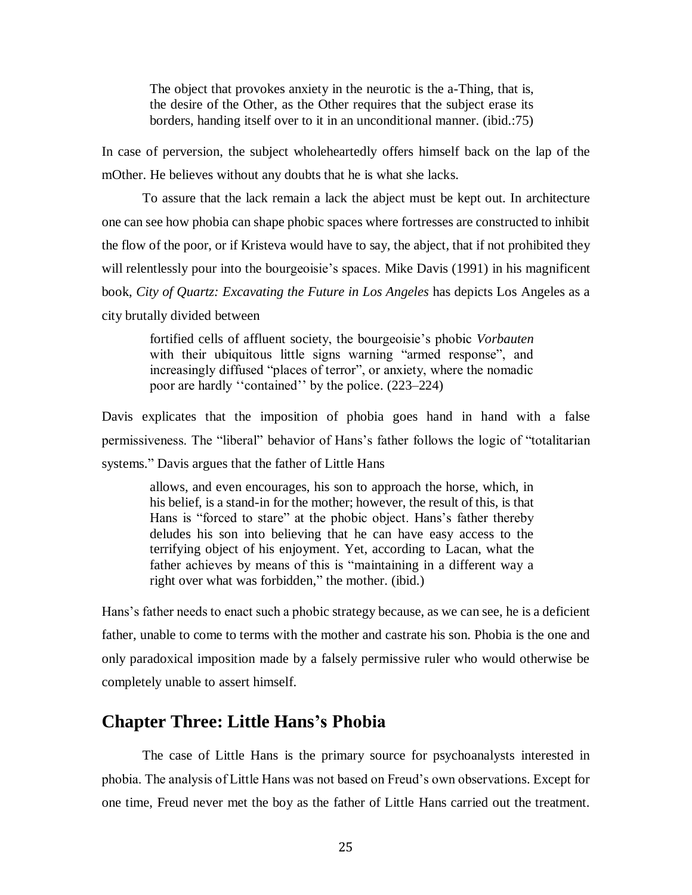> The object that provokes anxiety in the neurotic is the a-Thing, that is, the desire of the Other, as the Other requires that the subject erase its borders, handing itself over to it in an unconditional manner. (ibid.:75)

In case of perversion, the subject wholeheartedly offers himself back on the lap of the mOther. He believes without any doubts that he is what she lacks.

To assure that the lack remain a lack the abject must be kept out. In architecture one can see how phobia can shape phobic spaces where fortresses are constructed to inhibit the flow of the poor, or if Kristeva would have to say, the abject, that if not prohibited they will relentlessly pour into the bourgeoisie's spaces. Mike Davis (1991) in his magnificent book, *City of Quartz: Excavating the Future in Los Angeles* has depicts Los Angeles as a city brutally divided between

> fortified cells of affluent society, the bourgeoisie's phobic *Vorbauten* with their ubiquitous little signs warning "armed response", and increasingly diffused "places of terror", or anxiety, where the nomadic poor are hardly ''contained'' by the police. (223–224)

Davis explicates that the imposition of phobia goes hand in hand with a false permissiveness. The "liberal" behavior of Hans's father follows the logic of "totalitarian systems." Davis argues that the father of Little Hans

> allows, and even encourages, his son to approach the horse, which, in his belief, is a stand-in for the mother; however, the result of this, is that Hans is "forced to stare" at the phobic object. Hans's father thereby deludes his son into believing that he can have easy access to the terrifying object of his enjoyment. Yet, according to Lacan, what the father achieves by means of this is "maintaining in a different way a right over what was forbidden," the mother. (ibid.)

Hans's father needs to enact such a phobic strategy because, as we can see, he is a deficient father, unable to come to terms with the mother and castrate his son. Phobia is the one and only paradoxical imposition made by a falsely permissive ruler who would otherwise be completely unable to assert himself.

## Chapter Three: Little Hans's Phobia

The case of Little Hans is the primary source for psychoanalysts interested in phobia. The analysis of Little Hans was not based on Freud's own observations. Except for one time, Freud never met the boy as the father of Little Hans carried out the treatment.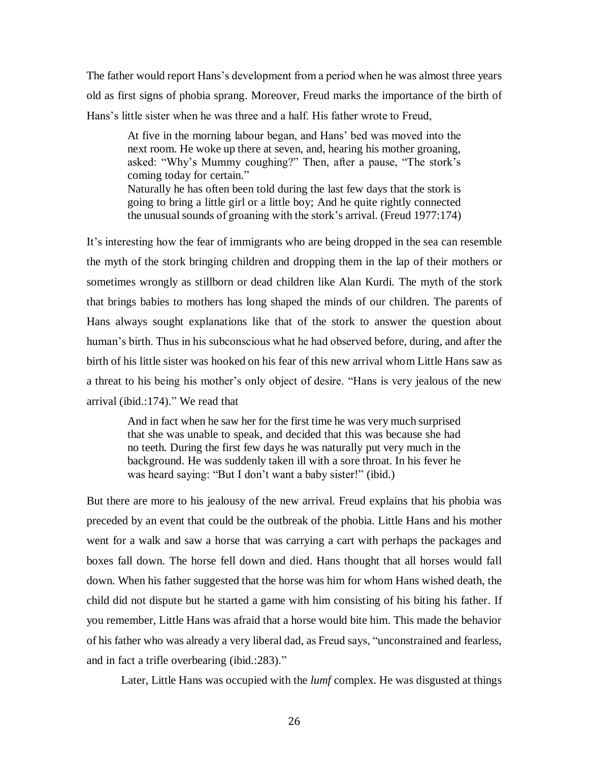The father would report Hans's development from a period when he was almost three years old as first signs of phobia sprang. Moreover, Freud marks the importance of the birth of Hans's little sister when he was three and a half. His father wrote to Freud,

> At five in the morning labour began, and Hans' bed was moved into the next room. He woke up there at seven, and, hearing his mother groaning, asked: "Why's Mummy coughing?" Then, after a pause, "The stork's coming today for certain."
> Naturally he has often been told during the last few days that the stork is going to bring a little girl or a little boy; And he quite rightly connected the unusual sounds of groaning with the stork's arrival. (Freud 1977:174)

It's interesting how the fear of immigrants who are being dropped in the sea can resemble the myth of the stork bringing children and dropping them in the lap of their mothers or sometimes wrongly as stillborn or dead children like Alan Kurdi. The myth of the stork that brings babies to mothers has long shaped the minds of our children. The parents of Hans always sought explanations like that of the stork to answer the question about human's birth. Thus in his subconscious what he had observed before, during, and after the birth of his little sister was hooked on his fear of this new arrival whom Little Hans saw as a threat to his being his mother's only object of desire. "Hans is very jealous of the new arrival (ibid.:174)." We read that

> And in fact when he saw her for the first time he was very much surprised that she was unable to speak, and decided that this was because she had no teeth. During the first few days he was naturally put very much in the background. He was suddenly taken ill with a sore throat. In his fever he was heard saying: "But I don't want a baby sister!" (ibid.)

But there are more to his jealousy of the new arrival. Freud explains that his phobia was preceded by an event that could be the outbreak of the phobia. Little Hans and his mother went for a walk and saw a horse that was carrying a cart with perhaps the packages and boxes fall down. The horse fell down and died. Hans thought that all horses would fall down. When his father suggested that the horse was him for whom Hans wished death, the child did not dispute but he started a game with him consisting of his biting his father. If you remember, Little Hans was afraid that a horse would bite him. This made the behavior of his father who was already a very liberal dad, as Freud says, "unconstrained and fearless, and in fact a trifle overbearing (ibid.:283)."

Later, Little Hans was occupied with the *lumf* complex. He was disgusted at things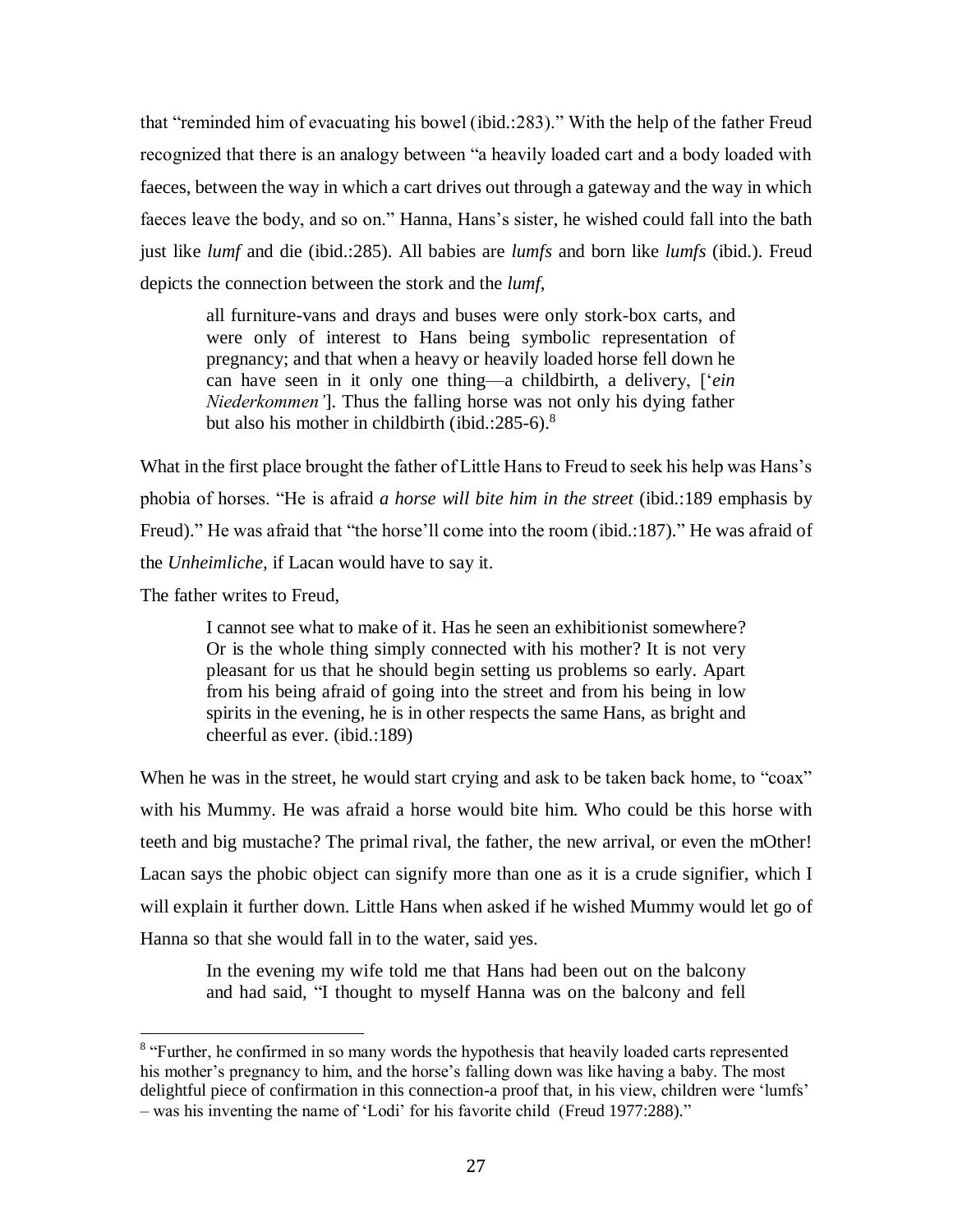that "reminded him of evacuating his bowel (ibid.:283)." With the help of the father Freud recognized that there is an analogy between "a heavily loaded cart and a body loaded with faeces, between the way in which a cart drives out through a gateway and the way in which faeces leave the body, and so on." Hanna, Hans's sister, he wished could fall into the bath just like *lumf* and die (ibid.:285). All babies are *lumfs* and born like *lumfs* (ibid.). Freud depicts the connection between the stork and the *lumf*,

> all furniture-vans and drays and buses were only stork-box carts, and were only of interest to Hans being symbolic representation of pregnancy; and that when a heavy or heavily loaded horse fell down he can have seen in it only one thing—a childbirth, a delivery, ['*ein Niederkommen'*]. Thus the falling horse was not only his dying father but also his mother in childbirth (ibid.:285-6).[8]

What in the first place brought the father of Little Hans to Freud to seek his help was Hans's phobia of horses. "He is afraid *a horse will bite him in the street* (ibid.:189 emphasis by Freud)." He was afraid that "the horse'll come into the room (ibid.:187)." He was afraid of the *Unheimliche,* if Lacan would have to say it.

The father writes to Freud,

> I cannot see what to make of it. Has he seen an exhibitionist somewhere? Or is the whole thing simply connected with his mother? It is not very pleasant for us that he should begin setting us problems so early. Apart from his being afraid of going into the street and from his being in low spirits in the evening, he is in other respects the same Hans, as bright and cheerful as ever. (ibid.:189)

When he was in the street, he would start crying and ask to be taken back home, to "coax" with his Mummy. He was afraid a horse would bite him. Who could be this horse with teeth and big mustache? The primal rival, the father, the new arrival, or even the mOther! Lacan says the phobic object can signify more than one as it is a crude signifier, which I will explain it further down. Little Hans when asked if he wished Mummy would let go of Hanna so that she would fall in to the water, said yes.

> In the evening my wife told me that Hans had been out on the balcony and had said, "I thought to myself Hanna was on the balcony and fell

---

[8] "Further, he confirmed in so many words the hypothesis that heavily loaded carts represented his mother's pregnancy to him, and the horse's falling down was like having a baby. The most delightful piece of confirmation in this connection-a proof that, in his view, children were 'lumfs' – was his inventing the name of 'Lodi' for his favorite child (Freud 1977:288)."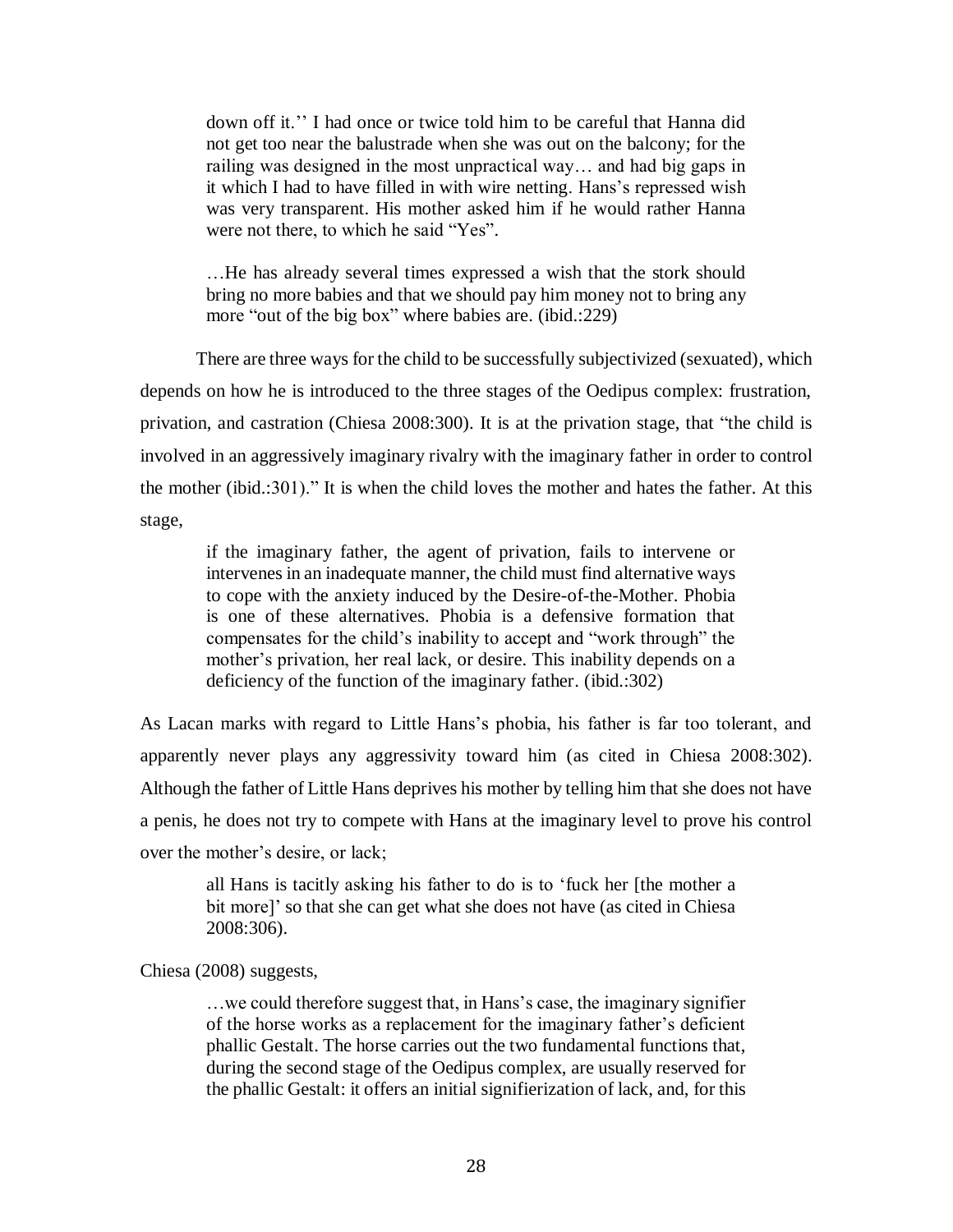> down off it.'' I had once or twice told him to be careful that Hanna did not get too near the balustrade when she was out on the balcony; for the railing was designed in the most unpractical way… and had big gaps in it which I had to have filled in with wire netting. Hans's repressed wish was very transparent. His mother asked him if he would rather Hanna were not there, to which he said "Yes".
>
> …He has already several times expressed a wish that the stork should bring no more babies and that we should pay him money not to bring any more "out of the big box" where babies are. (ibid.:229)

There are three ways for the child to be successfully subjectivized (sexuated), which depends on how he is introduced to the three stages of the Oedipus complex: frustration, privation, and castration (Chiesa 2008:300). It is at the privation stage, that "the child is involved in an aggressively imaginary rivalry with the imaginary father in order to control the mother (ibid.:301)." It is when the child loves the mother and hates the father. At this stage,

> if the imaginary father, the agent of privation, fails to intervene or intervenes in an inadequate manner, the child must find alternative ways to cope with the anxiety induced by the Desire-of-the-Mother. Phobia is one of these alternatives. Phobia is a defensive formation that compensates for the child's inability to accept and "work through" the mother's privation, her real lack, or desire. This inability depends on a deficiency of the function of the imaginary father. (ibid.:302)

As Lacan marks with regard to Little Hans's phobia, his father is far too tolerant, and apparently never plays any aggressivity toward him (as cited in Chiesa 2008:302). Although the father of Little Hans deprives his mother by telling him that she does not have a penis, he does not try to compete with Hans at the imaginary level to prove his control over the mother's desire, or lack;

> all Hans is tacitly asking his father to do is to 'fuck her [the mother a bit more]' so that she can get what she does not have (as cited in Chiesa 2008:306).

Chiesa (2008) suggests,

> …we could therefore suggest that, in Hans's case, the imaginary signifier of the horse works as a replacement for the imaginary father's deficient phallic Gestalt. The horse carries out the two fundamental functions that, during the second stage of the Oedipus complex, are usually reserved for the phallic Gestalt: it offers an initial signifierization of lack, and, for this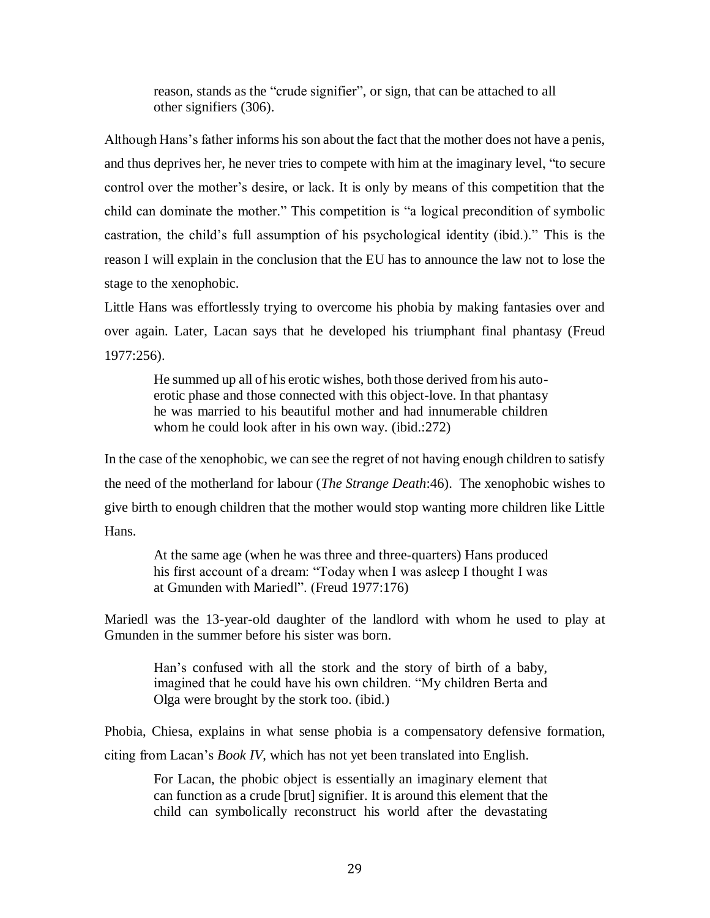> reason, stands as the "crude signifier", or sign, that can be attached to all other signifiers (306).

Although Hans's father informs his son about the fact that the mother does not have a penis, and thus deprives her, he never tries to compete with him at the imaginary level, "to secure control over the mother's desire, or lack. It is only by means of this competition that the child can dominate the mother." This competition is "a logical precondition of symbolic castration, the child's full assumption of his psychological identity (ibid.)." This is the reason I will explain in the conclusion that the EU has to announce the law not to lose the stage to the xenophobic.

Little Hans was effortlessly trying to overcome his phobia by making fantasies over and over again. Later, Lacan says that he developed his triumphant final phantasy (Freud 1977:256).

> He summed up all of his erotic wishes, both those derived from his auto-erotic phase and those connected with this object-love. In that phantasy he was married to his beautiful mother and had innumerable children whom he could look after in his own way. (ibid.:272)

In the case of the xenophobic, we can see the regret of not having enough children to satisfy the need of the motherland for labour (*The Strange Death*:46). The xenophobic wishes to give birth to enough children that the mother would stop wanting more children like Little Hans.

> At the same age (when he was three and three-quarters) Hans produced his first account of a dream: "Today when I was asleep I thought I was at Gmunden with Mariedl". (Freud 1977:176)

Mariedl was the 13-year-old daughter of the landlord with whom he used to play at Gmunden in the summer before his sister was born.

> Han's confused with all the stork and the story of birth of a baby, imagined that he could have his own children. "My children Berta and Olga were brought by the stork too. (ibid.)

Phobia, Chiesa, explains in what sense phobia is a compensatory defensive formation, citing from Lacan's *Book IV*, which has not yet been translated into English.

> For Lacan, the phobic object is essentially an imaginary element that can function as a crude [brut] signifier. It is around this element that the child can symbolically reconstruct his world after the devastating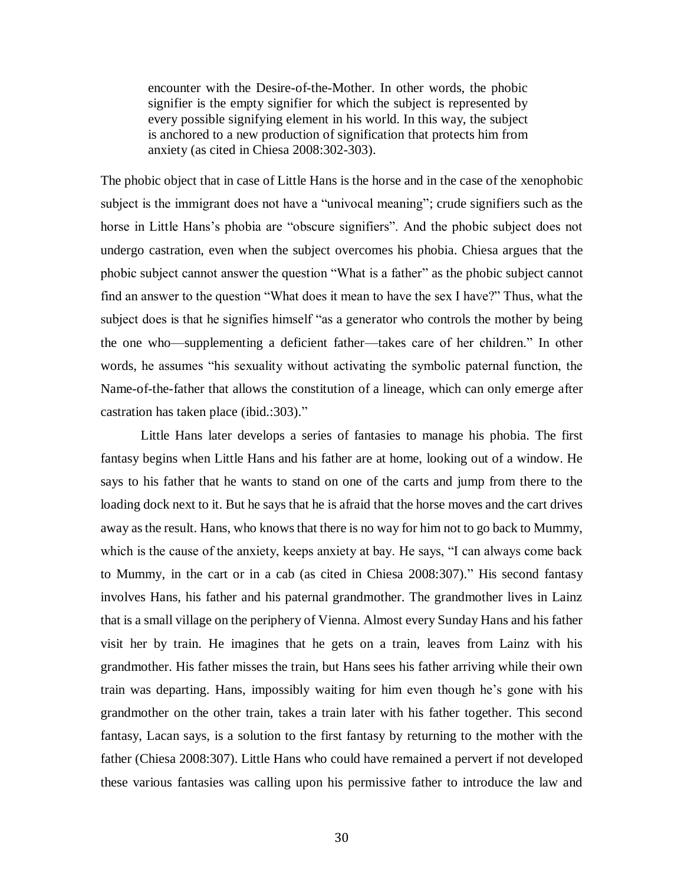> encounter with the Desire-of-the-Mother. In other words, the phobic signifier is the empty signifier for which the subject is represented by every possible signifying element in his world. In this way, the subject is anchored to a new production of signification that protects him from anxiety (as cited in Chiesa 2008:302-303).

The phobic object that in case of Little Hans is the horse and in the case of the xenophobic subject is the immigrant does not have a "univocal meaning"; crude signifiers such as the horse in Little Hans's phobia are "obscure signifiers". And the phobic subject does not undergo castration, even when the subject overcomes his phobia. Chiesa argues that the phobic subject cannot answer the question "What is a father" as the phobic subject cannot find an answer to the question "What does it mean to have the sex I have?" Thus, what the subject does is that he signifies himself "as a generator who controls the mother by being the one who—supplementing a deficient father—takes care of her children." In other words, he assumes "his sexuality without activating the symbolic paternal function, the Name-of-the-father that allows the constitution of a lineage, which can only emerge after castration has taken place (ibid.:303)."

Little Hans later develops a series of fantasies to manage his phobia. The first fantasy begins when Little Hans and his father are at home, looking out of a window. He says to his father that he wants to stand on one of the carts and jump from there to the loading dock next to it. But he says that he is afraid that the horse moves and the cart drives away as the result. Hans, who knows that there is no way for him not to go back to Mummy, which is the cause of the anxiety, keeps anxiety at bay. He says, "I can always come back to Mummy, in the cart or in a cab (as cited in Chiesa 2008:307)." His second fantasy involves Hans, his father and his paternal grandmother. The grandmother lives in Lainz that is a small village on the periphery of Vienna. Almost every Sunday Hans and his father visit her by train. He imagines that he gets on a train, leaves from Lainz with his grandmother. His father misses the train, but Hans sees his father arriving while their own train was departing. Hans, impossibly waiting for him even though he's gone with his grandmother on the other train, takes a train later with his father together. This second fantasy, Lacan says, is a solution to the first fantasy by returning to the mother with the father (Chiesa 2008:307). Little Hans who could have remained a pervert if not developed these various fantasies was calling upon his permissive father to introduce the law and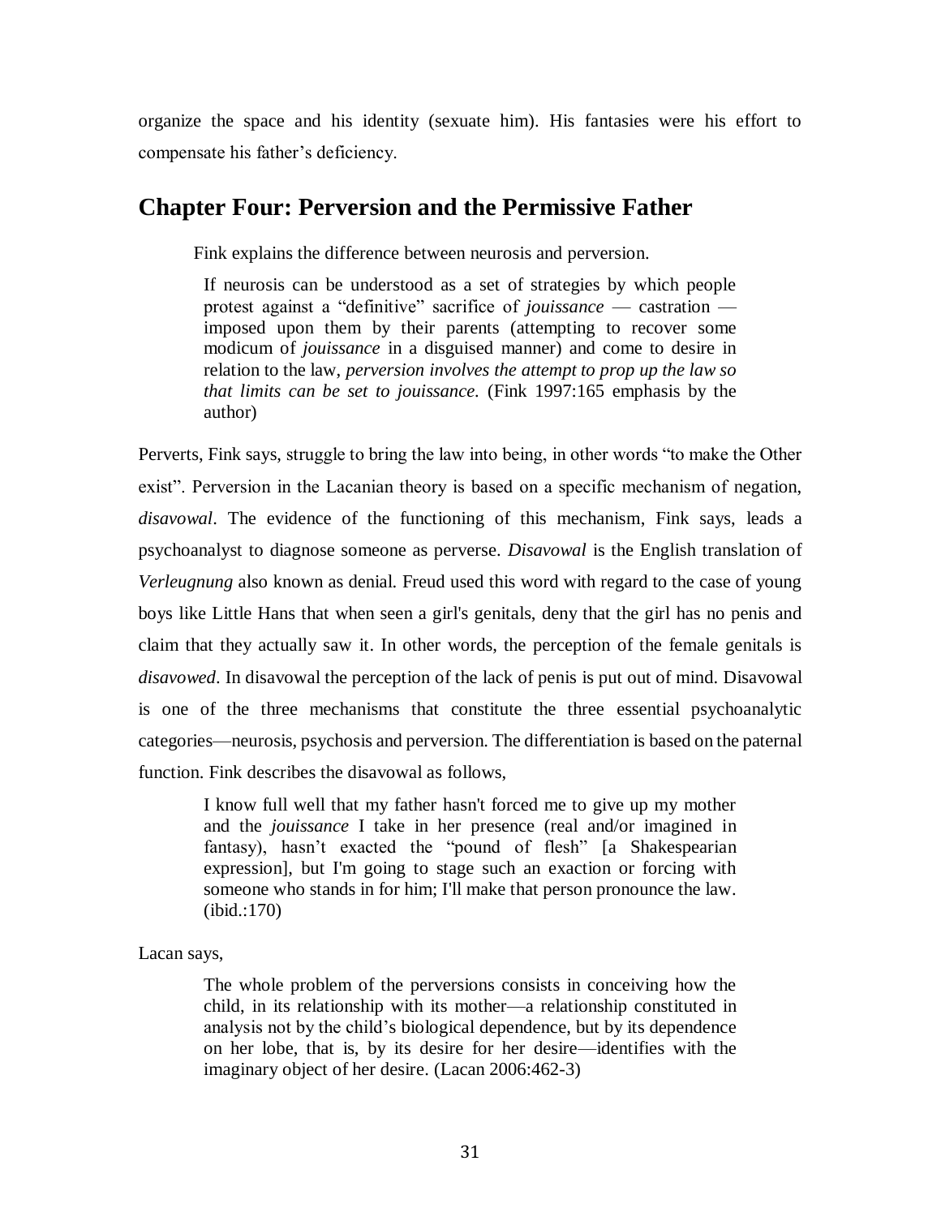organize the space and his identity (sexuate him). His fantasies were his effort to compensate his father's deficiency.

## Chapter Four: Perversion and the Permissive Father

Fink explains the difference between neurosis and perversion.

> If neurosis can be understood as a set of strategies by which people protest against a "definitive" sacrifice of *jouissance* — castration — imposed upon them by their parents (attempting to recover some modicum of *jouissance* in a disguised manner) and come to desire in relation to the law, *perversion involves the attempt to prop up the law so that limits can be set to jouissance*. (Fink 1997:165 emphasis by the author)

Perverts, Fink says, struggle to bring the law into being, in other words "to make the Other exist". Perversion in the Lacanian theory is based on a specific mechanism of negation, *disavowal*. The evidence of the functioning of this mechanism, Fink says, leads a psychoanalyst to diagnose someone as perverse. *Disavowal* is the English translation of *Verleugnung* also known as denial. Freud used this word with regard to the case of young boys like Little Hans that when seen a girl's genitals, deny that the girl has no penis and claim that they actually saw it. In other words, the perception of the female genitals is *disavowed*. In disavowal the perception of the lack of penis is put out of mind. Disavowal is one of the three mechanisms that constitute the three essential psychoanalytic categories—neurosis, psychosis and perversion. The differentiation is based on the paternal function. Fink describes the disavowal as follows,

> I know full well that my father hasn't forced me to give up my mother and the *jouissance* I take in her presence (real and/or imagined in fantasy), hasn't exacted the "pound of flesh" [a Shakespearian expression], but I'm going to stage such an exaction or forcing with someone who stands in for him; I'll make that person pronounce the law. (ibid.:170)

Lacan says,

> The whole problem of the perversions consists in conceiving how the child, in its relationship with its mother—a relationship constituted in analysis not by the child's biological dependence, but by its dependence on her lobe, that is, by its desire for her desire—identifies with the imaginary object of her desire. (Lacan 2006:462-3)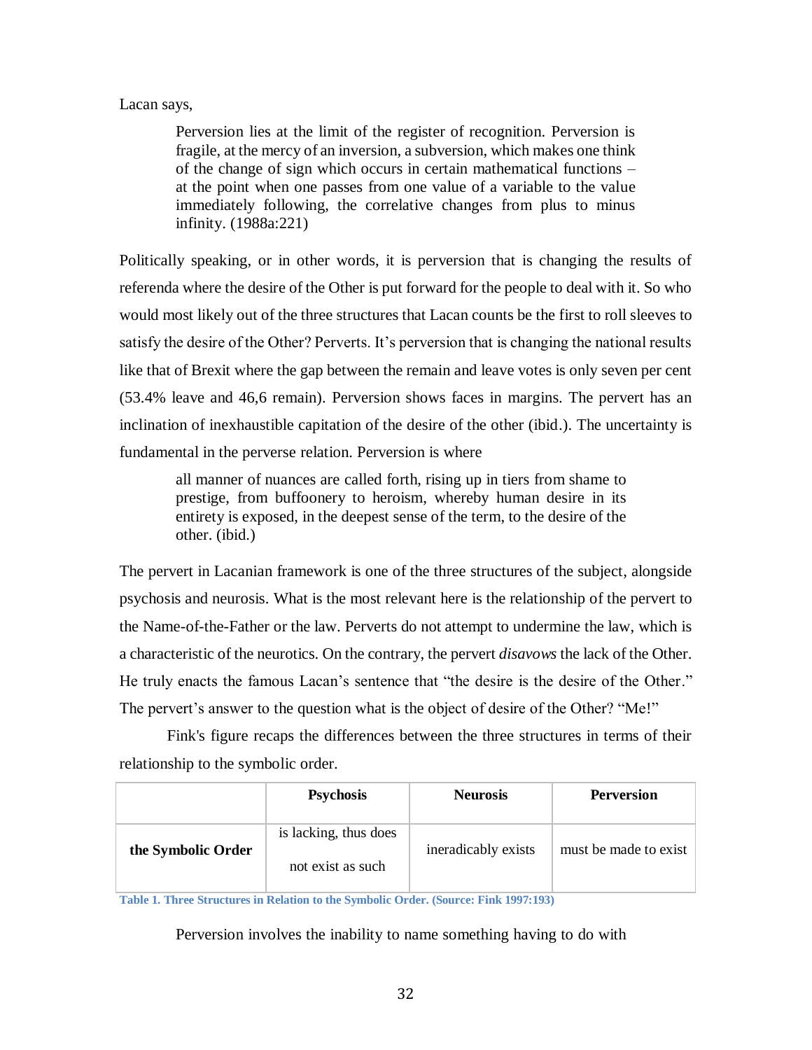Lacan says,

> Perversion lies at the limit of the register of recognition. Perversion is fragile, at the mercy of an inversion, a subversion, which makes one think of the change of sign which occurs in certain mathematical functions – at the point when one passes from one value of a variable to the value immediately following, the correlative changes from plus to minus infinity. (1988a:221)

Politically speaking, or in other words, it is perversion that is changing the results of referenda where the desire of the Other is put forward for the people to deal with it. So who would most likely out of the three structures that Lacan counts be the first to roll sleeves to satisfy the desire of the Other? Perverts. It's perversion that is changing the national results like that of Brexit where the gap between the remain and leave votes is only seven per cent (53.4% leave and 46,6 remain). Perversion shows faces in margins. The pervert has an inclination of inexhaustible capitation of the desire of the other (ibid.). The uncertainty is fundamental in the perverse relation. Perversion is where

> all manner of nuances are called forth, rising up in tiers from shame to prestige, from buffoonery to heroism, whereby human desire in its entirety is exposed, in the deepest sense of the term, to the desire of the other. (ibid.)

The pervert in Lacanian framework is one of the three structures of the subject, alongside psychosis and neurosis. What is the most relevant here is the relationship of the pervert to the Name-of-the-Father or the law. Perverts do not attempt to undermine the law, which is a characteristic of the neurotics. On the contrary, the pervert *disavows* the lack of the Other. He truly enacts the famous Lacan's sentence that "the desire is the desire of the Other." The pervert's answer to the question what is the object of desire of the Other? "Me!"

Fink's figure recaps the differences between the three structures in terms of their relationship to the symbolic order.

| | **Psychosis** | **Neurosis** | **Perversion** |
|---|---|---|---|
| **the Symbolic Order** | is lacking, thus does not exist as such | ineradicably exists | must be made to exist |

**Table 1. Three Structures in Relation to the Symbolic Order. (Source: Fink 1997:193)**

Perversion involves the inability to name something having to do with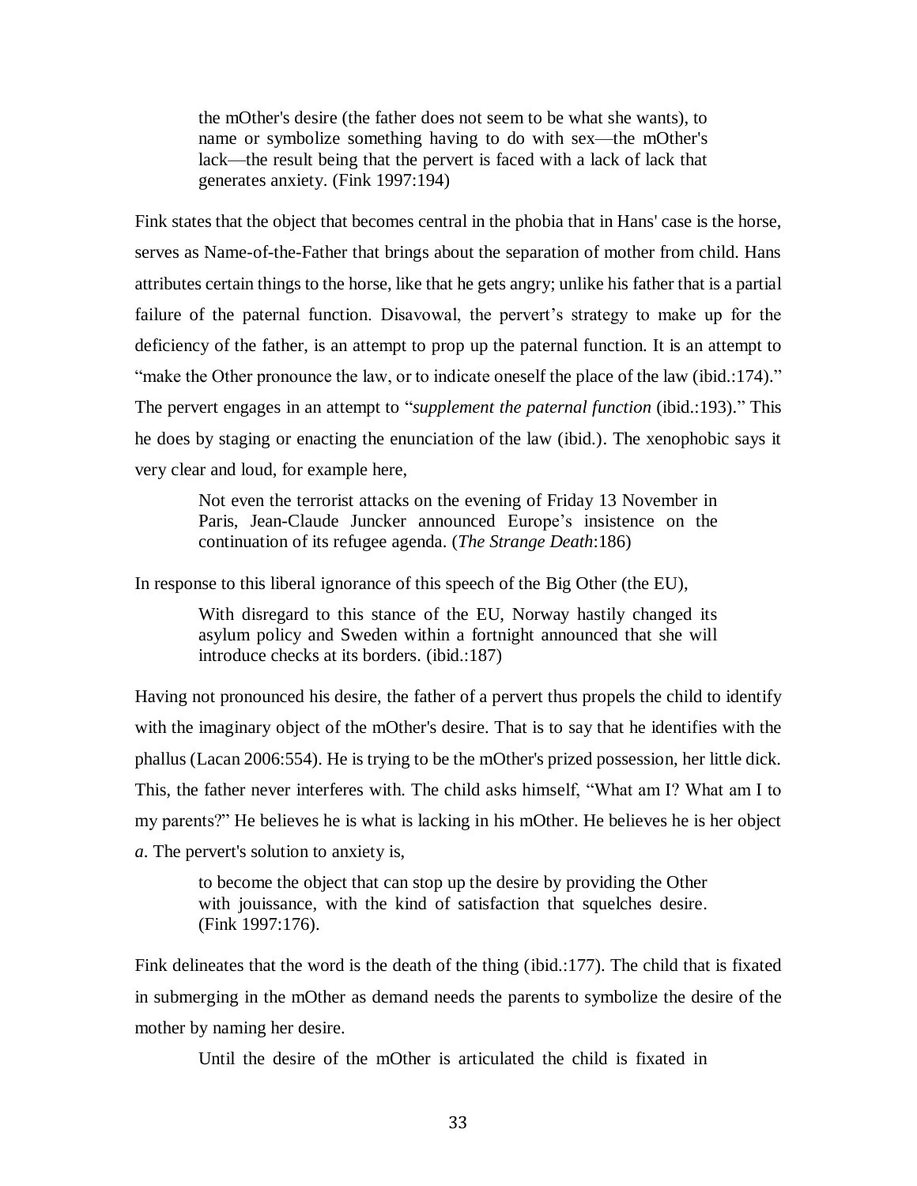> the mOther's desire (the father does not seem to be what she wants), to name or symbolize something having to do with sex—the mOther's lack—the result being that the pervert is faced with a lack of lack that generates anxiety. (Fink 1997:194)

Fink states that the object that becomes central in the phobia that in Hans' case is the horse, serves as Name-of-the-Father that brings about the separation of mother from child. Hans attributes certain things to the horse, like that he gets angry; unlike his father that is a partial failure of the paternal function. Disavowal, the pervert's strategy to make up for the deficiency of the father, is an attempt to prop up the paternal function. It is an attempt to "make the Other pronounce the law, or to indicate oneself the place of the law (ibid.:174)." The pervert engages in an attempt to "*supplement the paternal function* (ibid.:193)." This he does by staging or enacting the enunciation of the law (ibid.). The xenophobic says it very clear and loud, for example here,

> Not even the terrorist attacks on the evening of Friday 13 November in Paris, Jean-Claude Juncker announced Europe's insistence on the continuation of its refugee agenda. (*The Strange Death*:186)

In response to this liberal ignorance of this speech of the Big Other (the EU),

> With disregard to this stance of the EU, Norway hastily changed its asylum policy and Sweden within a fortnight announced that she will introduce checks at its borders. (ibid.:187)

Having not pronounced his desire, the father of a pervert thus propels the child to identify with the imaginary object of the mOther's desire. That is to say that he identifies with the phallus (Lacan 2006:554). He is trying to be the mOther's prized possession, her little dick. This, the father never interferes with. The child asks himself, "What am I? What am I to my parents?" He believes he is what is lacking in his mOther. He believes he is her object *a*. The pervert's solution to anxiety is,

> to become the object that can stop up the desire by providing the Other with jouissance, with the kind of satisfaction that squelches desire. (Fink 1997:176).

Fink delineates that the word is the death of the thing (ibid.:177). The child that is fixated in submerging in the mOther as demand needs the parents to symbolize the desire of the mother by naming her desire.

> Until the desire of the mOther is articulated the child is fixated in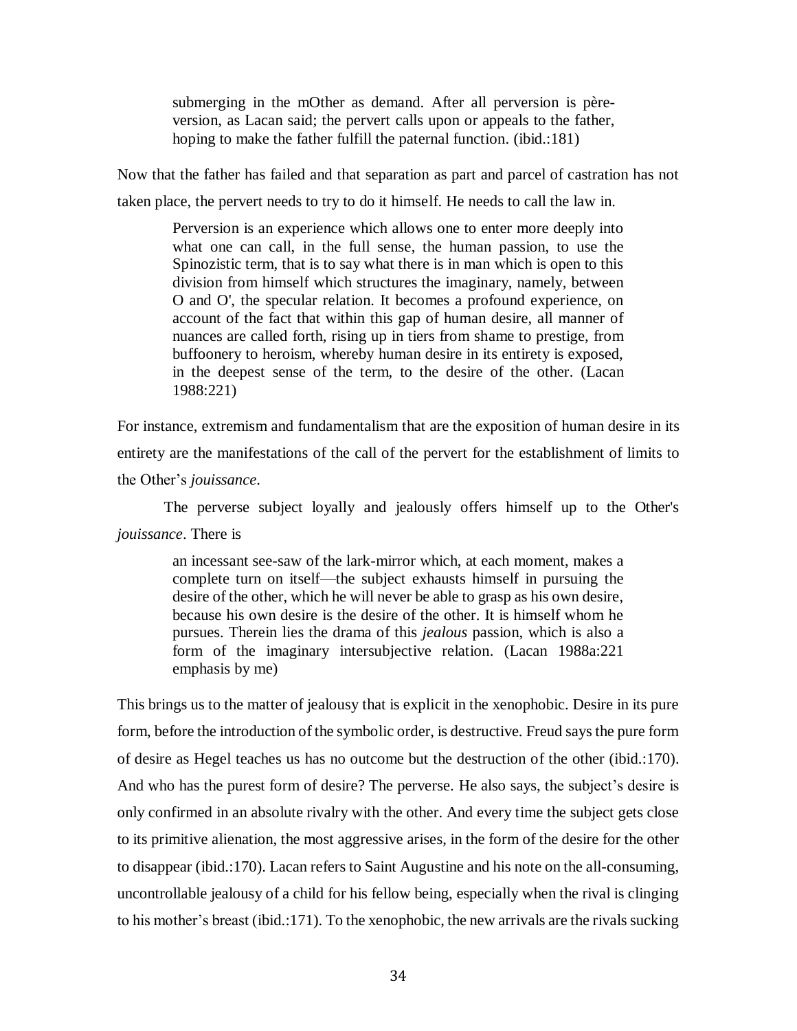> submerging in the mOther as demand. After all perversion is père-version, as Lacan said; the pervert calls upon or appeals to the father, hoping to make the father fulfill the paternal function. (ibid.:181)

Now that the father has failed and that separation as part and parcel of castration has not taken place, the pervert needs to try to do it himself. He needs to call the law in.

> Perversion is an experience which allows one to enter more deeply into what one can call, in the full sense, the human passion, to use the Spinozistic term, that is to say what there is in man which is open to this division from himself which structures the imaginary, namely, between O and O', the specular relation. It becomes a profound experience, on account of the fact that within this gap of human desire, all manner of nuances are called forth, rising up in tiers from shame to prestige, from buffoonery to heroism, whereby human desire in its entirety is exposed, in the deepest sense of the term, to the desire of the other. (Lacan 1988:221)

For instance, extremism and fundamentalism that are the exposition of human desire in its entirety are the manifestations of the call of the pervert for the establishment of limits to the Other's *jouissance*.

The perverse subject loyally and jealously offers himself up to the Other's *jouissance*. There is

> an incessant see-saw of the lark-mirror which, at each moment, makes a complete turn on itself—the subject exhausts himself in pursuing the desire of the other, which he will never be able to grasp as his own desire, because his own desire is the desire of the other. It is himself whom he pursues. Therein lies the drama of this *jealous* passion, which is also a form of the imaginary intersubjective relation. (Lacan 1988a:221 emphasis by me)

This brings us to the matter of jealousy that is explicit in the xenophobic. Desire in its pure form, before the introduction of the symbolic order, is destructive. Freud says the pure form of desire as Hegel teaches us has no outcome but the destruction of the other (ibid.:170). And who has the purest form of desire? The perverse. He also says, the subject's desire is only confirmed in an absolute rivalry with the other. And every time the subject gets close to its primitive alienation, the most aggressive arises, in the form of the desire for the other to disappear (ibid.:170). Lacan refers to Saint Augustine and his note on the all-consuming, uncontrollable jealousy of a child for his fellow being, especially when the rival is clinging to his mother's breast (ibid.:171). To the xenophobic, the new arrivals are the rivals sucking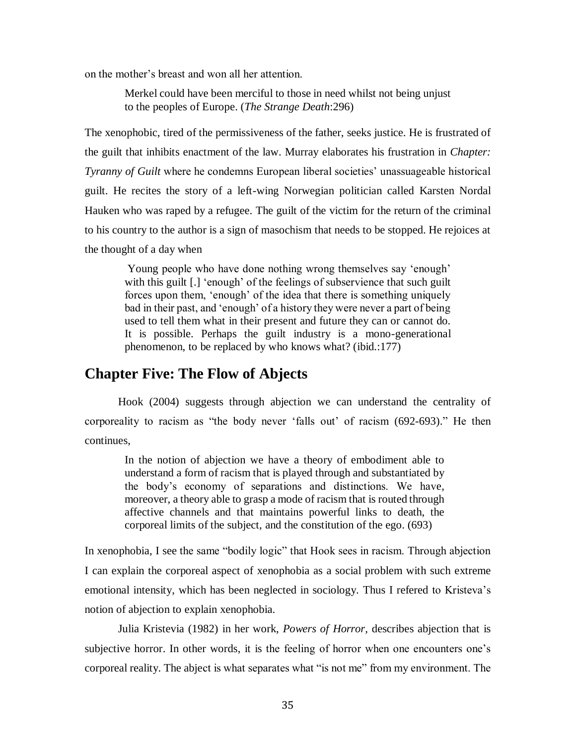on the mother's breast and won all her attention.

> Merkel could have been merciful to those in need whilst not being unjust to the peoples of Europe. (*The Strange Death*:296)

The xenophobic, tired of the permissiveness of the father, seeks justice. He is frustrated of the guilt that inhibits enactment of the law. Murray elaborates his frustration in *Chapter: Tyranny of Guilt* where he condemns European liberal societies' unassuageable historical guilt. He recites the story of a left-wing Norwegian politician called Karsten Nordal Hauken who was raped by a refugee. The guilt of the victim for the return of the criminal to his country to the author is a sign of masochism that needs to be stopped. He rejoices at the thought of a day when

> Young people who have done nothing wrong themselves say 'enough' with this guilt [.] 'enough' of the feelings of subservience that such guilt forces upon them, 'enough' of the idea that there is something uniquely bad in their past, and 'enough' of a history they were never a part of being used to tell them what in their present and future they can or cannot do. It is possible. Perhaps the guilt industry is a mono-generational phenomenon, to be replaced by who knows what? (ibid.:177)

## Chapter Five: The Flow of Abjects

Hook (2004) suggests through abjection we can understand the centrality of corporeality to racism as "the body never 'falls out' of racism (692-693)." He then continues,

> In the notion of abjection we have a theory of embodiment able to understand a form of racism that is played through and substantiated by the body's economy of separations and distinctions. We have, moreover, a theory able to grasp a mode of racism that is routed through affective channels and that maintains powerful links to death, the corporeal limits of the subject, and the constitution of the ego. (693)

In xenophobia, I see the same "bodily logic" that Hook sees in racism. Through abjection I can explain the corporeal aspect of xenophobia as a social problem with such extreme emotional intensity, which has been neglected in sociology. Thus I refered to Kristeva's notion of abjection to explain xenophobia.

Julia Kristevia (1982) in her work, *Powers of Horror*, describes abjection that is subjective horror. In other words, it is the feeling of horror when one encounters one's corporeal reality. The abject is what separates what "is not me" from my environment. The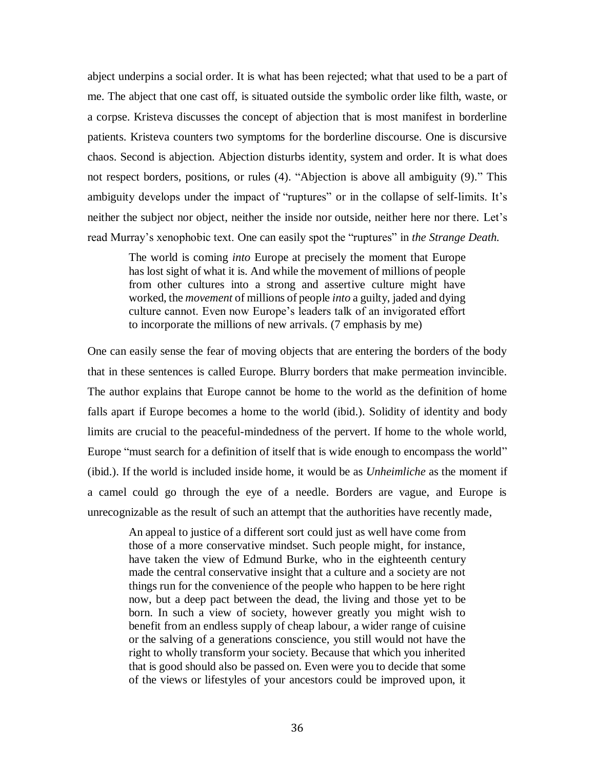abject underpins a social order. It is what has been rejected; what that used to be a part of me. The abject that one cast off, is situated outside the symbolic order like filth, waste, or a corpse. Kristeva discusses the concept of abjection that is most manifest in borderline patients. Kristeva counters two symptoms for the borderline discourse. One is discursive chaos. Second is abjection. Abjection disturbs identity, system and order. It is what does not respect borders, positions, or rules (4). "Abjection is above all ambiguity (9)." This ambiguity develops under the impact of "ruptures" or in the collapse of self-limits. It's neither the subject nor object, neither the inside nor outside, neither here nor there. Let's read Murray's xenophobic text. One can easily spot the "ruptures" in *the Strange Death.*

> The world is coming *into* Europe at precisely the moment that Europe has lost sight of what it is. And while the movement of millions of people from other cultures into a strong and assertive culture might have worked, the *movement* of millions of people *into* a guilty, jaded and dying culture cannot. Even now Europe's leaders talk of an invigorated effort to incorporate the millions of new arrivals. (7 emphasis by me)

One can easily sense the fear of moving objects that are entering the borders of the body that in these sentences is called Europe. Blurry borders that make permeation invincible. The author explains that Europe cannot be home to the world as the definition of home falls apart if Europe becomes a home to the world (ibid.). Solidity of identity and body limits are crucial to the peaceful-mindedness of the pervert. If home to the whole world, Europe "must search for a definition of itself that is wide enough to encompass the world" (ibid.). If the world is included inside home, it would be as *Unheimliche* as the moment if a camel could go through the eye of a needle. Borders are vague, and Europe is unrecognizable as the result of such an attempt that the authorities have recently made,

> An appeal to justice of a different sort could just as well have come from those of a more conservative mindset. Such people might, for instance, have taken the view of Edmund Burke, who in the eighteenth century made the central conservative insight that a culture and a society are not things run for the convenience of the people who happen to be here right now, but a deep pact between the dead, the living and those yet to be born. In such a view of society, however greatly you might wish to benefit from an endless supply of cheap labour, a wider range of cuisine or the salving of a generations conscience, you still would not have the right to wholly transform your society. Because that which you inherited that is good should also be passed on. Even were you to decide that some of the views or lifestyles of your ancestors could be improved upon, it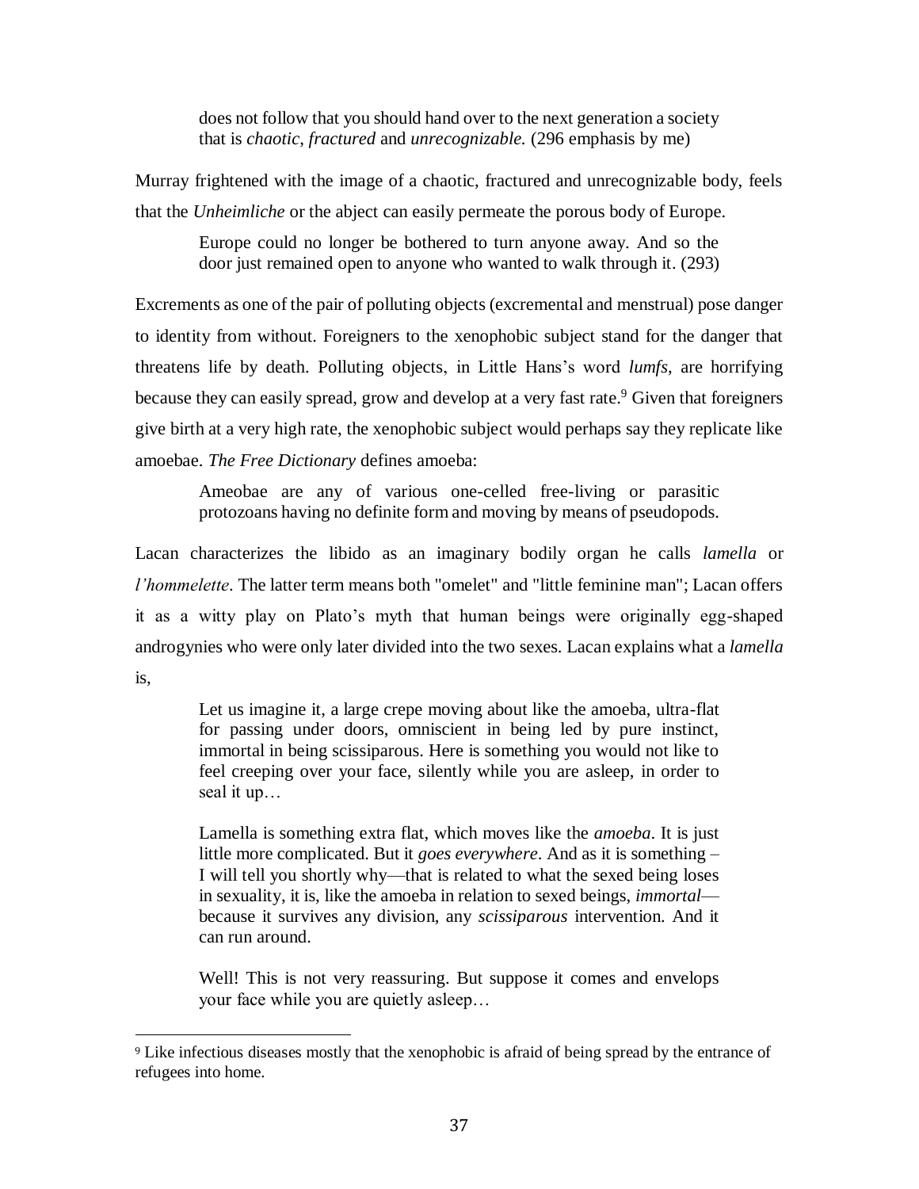> does not follow that you should hand over to the next generation a society that is *chaotic*, *fractured* and *unrecognizable.* (296 emphasis by me)

Murray frightened with the image of a chaotic, fractured and unrecognizable body, feels that the *Unheimliche* or the abject can easily permeate the porous body of Europe.

> Europe could no longer be bothered to turn anyone away. And so the door just remained open to anyone who wanted to walk through it. (293)

Excrements as one of the pair of polluting objects (excremental and menstrual) pose danger to identity from without. Foreigners to the xenophobic subject stand for the danger that threatens life by death. Polluting objects, in Little Hans's word *lumfs*, are horrifying because they can easily spread, grow and develop at a very fast rate.[9] Given that foreigners give birth at a very high rate, the xenophobic subject would perhaps say they replicate like amoebae. *The Free Dictionary* defines amoeba:

> Ameobae are any of various one-celled free-living or parasitic protozoans having no definite form and moving by means of pseudopods.

Lacan characterizes the libido as an imaginary bodily organ he calls *lamella* or *l'hommelette*. The latter term means both "omelet" and "little feminine man"; Lacan offers it as a witty play on Plato's myth that human beings were originally egg-shaped androgynies who were only later divided into the two sexes. Lacan explains what a *lamella* is,

> Let us imagine it, a large crepe moving about like the amoeba, ultra-flat for passing under doors, omniscient in being led by pure instinct, immortal in being scissiparous. Here is something you would not like to feel creeping over your face, silently while you are asleep, in order to seal it up…
>
> Lamella is something extra flat, which moves like the *amoeba*. It is just little more complicated. But it *goes everywhere*. And as it is something – I will tell you shortly why—that is related to what the sexed being loses in sexuality, it is, like the amoeba in relation to sexed beings, *immortal*—because it survives any division, any *scissiparous* intervention. And it can run around.
>
> Well! This is not very reassuring. But suppose it comes and envelops your face while you are quietly asleep…

---

[9] Like infectious diseases mostly that the xenophobic is afraid of being spread by the entrance of refugees into home.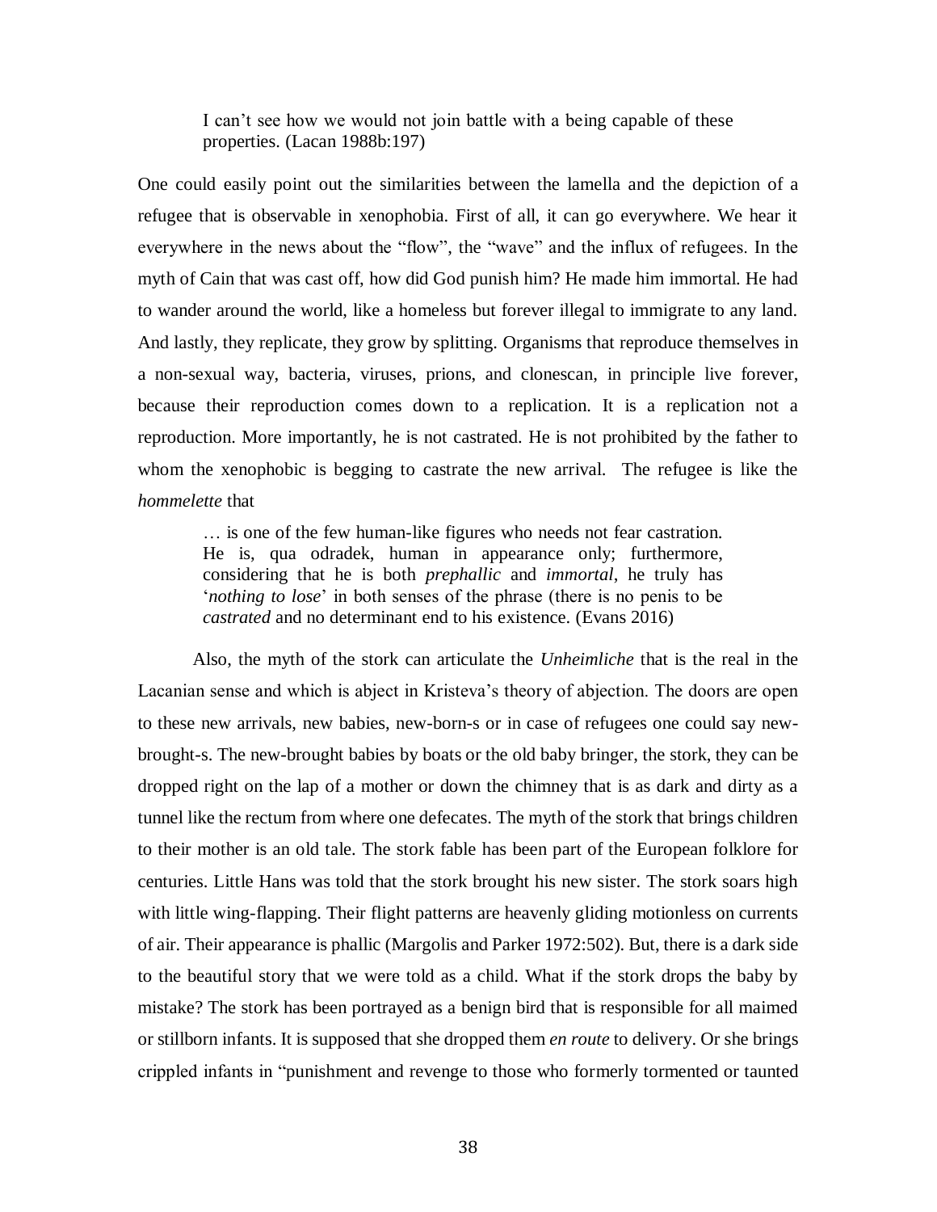> I can't see how we would not join battle with a being capable of these properties. (Lacan 1988b:197)

One could easily point out the similarities between the lamella and the depiction of a refugee that is observable in xenophobia. First of all, it can go everywhere. We hear it everywhere in the news about the "flow", the "wave" and the influx of refugees. In the myth of Cain that was cast off, how did God punish him? He made him immortal. He had to wander around the world, like a homeless but forever illegal to immigrate to any land. And lastly, they replicate, they grow by splitting. Organisms that reproduce themselves in a non-sexual way, bacteria, viruses, prions, and clonescan, in principle live forever, because their reproduction comes down to a replication. It is a replication not a reproduction. More importantly, he is not castrated. He is not prohibited by the father to whom the xenophobic is begging to castrate the new arrival. The refugee is like the *hommelette* that

> … is one of the few human-like figures who needs not fear castration. He is, qua odradek, human in appearance only; furthermore, considering that he is both *prephallic* and *immortal*, he truly has '*nothing to lose*' in both senses of the phrase (there is no penis to be *castrated* and no determinant end to his existence. (Evans 2016)

Also, the myth of the stork can articulate the *Unheimliche* that is the real in the Lacanian sense and which is abject in Kristeva's theory of abjection. The doors are open to these new arrivals, new babies, new-born-s or in case of refugees one could say new-brought-s. The new-brought babies by boats or the old baby bringer, the stork, they can be dropped right on the lap of a mother or down the chimney that is as dark and dirty as a tunnel like the rectum from where one defecates. The myth of the stork that brings children to their mother is an old tale. The stork fable has been part of the European folklore for centuries. Little Hans was told that the stork brought his new sister. The stork soars high with little wing-flapping. Their flight patterns are heavenly gliding motionless on currents of air. Their appearance is phallic (Margolis and Parker 1972:502). But, there is a dark side to the beautiful story that we were told as a child. What if the stork drops the baby by mistake? The stork has been portrayed as a benign bird that is responsible for all maimed or stillborn infants. It is supposed that she dropped them *en route* to delivery. Or she brings crippled infants in "punishment and revenge to those who formerly tormented or taunted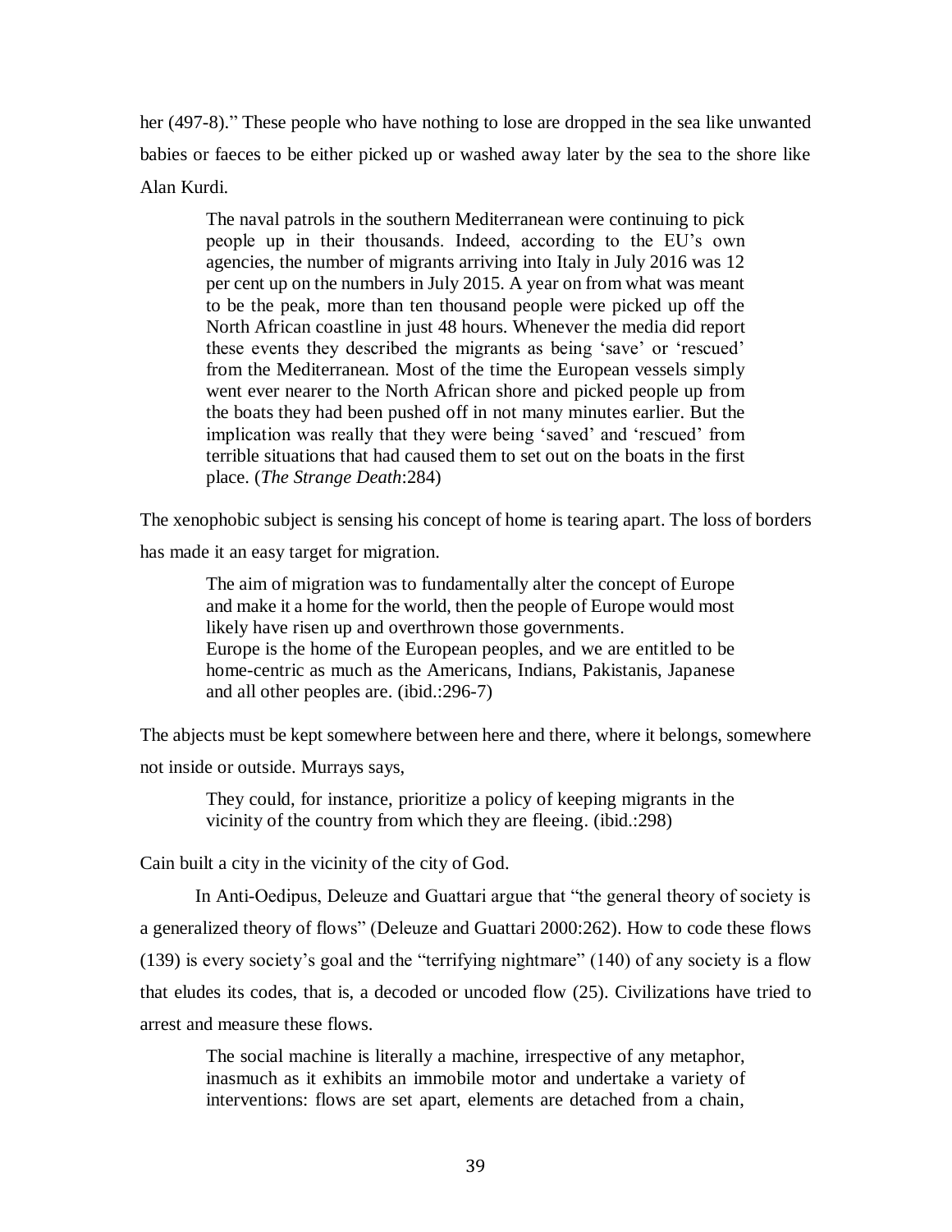her (497-8)." These people who have nothing to lose are dropped in the sea like unwanted babies or faeces to be either picked up or washed away later by the sea to the shore like Alan Kurdi.

> The naval patrols in the southern Mediterranean were continuing to pick people up in their thousands. Indeed, according to the EU's own agencies, the number of migrants arriving into Italy in July 2016 was 12 per cent up on the numbers in July 2015. A year on from what was meant to be the peak, more than ten thousand people were picked up off the North African coastline in just 48 hours. Whenever the media did report these events they described the migrants as being 'save' or 'rescued' from the Mediterranean. Most of the time the European vessels simply went ever nearer to the North African shore and picked people up from the boats they had been pushed off in not many minutes earlier. But the implication was really that they were being 'saved' and 'rescued' from terrible situations that had caused them to set out on the boats in the first place. (*The Strange Death*:284)

The xenophobic subject is sensing his concept of home is tearing apart. The loss of borders has made it an easy target for migration.

> The aim of migration was to fundamentally alter the concept of Europe and make it a home for the world, then the people of Europe would most likely have risen up and overthrown those governments.
> Europe is the home of the European peoples, and we are entitled to be home-centric as much as the Americans, Indians, Pakistanis, Japanese and all other peoples are. (ibid.:296-7)

The abjects must be kept somewhere between here and there, where it belongs, somewhere not inside or outside. Murrays says,

> They could, for instance, prioritize a policy of keeping migrants in the vicinity of the country from which they are fleeing. (ibid.:298)

Cain built a city in the vicinity of the city of God.

In Anti-Oedipus, Deleuze and Guattari argue that "the general theory of society is a generalized theory of flows" (Deleuze and Guattari 2000:262). How to code these flows (139) is every society's goal and the "terrifying nightmare" (140) of any society is a flow that eludes its codes, that is, a decoded or uncoded flow (25). Civilizations have tried to arrest and measure these flows.

> The social machine is literally a machine, irrespective of any metaphor, inasmuch as it exhibits an immobile motor and undertake a variety of interventions: flows are set apart, elements are detached from a chain,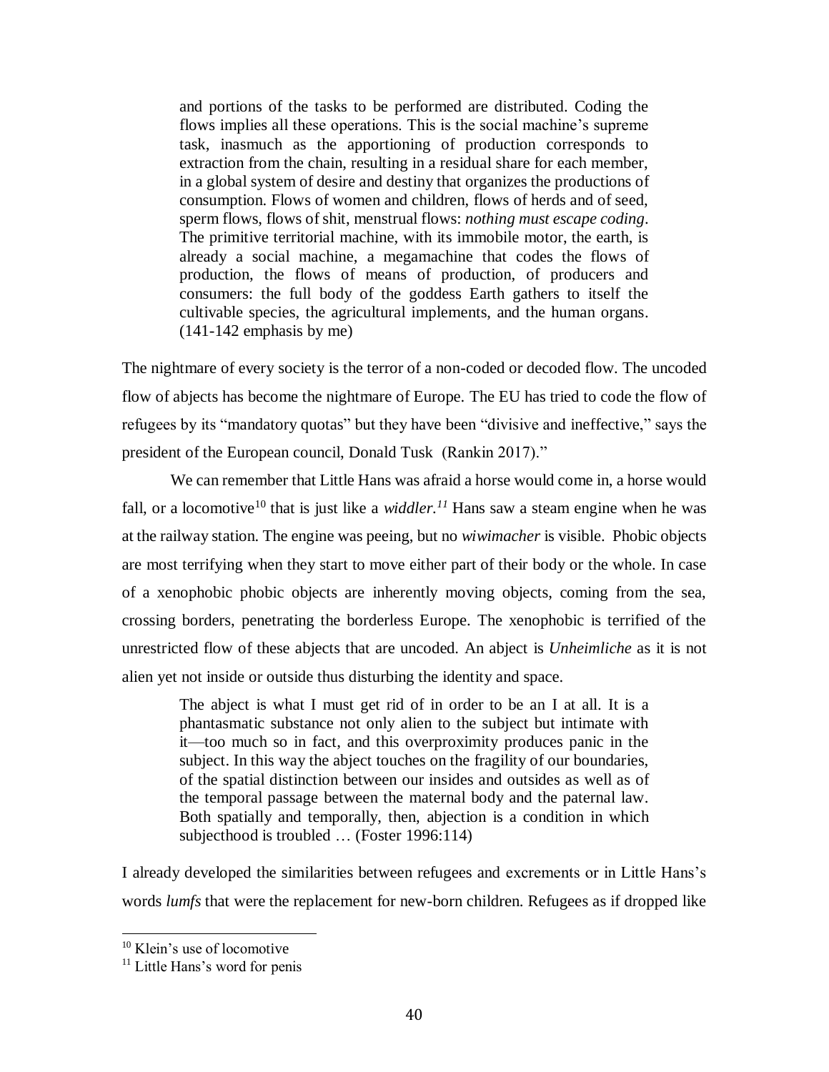> and portions of the tasks to be performed are distributed. Coding the flows implies all these operations. This is the social machine's supreme task, inasmuch as the apportioning of production corresponds to extraction from the chain, resulting in a residual share for each member, in a global system of desire and destiny that organizes the productions of consumption. Flows of women and children, flows of herds and of seed, sperm flows, flows of shit, menstrual flows: *nothing must escape coding*. The primitive territorial machine, with its immobile motor, the earth, is already a social machine, a megamachine that codes the flows of production, the flows of means of production, of producers and consumers: the full body of the goddess Earth gathers to itself the cultivable species, the agricultural implements, and the human organs. (141-142 emphasis by me)

The nightmare of every society is the terror of a non-coded or decoded flow. The uncoded flow of abjects has become the nightmare of Europe. The EU has tried to code the flow of refugees by its "mandatory quotas" but they have been "divisive and ineffective," says the president of the European council, Donald Tusk (Rankin 2017)."

We can remember that Little Hans was afraid a horse would come in, a horse would fall, or a locomotive[10] that is just like a *widdler.*[11] Hans saw a steam engine when he was at the railway station. The engine was peeing, but no *wiwimacher* is visible. Phobic objects are most terrifying when they start to move either part of their body or the whole. In case of a xenophobic phobic objects are inherently moving objects, coming from the sea, crossing borders, penetrating the borderless Europe. The xenophobic is terrified of the unrestricted flow of these abjects that are uncoded. An abject is *Unheimliche* as it is not alien yet not inside or outside thus disturbing the identity and space.

> The abject is what I must get rid of in order to be an I at all. It is a phantasmatic substance not only alien to the subject but intimate with it—too much so in fact, and this overproximity produces panic in the subject. In this way the abject touches on the fragility of our boundaries, of the spatial distinction between our insides and outsides as well as of the temporal passage between the maternal body and the paternal law. Both spatially and temporally, then, abjection is a condition in which subjecthood is troubled … (Foster 1996:114)

I already developed the similarities between refugees and excrements or in Little Hans's words *lumfs* that were the replacement for new-born children. Refugees as if dropped like

---

[10] Klein's use of locomotive

[11] Little Hans's word for penis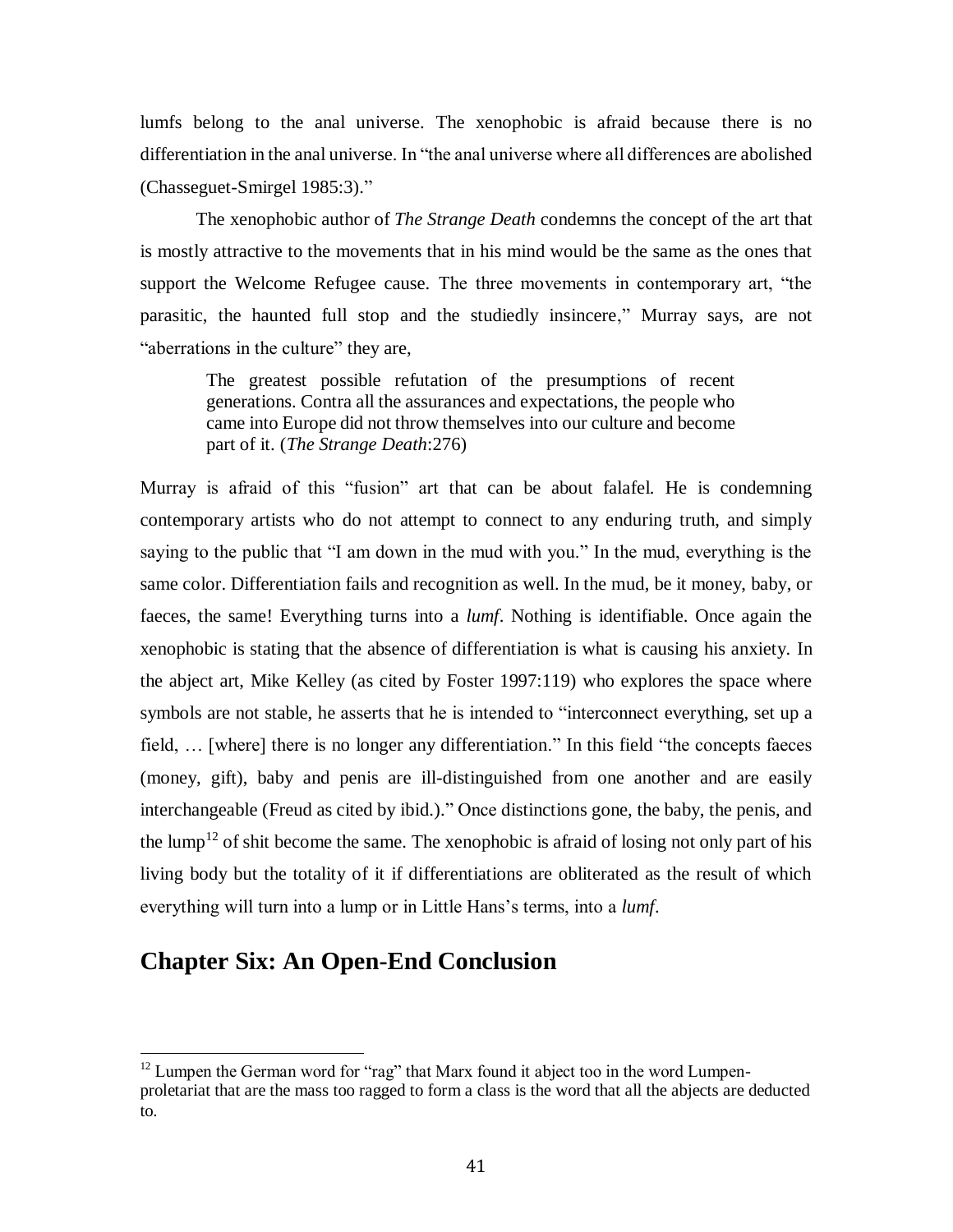lumfs belong to the anal universe. The xenophobic is afraid because there is no differentiation in the anal universe. In "the anal universe where all differences are abolished (Chasseguet-Smirgel 1985:3)."

The xenophobic author of *The Strange Death* condemns the concept of the art that is mostly attractive to the movements that in his mind would be the same as the ones that support the Welcome Refugee cause. The three movements in contemporary art, "the parasitic, the haunted full stop and the studiedly insincere," Murray says, are not "aberrations in the culture" they are,

> The greatest possible refutation of the presumptions of recent generations. Contra all the assurances and expectations, the people who came into Europe did not throw themselves into our culture and become part of it. (*The Strange Death*:276)

Murray is afraid of this "fusion" art that can be about falafel. He is condemning contemporary artists who do not attempt to connect to any enduring truth, and simply saying to the public that "I am down in the mud with you." In the mud, everything is the same color. Differentiation fails and recognition as well. In the mud, be it money, baby, or faeces, the same! Everything turns into a *lumf*. Nothing is identifiable. Once again the xenophobic is stating that the absence of differentiation is what is causing his anxiety. In the abject art, Mike Kelley (as cited by Foster 1997:119) who explores the space where symbols are not stable, he asserts that he is intended to "interconnect everything, set up a field, … [where] there is no longer any differentiation." In this field "the concepts faeces (money, gift), baby and penis are ill-distinguished from one another and are easily interchangeable (Freud as cited by ibid.)." Once distinctions gone, the baby, the penis, and the lump[12] of shit become the same. The xenophobic is afraid of losing not only part of his living body but the totality of it if differentiations are obliterated as the result of which everything will turn into a lump or in Little Hans's terms, into a *lumf*.

# Chapter Six: An Open-End Conclusion

[12] Lumpen the German word for "rag" that Marx found it abject too in the word Lumpen-proletariat that are the mass too ragged to form a class is the word that all the abjects are deducted to.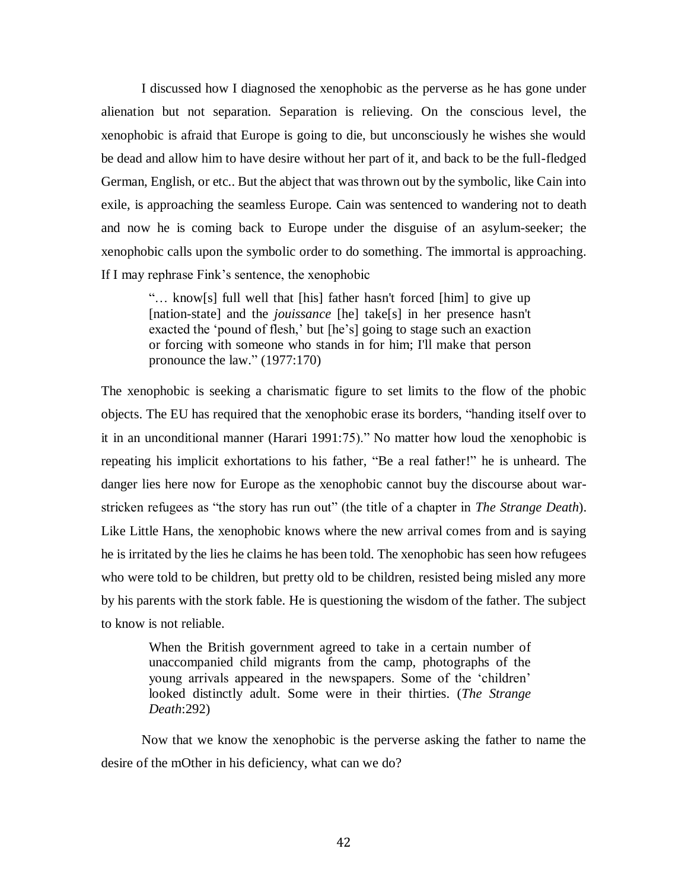I discussed how I diagnosed the xenophobic as the perverse as he has gone under alienation but not separation. Separation is relieving. On the conscious level, the xenophobic is afraid that Europe is going to die, but unconsciously he wishes she would be dead and allow him to have desire without her part of it, and back to be the full-fledged German, English, or etc.. But the abject that was thrown out by the symbolic, like Cain into exile, is approaching the seamless Europe. Cain was sentenced to wandering not to death and now he is coming back to Europe under the disguise of an asylum-seeker; the xenophobic calls upon the symbolic order to do something. The immortal is approaching. If I may rephrase Fink's sentence, the xenophobic

> "… know[s] full well that [his] father hasn't forced [him] to give up [nation-state] and the *jouissance* [he] take[s] in her presence hasn't exacted the 'pound of flesh,' but [he's] going to stage such an exaction or forcing with someone who stands in for him; I'll make that person pronounce the law." (1977:170)

The xenophobic is seeking a charismatic figure to set limits to the flow of the phobic objects. The EU has required that the xenophobic erase its borders, "handing itself over to it in an unconditional manner (Harari 1991:75)." No matter how loud the xenophobic is repeating his implicit exhortations to his father, "Be a real father!" he is unheard. The danger lies here now for Europe as the xenophobic cannot buy the discourse about war-stricken refugees as "the story has run out" (the title of a chapter in *The Strange Death*). Like Little Hans, the xenophobic knows where the new arrival comes from and is saying he is irritated by the lies he claims he has been told. The xenophobic has seen how refugees who were told to be children, but pretty old to be children, resisted being misled any more by his parents with the stork fable. He is questioning the wisdom of the father. The subject to know is not reliable.

> When the British government agreed to take in a certain number of unaccompanied child migrants from the camp, photographs of the young arrivals appeared in the newspapers. Some of the 'children' looked distinctly adult. Some were in their thirties. (*The Strange Death*:292)

Now that we know the xenophobic is the perverse asking the father to name the desire of the mOther in his deficiency, what can we do?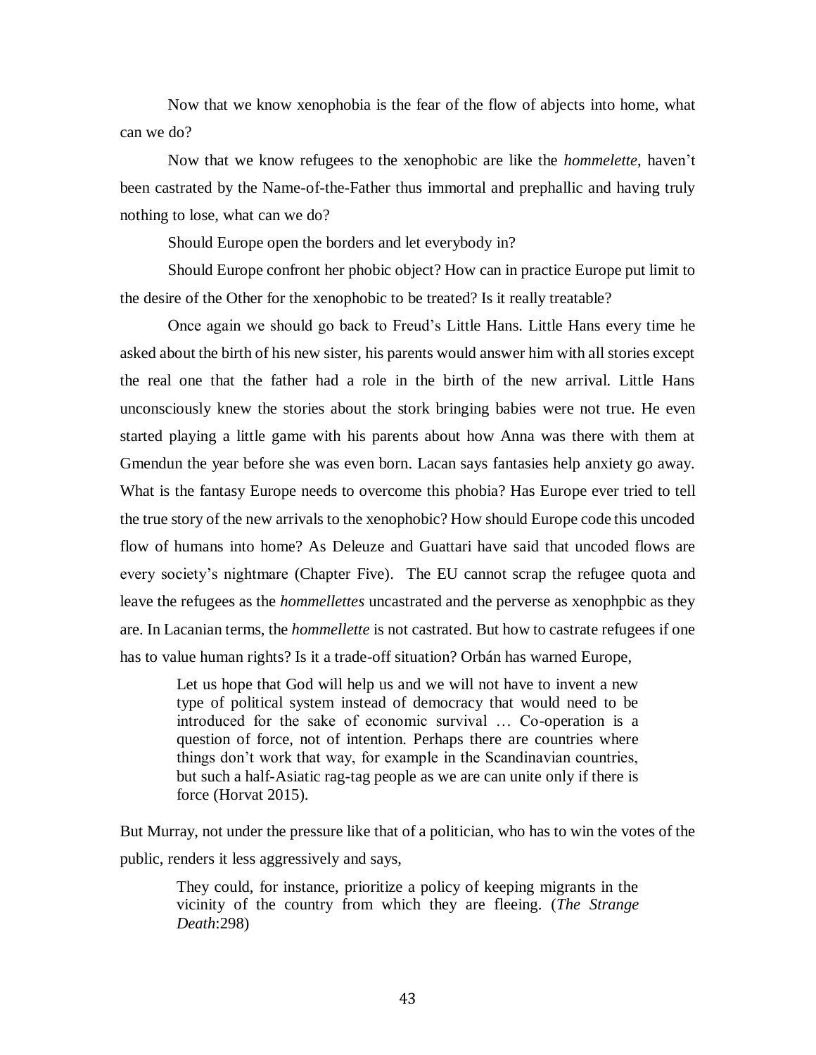Now that we know xenophobia is the fear of the flow of abjects into home, what can we do?

Now that we know refugees to the xenophobic are like the *hommelette*, haven't been castrated by the Name-of-the-Father thus immortal and prephallic and having truly nothing to lose, what can we do?

Should Europe open the borders and let everybody in?

Should Europe confront her phobic object? How can in practice Europe put limit to the desire of the Other for the xenophobic to be treated? Is it really treatable?

Once again we should go back to Freud's Little Hans. Little Hans every time he asked about the birth of his new sister, his parents would answer him with all stories except the real one that the father had a role in the birth of the new arrival. Little Hans unconsciously knew the stories about the stork bringing babies were not true. He even started playing a little game with his parents about how Anna was there with them at Gmendun the year before she was even born. Lacan says fantasies help anxiety go away. What is the fantasy Europe needs to overcome this phobia? Has Europe ever tried to tell the true story of the new arrivals to the xenophobic? How should Europe code this uncoded flow of humans into home? As Deleuze and Guattari have said that uncoded flows are every society's nightmare (Chapter Five). The EU cannot scrap the refugee quota and leave the refugees as the *hommellettes* uncastrated and the perverse as xenophpbic as they are. In Lacanian terms, the *hommellette* is not castrated. But how to castrate refugees if one has to value human rights? Is it a trade-off situation? Orbán has warned Europe,

> Let us hope that God will help us and we will not have to invent a new type of political system instead of democracy that would need to be introduced for the sake of economic survival … Co-operation is a question of force, not of intention. Perhaps there are countries where things don't work that way, for example in the Scandinavian countries, but such a half-Asiatic rag-tag people as we are can unite only if there is force (Horvat 2015).

But Murray, not under the pressure like that of a politician, who has to win the votes of the public, renders it less aggressively and says,

> They could, for instance, prioritize a policy of keeping migrants in the vicinity of the country from which they are fleeing. (*The Strange Death*:298)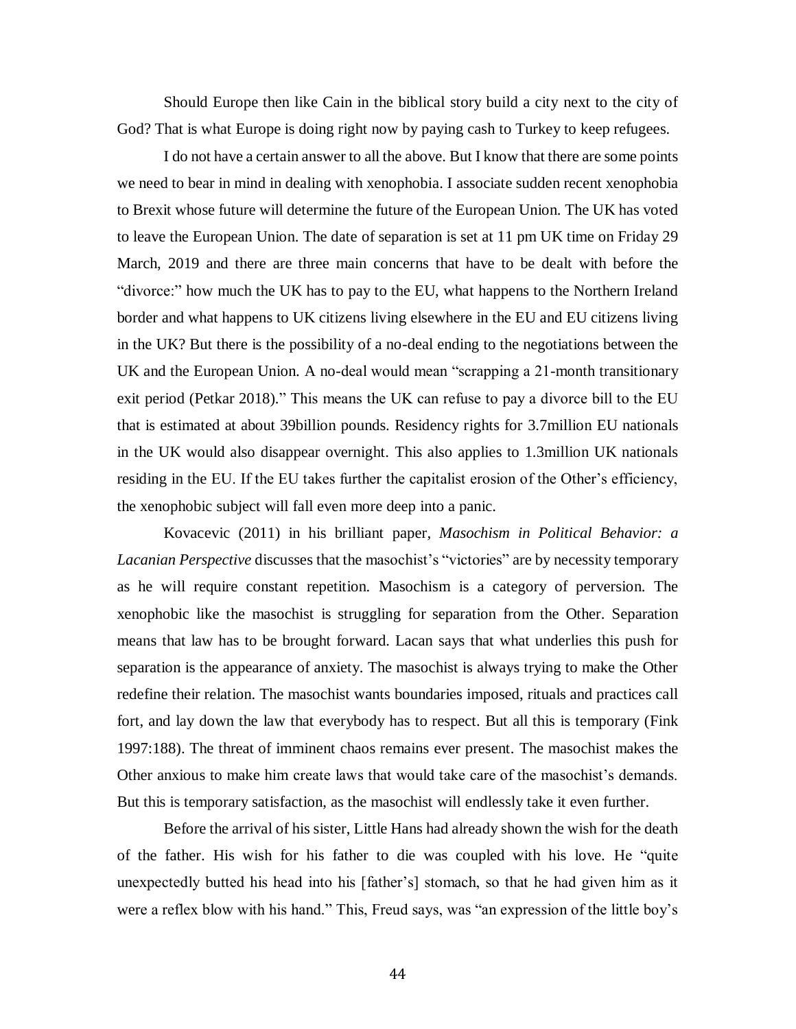Should Europe then like Cain in the biblical story build a city next to the city of God? That is what Europe is doing right now by paying cash to Turkey to keep refugees.

I do not have a certain answer to all the above. But I know that there are some points we need to bear in mind in dealing with xenophobia. I associate sudden recent xenophobia to Brexit whose future will determine the future of the European Union. The UK has voted to leave the European Union. The date of separation is set at 11 pm UK time on Friday 29 March, 2019 and there are three main concerns that have to be dealt with before the "divorce:" how much the UK has to pay to the EU, what happens to the Northern Ireland border and what happens to UK citizens living elsewhere in the EU and EU citizens living in the UK? But there is the possibility of a no-deal ending to the negotiations between the UK and the European Union. A no-deal would mean "scrapping a 21-month transitionary exit period (Petkar 2018)." This means the UK can refuse to pay a divorce bill to the EU that is estimated at about 39billion pounds. Residency rights for 3.7million EU nationals in the UK would also disappear overnight. This also applies to 1.3million UK nationals residing in the EU. If the EU takes further the capitalist erosion of the Other's efficiency, the xenophobic subject will fall even more deep into a panic.

Kovacevic (2011) in his brilliant paper, *Masochism in Political Behavior: a Lacanian Perspective* discusses that the masochist's "victories" are by necessity temporary as he will require constant repetition. Masochism is a category of perversion. The xenophobic like the masochist is struggling for separation from the Other. Separation means that law has to be brought forward. Lacan says that what underlies this push for separation is the appearance of anxiety. The masochist is always trying to make the Other redefine their relation. The masochist wants boundaries imposed, rituals and practices call fort, and lay down the law that everybody has to respect. But all this is temporary (Fink 1997:188). The threat of imminent chaos remains ever present. The masochist makes the Other anxious to make him create laws that would take care of the masochist's demands. But this is temporary satisfaction, as the masochist will endlessly take it even further.

Before the arrival of his sister, Little Hans had already shown the wish for the death of the father. His wish for his father to die was coupled with his love. He "quite unexpectedly butted his head into his [father's] stomach, so that he had given him as it were a reflex blow with his hand." This, Freud says, was "an expression of the little boy's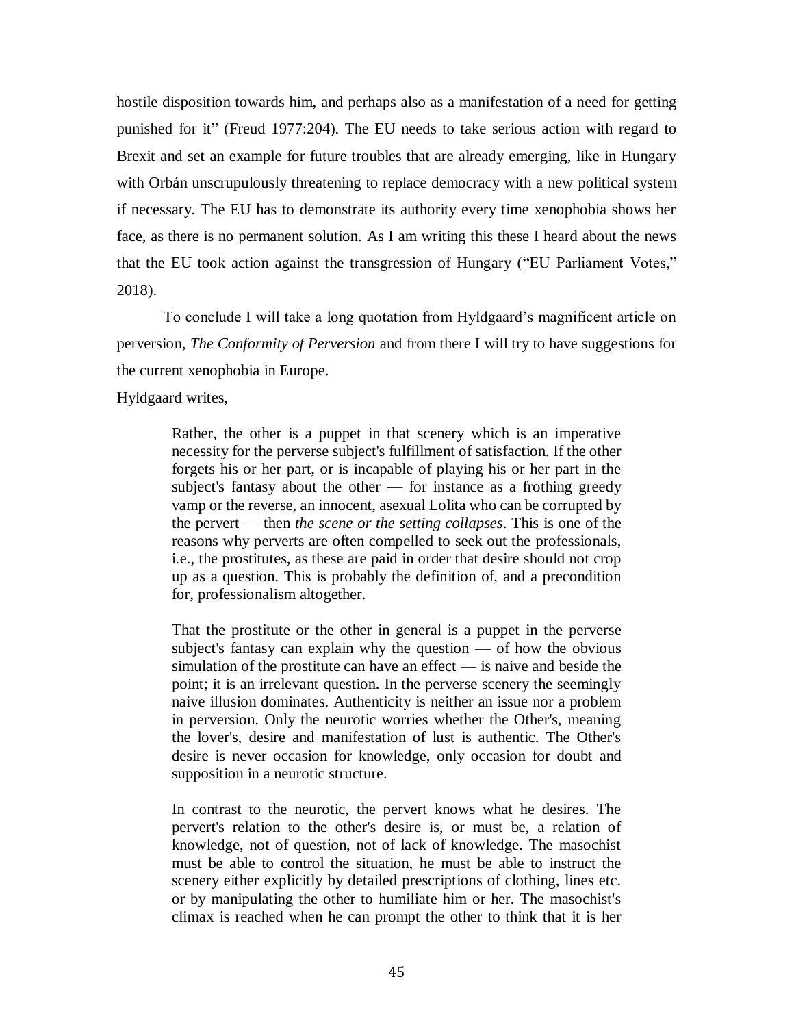hostile disposition towards him, and perhaps also as a manifestation of a need for getting punished for it" (Freud 1977:204). The EU needs to take serious action with regard to Brexit and set an example for future troubles that are already emerging, like in Hungary with Orbán unscrupulously threatening to replace democracy with a new political system if necessary. The EU has to demonstrate its authority every time xenophobia shows her face, as there is no permanent solution. As I am writing this these I heard about the news that the EU took action against the transgression of Hungary ("EU Parliament Votes," 2018).

To conclude I will take a long quotation from Hyldgaard's magnificent article on perversion, *The Conformity of Perversion* and from there I will try to have suggestions for the current xenophobia in Europe.

Hyldgaard writes,

> Rather, the other is a puppet in that scenery which is an imperative necessity for the perverse subject's fulfillment of satisfaction. If the other forgets his or her part, or is incapable of playing his or her part in the subject's fantasy about the other — for instance as a frothing greedy vamp or the reverse, an innocent, asexual Lolita who can be corrupted by the pervert — then *the scene or the setting collapses*. This is one of the reasons why perverts are often compelled to seek out the professionals, i.e., the prostitutes, as these are paid in order that desire should not crop up as a question. This is probably the definition of, and a precondition for, professionalism altogether.
>
> That the prostitute or the other in general is a puppet in the perverse subject's fantasy can explain why the question — of how the obvious simulation of the prostitute can have an effect — is naive and beside the point; it is an irrelevant question. In the perverse scenery the seemingly naive illusion dominates. Authenticity is neither an issue nor a problem in perversion. Only the neurotic worries whether the Other's, meaning the lover's, desire and manifestation of lust is authentic. The Other's desire is never occasion for knowledge, only occasion for doubt and supposition in a neurotic structure.
>
> In contrast to the neurotic, the pervert knows what he desires. The pervert's relation to the other's desire is, or must be, a relation of knowledge, not of question, not of lack of knowledge. The masochist must be able to control the situation, he must be able to instruct the scenery either explicitly by detailed prescriptions of clothing, lines etc. or by manipulating the other to humiliate him or her. The masochist's climax is reached when he can prompt the other to think that it is her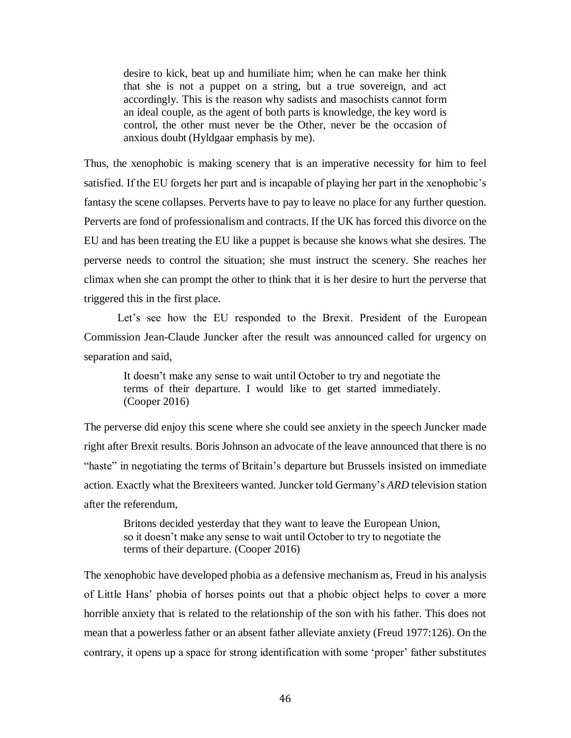> desire to kick, beat up and humiliate him; when he can make her think that she is not a puppet on a string, but a true sovereign, and act accordingly. This is the reason why sadists and masochists cannot form an ideal couple, as the agent of both parts is knowledge, the key word is control, the other must never be the Other, never be the occasion of anxious doubt (Hyldgaar emphasis by me).

Thus, the xenophobic is making scenery that is an imperative necessity for him to feel satisfied. If the EU forgets her part and is incapable of playing her part in the xenophobic's fantasy the scene collapses. Perverts have to pay to leave no place for any further question. Perverts are fond of professionalism and contracts. If the UK has forced this divorce on the EU and has been treating the EU like a puppet is because she knows what she desires. The perverse needs to control the situation; she must instruct the scenery. She reaches her climax when she can prompt the other to think that it is her desire to hurt the perverse that triggered this in the first place.

Let's see how the EU responded to the Brexit. President of the European Commission Jean-Claude Juncker after the result was announced called for urgency on separation and said,

> It doesn't make any sense to wait until October to try and negotiate the terms of their departure. I would like to get started immediately. (Cooper 2016)

The perverse did enjoy this scene where she could see anxiety in the speech Juncker made right after Brexit results. Boris Johnson an advocate of the leave announced that there is no "haste" in negotiating the terms of Britain's departure but Brussels insisted on immediate action. Exactly what the Brexiteers wanted. Juncker told Germany's *ARD* television station after the referendum,

> Britons decided yesterday that they want to leave the European Union, so it doesn't make any sense to wait until October to try to negotiate the terms of their departure. (Cooper 2016)

The xenophobic have developed phobia as a defensive mechanism as, Freud in his analysis of Little Hans' phobia of horses points out that a phobic object helps to cover a more horrible anxiety that is related to the relationship of the son with his father. This does not mean that a powerless father or an absent father alleviate anxiety (Freud 1977:126). On the contrary, it opens up a space for strong identification with some 'proper' father substitutes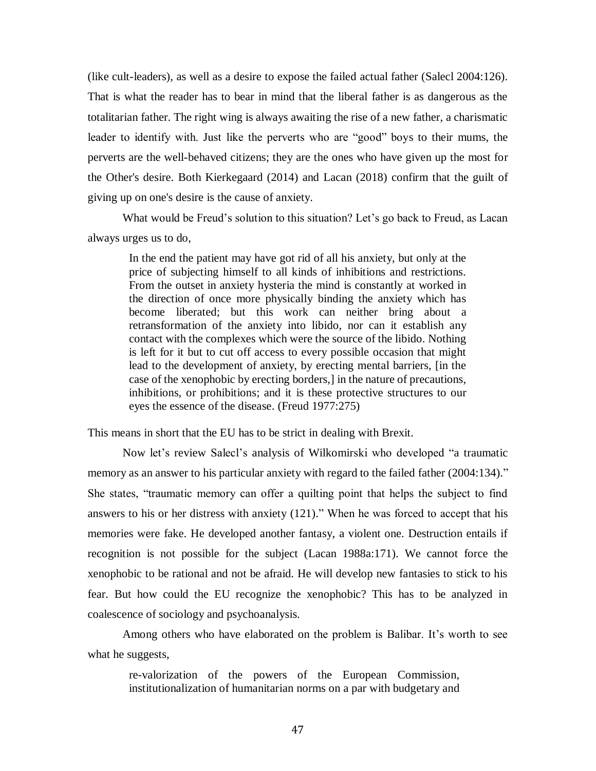(like cult-leaders), as well as a desire to expose the failed actual father (Salecl 2004:126). That is what the reader has to bear in mind that the liberal father is as dangerous as the totalitarian father. The right wing is always awaiting the rise of a new father, a charismatic leader to identify with. Just like the perverts who are "good" boys to their mums, the perverts are the well-behaved citizens; they are the ones who have given up the most for the Other's desire. Both Kierkegaard (2014) and Lacan (2018) confirm that the guilt of giving up on one's desire is the cause of anxiety.

What would be Freud's solution to this situation? Let's go back to Freud, as Lacan always urges us to do,

> In the end the patient may have got rid of all his anxiety, but only at the price of subjecting himself to all kinds of inhibitions and restrictions. From the outset in anxiety hysteria the mind is constantly at worked in the direction of once more physically binding the anxiety which has become liberated; but this work can neither bring about a retransformation of the anxiety into libido, nor can it establish any contact with the complexes which were the source of the libido. Nothing is left for it but to cut off access to every possible occasion that might lead to the development of anxiety, by erecting mental barriers, [in the case of the xenophobic by erecting borders,] in the nature of precautions, inhibitions, or prohibitions; and it is these protective structures to our eyes the essence of the disease. (Freud 1977:275)

This means in short that the EU has to be strict in dealing with Brexit.

Now let's review Salecl's analysis of Wilkomirski who developed "a traumatic memory as an answer to his particular anxiety with regard to the failed father (2004:134)." She states, "traumatic memory can offer a quilting point that helps the subject to find answers to his or her distress with anxiety (121)." When he was forced to accept that his memories were fake. He developed another fantasy, a violent one. Destruction entails if recognition is not possible for the subject (Lacan 1988a:171). We cannot force the xenophobic to be rational and not be afraid. He will develop new fantasies to stick to his fear. But how could the EU recognize the xenophobic? This has to be analyzed in coalescence of sociology and psychoanalysis.

Among others who have elaborated on the problem is Balibar. It's worth to see what he suggests,

> re-valorization of the powers of the European Commission, institutionalization of humanitarian norms on a par with budgetary and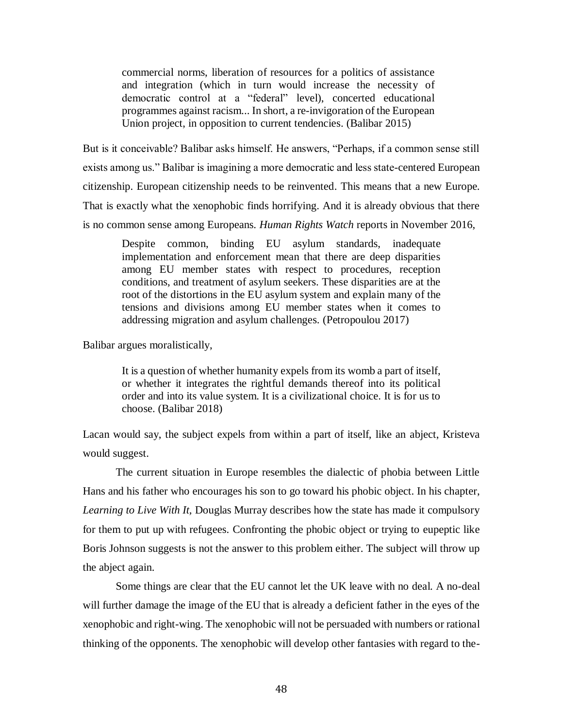> commercial norms, liberation of resources for a politics of assistance and integration (which in turn would increase the necessity of democratic control at a "federal" level), concerted educational programmes against racism... In short, a re-invigoration of the European Union project, in opposition to current tendencies. (Balibar 2015)

But is it conceivable? Balibar asks himself. He answers, "Perhaps, if a common sense still exists among us." Balibar is imagining a more democratic and less state-centered European citizenship. European citizenship needs to be reinvented. This means that a new Europe. That is exactly what the xenophobic finds horrifying. And it is already obvious that there is no common sense among Europeans. *Human Rights Watch* reports in November 2016,

> Despite common, binding EU asylum standards, inadequate implementation and enforcement mean that there are deep disparities among EU member states with respect to procedures, reception conditions, and treatment of asylum seekers. These disparities are at the root of the distortions in the EU asylum system and explain many of the tensions and divisions among EU member states when it comes to addressing migration and asylum challenges. (Petropoulou 2017)

Balibar argues moralistically,

> It is a question of whether humanity expels from its womb a part of itself, or whether it integrates the rightful demands thereof into its political order and into its value system. It is a civilizational choice. It is for us to choose. (Balibar 2018)

Lacan would say, the subject expels from within a part of itself, like an abject, Kristeva would suggest.

The current situation in Europe resembles the dialectic of phobia between Little Hans and his father who encourages his son to go toward his phobic object. In his chapter, *Learning to Live With It,* Douglas Murray describes how the state has made it compulsory for them to put up with refugees. Confronting the phobic object or trying to eupeptic like Boris Johnson suggests is not the answer to this problem either. The subject will throw up the abject again.

Some things are clear that the EU cannot let the UK leave with no deal. A no-deal will further damage the image of the EU that is already a deficient father in the eyes of the xenophobic and right-wing. The xenophobic will not be persuaded with numbers or rational thinking of the opponents. The xenophobic will develop other fantasies with regard to the-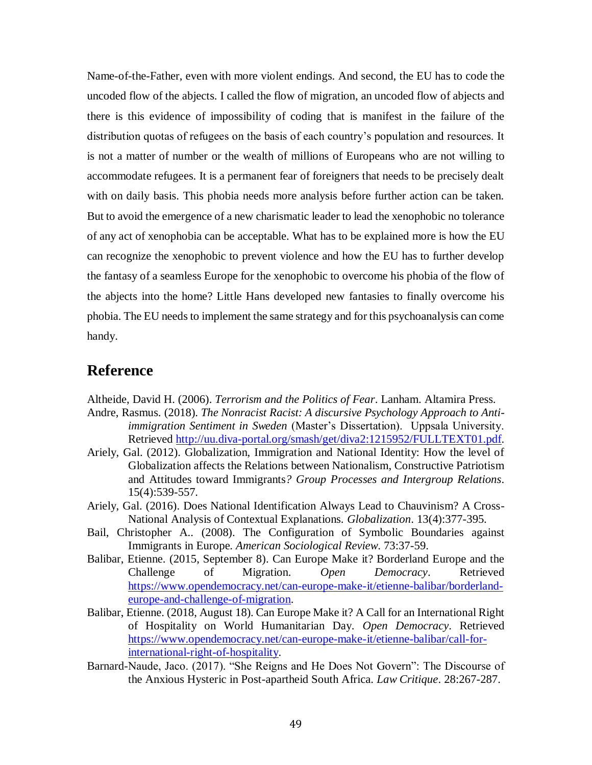Name-of-the-Father, even with more violent endings. And second, the EU has to code the uncoded flow of the abjects. I called the flow of migration, an uncoded flow of abjects and there is this evidence of impossibility of coding that is manifest in the failure of the distribution quotas of refugees on the basis of each country's population and resources. It is not a matter of number or the wealth of millions of Europeans who are not willing to accommodate refugees. It is a permanent fear of foreigners that needs to be precisely dealt with on daily basis. This phobia needs more analysis before further action can be taken. But to avoid the emergence of a new charismatic leader to lead the xenophobic no tolerance of any act of xenophobia can be acceptable. What has to be explained more is how the EU can recognize the xenophobic to prevent violence and how the EU has to further develop the fantasy of a seamless Europe for the xenophobic to overcome his phobia of the flow of the abjects into the home? Little Hans developed new fantasies to finally overcome his phobia. The EU needs to implement the same strategy and for this psychoanalysis can come handy.

## Reference

Altheide, David H. (2006). *Terrorism and the Politics of Fear*. Lanham. Altamira Press.

Andre, Rasmus. (2018). *The Nonracist Racist: A discursive Psychology Approach to Anti-immigration Sentiment in Sweden* (Master's Dissertation). Uppsala University. Retrieved http://uu.diva-portal.org/smash/get/diva2:1215952/FULLTEXT01.pdf.

Ariely, Gal. (2012). Globalization, Immigration and National Identity: How the level of Globalization affects the Relations between Nationalism, Constructive Patriotism and Attitudes toward Immigrants*? Group Processes and Intergroup Relations*. 15(4):539-557.

Ariely, Gal. (2016). Does National Identification Always Lead to Chauvinism? A Cross-National Analysis of Contextual Explanations. *Globalization*. 13(4):377-395.

Bail, Christopher A.. (2008). The Configuration of Symbolic Boundaries against Immigrants in Europe. *American Sociological Review*. 73:37-59.

Balibar, Etienne. (2015, September 8). Can Europe Make it? Borderland Europe and the Challenge of Migration. *Open Democracy*. Retrieved https://www.opendemocracy.net/can-europe-make-it/etienne-balibar/borderland-europe-and-challenge-of-migration.

Balibar, Etienne. (2018, August 18). Can Europe Make it? A Call for an International Right of Hospitality on World Humanitarian Day. *Open Democracy*. Retrieved https://www.opendemocracy.net/can-europe-make-it/etienne-balibar/call-for-international-right-of-hospitality.

Barnard-Naude, Jaco. (2017). "She Reigns and He Does Not Govern": The Discourse of the Anxious Hysteric in Post-apartheid South Africa. *Law Critique*. 28:267-287.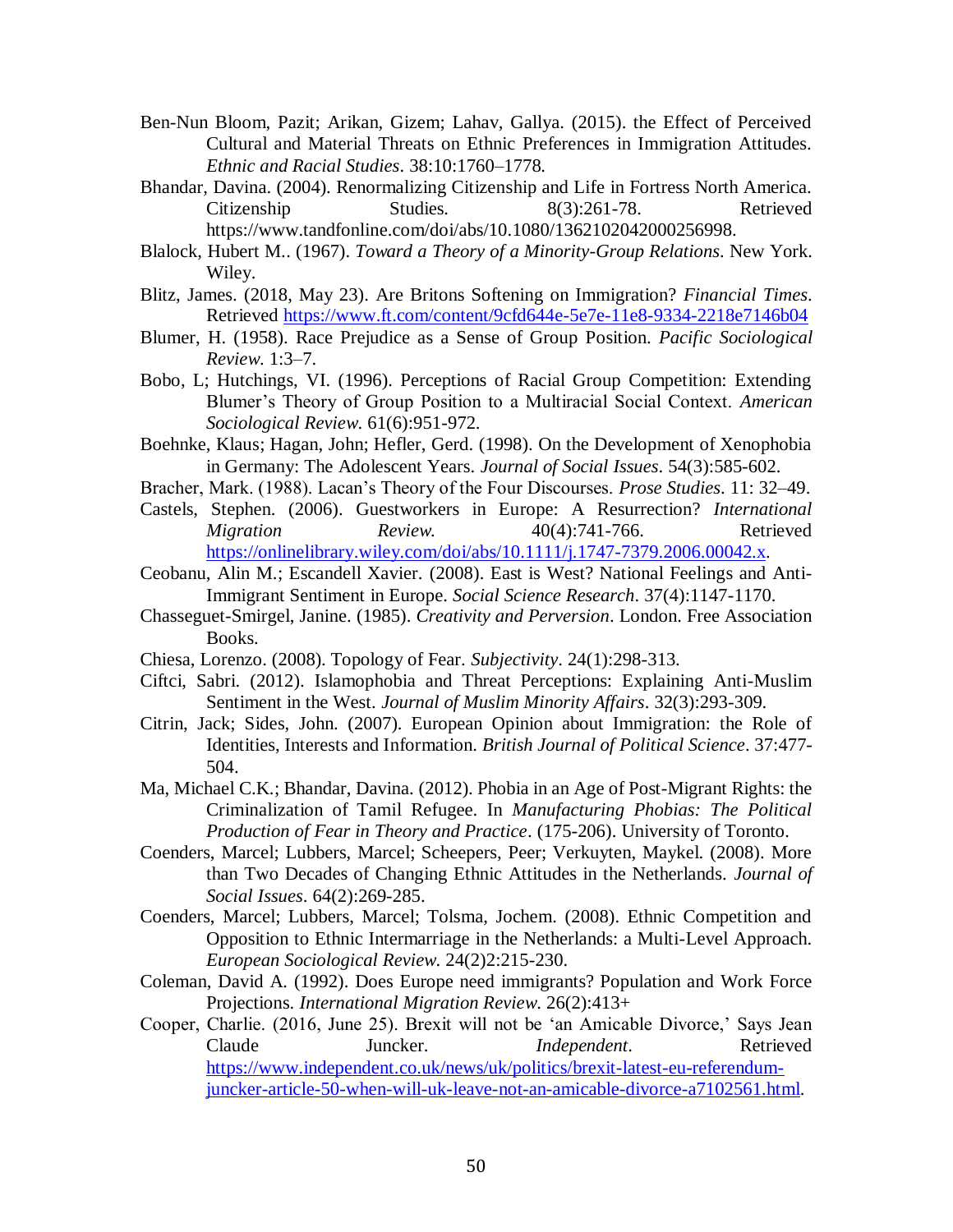Ben-Nun Bloom, Pazit; Arikan, Gizem; Lahav, Gallya. (2015). the Effect of Perceived Cultural and Material Threats on Ethnic Preferences in Immigration Attitudes. *Ethnic and Racial Studies*. 38:10:1760–1778.

Bhandar, Davina. (2004). Renormalizing Citizenship and Life in Fortress North America. Citizenship Studies. 8(3):261-78. Retrieved https://www.tandfonline.com/doi/abs/10.1080/1362102042000256998.

Blalock, Hubert M.. (1967). *Toward a Theory of a Minority-Group Relations*. New York. Wiley.

Blitz, James. (2018, May 23). Are Britons Softening on Immigration? *Financial Times*. Retrieved https://www.ft.com/content/9cfd644e-5e7e-11e8-9334-2218e7146b04

Blumer, H. (1958). Race Prejudice as a Sense of Group Position. *Pacific Sociological Review*. 1:3–7.

Bobo, L; Hutchings, VI. (1996). Perceptions of Racial Group Competition: Extending Blumer's Theory of Group Position to a Multiracial Social Context. *American Sociological Review*. 61(6):951-972.

Boehnke, Klaus; Hagan, John; Hefler, Gerd. (1998). On the Development of Xenophobia in Germany: The Adolescent Years. *Journal of Social Issues*. 54(3):585-602.

Bracher, Mark. (1988). Lacan's Theory of the Four Discourses. *Prose Studies*. 11: 32–49.

Castels, Stephen. (2006). Guestworkers in Europe: A Resurrection? *International Migration Review*. 40(4):741-766. Retrieved https://onlinelibrary.wiley.com/doi/abs/10.1111/j.1747-7379.2006.00042.x.

Ceobanu, Alin M.; Escandell Xavier. (2008). East is West? National Feelings and Anti-Immigrant Sentiment in Europe. *Social Science Research*. 37(4):1147-1170.

Chasseguet-Smirgel, Janine. (1985). *Creativity and Perversion*. London. Free Association Books.

Chiesa, Lorenzo. (2008). Topology of Fear. *Subjectivity*. 24(1):298-313.

Ciftci, Sabri. (2012). Islamophobia and Threat Perceptions: Explaining Anti-Muslim Sentiment in the West. *Journal of Muslim Minority Affairs*. 32(3):293-309.

Citrin, Jack; Sides, John. (2007). European Opinion about Immigration: the Role of Identities, Interests and Information. *British Journal of Political Science*. 37:477-504.

Ma, Michael C.K.; Bhandar, Davina. (2012). Phobia in an Age of Post-Migrant Rights: the Criminalization of Tamil Refugee. In *Manufacturing Phobias: The Political Production of Fear in Theory and Practice*. (175-206). University of Toronto.

Coenders, Marcel; Lubbers, Marcel; Scheepers, Peer; Verkuyten, Maykel. (2008). More than Two Decades of Changing Ethnic Attitudes in the Netherlands. *Journal of Social Issues*. 64(2):269-285.

Coenders, Marcel; Lubbers, Marcel; Tolsma, Jochem. (2008). Ethnic Competition and Opposition to Ethnic Intermarriage in the Netherlands: a Multi-Level Approach. *European Sociological Review*. 24(2)2:215-230.

Coleman, David A. (1992). Does Europe need immigrants? Population and Work Force Projections. *International Migration Review*. 26(2):413+

Cooper, Charlie. (2016, June 25). Brexit will not be 'an Amicable Divorce,' Says Jean Claude Juncker. *Independent*. Retrieved https://www.independent.co.uk/news/uk/politics/brexit-latest-eu-referendum-juncker-article-50-when-will-uk-leave-not-an-amicable-divorce-a7102561.html.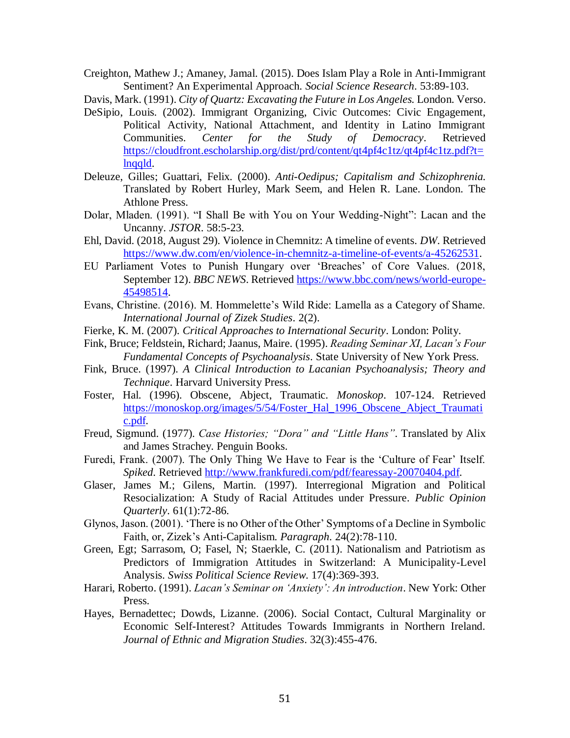Creighton, Mathew J.; Amaney, Jamal. (2015). Does Islam Play a Role in Anti-Immigrant Sentiment? An Experimental Approach. *Social Science Research*. 53:89-103.

Davis, Mark. (1991). *City of Quartz: Excavating the Future in Los Angeles.* London. Verso.

DeSipio, Louis. (2002). Immigrant Organizing, Civic Outcomes: Civic Engagement, Political Activity, National Attachment, and Identity in Latino Immigrant Communities. *Center for the Study of Democracy*. Retrieved https://cloudfront.escholarship.org/dist/prd/content/qt4pf4c1tz/qt4pf4c1tz.pdf?t=lnqqld.

Deleuze, Gilles; Guattari, Felix. (2000). *Anti-Oedipus; Capitalism and Schizophrenia.* Translated by Robert Hurley, Mark Seem, and Helen R. Lane. London. The Athlone Press.

Dolar, Mladen. (1991). "I Shall Be with You on Your Wedding-Night": Lacan and the Uncanny. *JSTOR*. 58:5-23.

Ehl, David. (2018, August 29). Violence in Chemnitz: A timeline of events. *DW*. Retrieved https://www.dw.com/en/violence-in-chemnitz-a-timeline-of-events/a-45262531.

EU Parliament Votes to Punish Hungary over 'Breaches' of Core Values. (2018, September 12). *BBC NEWS*. Retrieved https://www.bbc.com/news/world-europe-45498514.

Evans, Christine. (2016). M. Hommelette's Wild Ride: Lamella as a Category of Shame. *International Journal of Zizek Studies*. 2(2).

Fierke, K. M. (2007). *Critical Approaches to International Security*. London: Polity.

Fink, Bruce; Feldstein, Richard; Jaanus, Maire. (1995). *Reading Seminar XI, Lacan's Four Fundamental Concepts of Psychoanalysis*. State University of New York Press.

Fink, Bruce. (1997). *A Clinical Introduction to Lacanian Psychoanalysis; Theory and Technique*. Harvard University Press.

Foster, Hal. (1996). Obscene, Abject, Traumatic. *Monoskop*. 107-124. Retrieved https://monoskop.org/images/5/54/Foster_Hal_1996_Obscene_Abject_Traumatic.pdf.

Freud, Sigmund. (1977). *Case Histories; "Dora" and "Little Hans"*. Translated by Alix and James Strachey. Penguin Books.

Furedi, Frank. (2007). The Only Thing We Have to Fear is the 'Culture of Fear' Itself. *Spiked*. Retrieved http://www.frankfuredi.com/pdf/fearessay-20070404.pdf.

Glaser, James M.; Gilens, Martin. (1997). Interregional Migration and Political Resocialization: A Study of Racial Attitudes under Pressure. *Public Opinion Quarterly*. 61(1):72-86.

Glynos, Jason. (2001). 'There is no Other of the Other' Symptoms of a Decline in Symbolic Faith, or, Zizek's Anti-Capitalism. *Paragraph*. 24(2):78-110.

Green, Egt; Sarrasom, O; Fasel, N; Staerkle, C. (2011). Nationalism and Patriotism as Predictors of Immigration Attitudes in Switzerland: A Municipality-Level Analysis. *Swiss Political Science Review*. 17(4):369-393.

Harari, Roberto. (1991). *Lacan's Seminar on 'Anxiety': An introduction*. New York: Other Press.

Hayes, Bernadettec; Dowds, Lizanne. (2006). Social Contact, Cultural Marginality or Economic Self-Interest? Attitudes Towards Immigrants in Northern Ireland. *Journal of Ethnic and Migration Studies*. 32(3):455-476.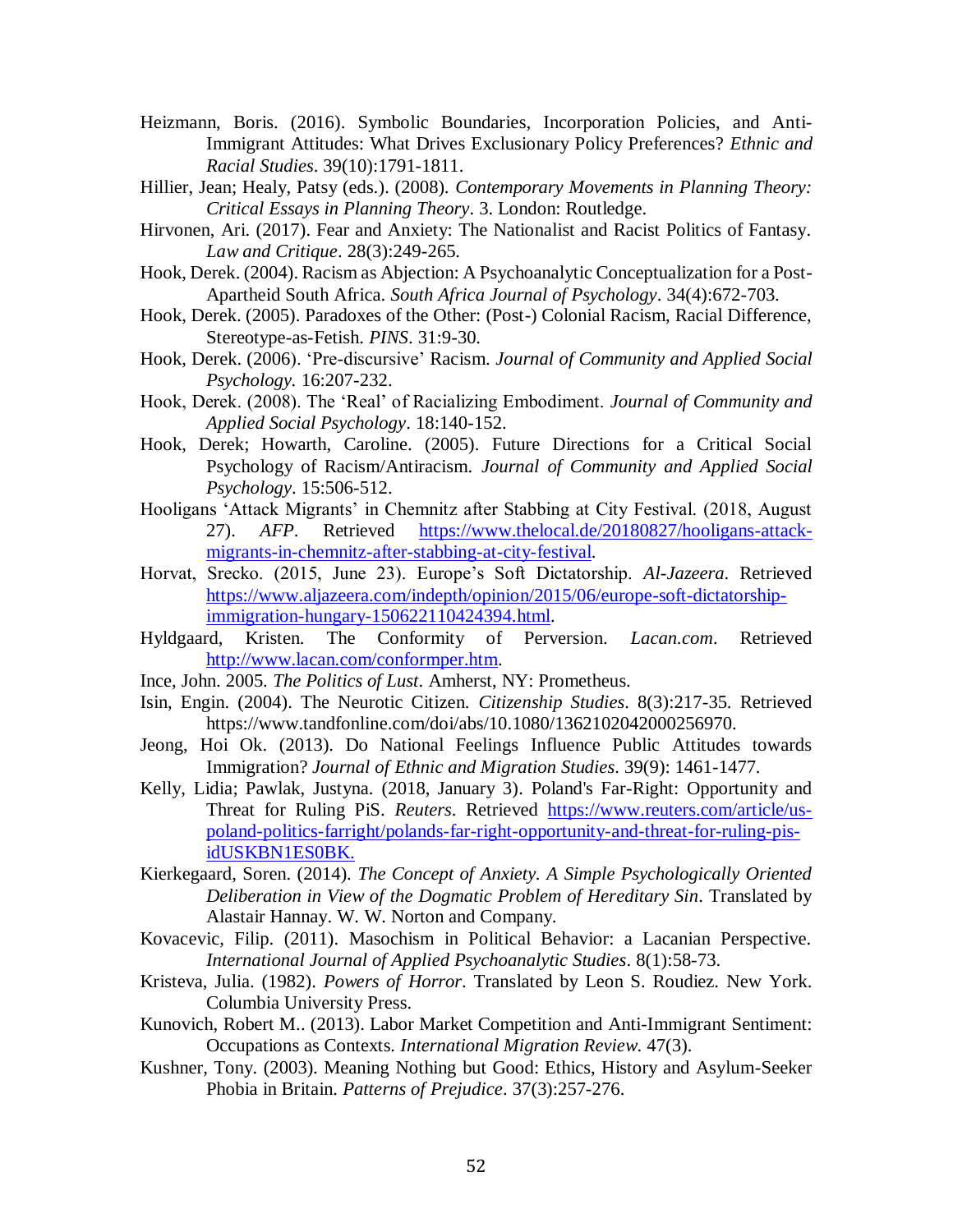Heizmann, Boris. (2016). Symbolic Boundaries, Incorporation Policies, and Anti-Immigrant Attitudes: What Drives Exclusionary Policy Preferences? *Ethnic and Racial Studies*. 39(10):1791-1811.

Hillier, Jean; Healy, Patsy (eds.). (2008). *Contemporary Movements in Planning Theory: Critical Essays in Planning Theory*. 3. London: Routledge.

Hirvonen, Ari. (2017). Fear and Anxiety: The Nationalist and Racist Politics of Fantasy. *Law and Critique*. 28(3):249-265.

Hook, Derek. (2004). Racism as Abjection: A Psychoanalytic Conceptualization for a Post-Apartheid South Africa. *South Africa Journal of Psychology*. 34(4):672-703.

Hook, Derek. (2005). Paradoxes of the Other: (Post-) Colonial Racism, Racial Difference, Stereotype-as-Fetish. *PINS*. 31:9-30.

Hook, Derek. (2006). 'Pre-discursive' Racism. *Journal of Community and Applied Social Psychology.* 16:207-232.

Hook, Derek. (2008). The 'Real' of Racializing Embodiment. *Journal of Community and Applied Social Psychology*. 18:140-152.

Hook, Derek; Howarth, Caroline. (2005). Future Directions for a Critical Social Psychology of Racism/Antiracism. *Journal of Community and Applied Social Psychology*. 15:506-512.

Hooligans 'Attack Migrants' in Chemnitz after Stabbing at City Festival. (2018, August 27). *AFP*. Retrieved https://www.thelocal.de/20180827/hooligans-attack-migrants-in-chemnitz-after-stabbing-at-city-festival.

Horvat, Srecko. (2015, June 23). Europe's Soft Dictatorship. *Al-Jazeera*. Retrieved https://www.aljazeera.com/indepth/opinion/2015/06/europe-soft-dictatorship-immigration-hungary-150622110424394.html.

Hyldgaard, Kristen. The Conformity of Perversion. *Lacan.com*. Retrieved http://www.lacan.com/conformper.htm.

Ince, John. 2005. *The Politics of Lust*. Amherst, NY: Prometheus.

Isin, Engin. (2004). The Neurotic Citizen. *Citizenship Studies*. 8(3):217-35. Retrieved https://www.tandfonline.com/doi/abs/10.1080/1362102042000256970.

Jeong, Hoi Ok. (2013). Do National Feelings Influence Public Attitudes towards Immigration? *Journal of Ethnic and Migration Studies*. 39(9): 1461-1477.

Kelly, Lidia; Pawlak, Justyna. (2018, January 3). Poland's Far-Right: Opportunity and Threat for Ruling PiS. *Reuters*. Retrieved https://www.reuters.com/article/us-poland-politics-farright/polands-far-right-opportunity-and-threat-for-ruling-pis-idUSKBN1ES0BK.

Kierkegaard, Soren. (2014). *The Concept of Anxiety. A Simple Psychologically Oriented Deliberation in View of the Dogmatic Problem of Hereditary Sin*. Translated by Alastair Hannay. W. W. Norton and Company.

Kovacevic, Filip. (2011). Masochism in Political Behavior: a Lacanian Perspective. *International Journal of Applied Psychoanalytic Studies*. 8(1):58-73.

Kristeva, Julia. (1982). *Powers of Horror*. Translated by Leon S. Roudiez. New York. Columbia University Press.

Kunovich, Robert M.. (2013). Labor Market Competition and Anti-Immigrant Sentiment: Occupations as Contexts. *International Migration Review.* 47(3).

Kushner, Tony. (2003). Meaning Nothing but Good: Ethics, History and Asylum-Seeker Phobia in Britain. *Patterns of Prejudice*. 37(3):257-276.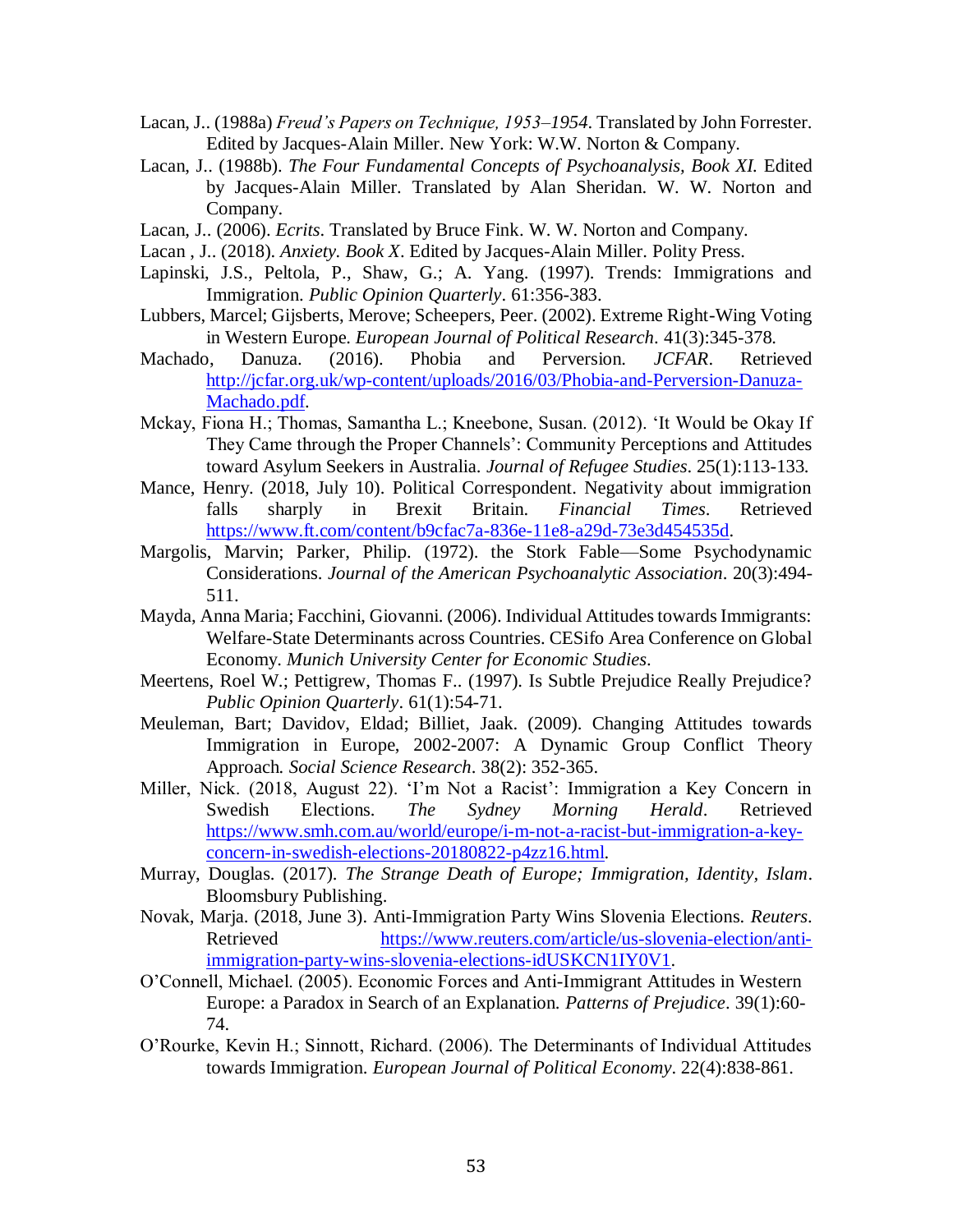Lacan, J.. (1988a) *Freud's Papers on Technique, 1953–1954*. Translated by John Forrester. Edited by Jacques-Alain Miller. New York: W.W. Norton & Company.

Lacan, J.. (1988b). *The Four Fundamental Concepts of Psychoanalysis, Book XI.* Edited by Jacques-Alain Miller. Translated by Alan Sheridan. W. W. Norton and Company.

Lacan, J.. (2006). *Ecrits*. Translated by Bruce Fink. W. W. Norton and Company.

Lacan , J.. (2018). *Anxiety. Book X*. Edited by Jacques-Alain Miller. Polity Press.

Lapinski, J.S., Peltola, P., Shaw, G.; A. Yang. (1997). Trends: Immigrations and Immigration. *Public Opinion Quarterly*. 61:356-383.

Lubbers, Marcel; Gijsberts, Merove; Scheepers, Peer. (2002). Extreme Right-Wing Voting in Western Europe. *European Journal of Political Research*. 41(3):345-378.

Machado, Danuza. (2016). Phobia and Perversion. *JCFAR*. Retrieved http://jcfar.org.uk/wp-content/uploads/2016/03/Phobia-and-Perversion-Danuza-Machado.pdf.

Mckay, Fiona H.; Thomas, Samantha L.; Kneebone, Susan. (2012). 'It Would be Okay If They Came through the Proper Channels': Community Perceptions and Attitudes toward Asylum Seekers in Australia. *Journal of Refugee Studies*. 25(1):113-133.

Mance, Henry. (2018, July 10). Political Correspondent. Negativity about immigration falls sharply in Brexit Britain. *Financial Times*. Retrieved https://www.ft.com/content/b9cfac7a-836e-11e8-a29d-73e3d454535d.

Margolis, Marvin; Parker, Philip. (1972). the Stork Fable—Some Psychodynamic Considerations. *Journal of the American Psychoanalytic Association*. 20(3):494-511.

Mayda, Anna Maria; Facchini, Giovanni. (2006). Individual Attitudes towards Immigrants: Welfare-State Determinants across Countries. CESifo Area Conference on Global Economy. *Munich University Center for Economic Studies*.

Meertens, Roel W.; Pettigrew, Thomas F.. (1997). Is Subtle Prejudice Really Prejudice? *Public Opinion Quarterly*. 61(1):54-71.

Meuleman, Bart; Davidov, Eldad; Billiet, Jaak. (2009). Changing Attitudes towards Immigration in Europe, 2002-2007: A Dynamic Group Conflict Theory Approach. *Social Science Research*. 38(2): 352-365.

Miller, Nick. (2018, August 22). 'I'm Not a Racist': Immigration a Key Concern in Swedish Elections. *The Sydney Morning Herald*. Retrieved https://www.smh.com.au/world/europe/i-m-not-a-racist-but-immigration-a-key-concern-in-swedish-elections-20180822-p4zz16.html.

Murray, Douglas. (2017). *The Strange Death of Europe; Immigration, Identity, Islam*. Bloomsbury Publishing.

Novak, Marja. (2018, June 3). Anti-Immigration Party Wins Slovenia Elections. *Reuters*. Retrieved https://www.reuters.com/article/us-slovenia-election/anti-immigration-party-wins-slovenia-elections-idUSKCN1IY0V1.

O'Connell, Michael. (2005). Economic Forces and Anti-Immigrant Attitudes in Western Europe: a Paradox in Search of an Explanation. *Patterns of Prejudice*. 39(1):60-74.

O'Rourke, Kevin H.; Sinnott, Richard. (2006). The Determinants of Individual Attitudes towards Immigration. *European Journal of Political Economy*. 22(4):838-861.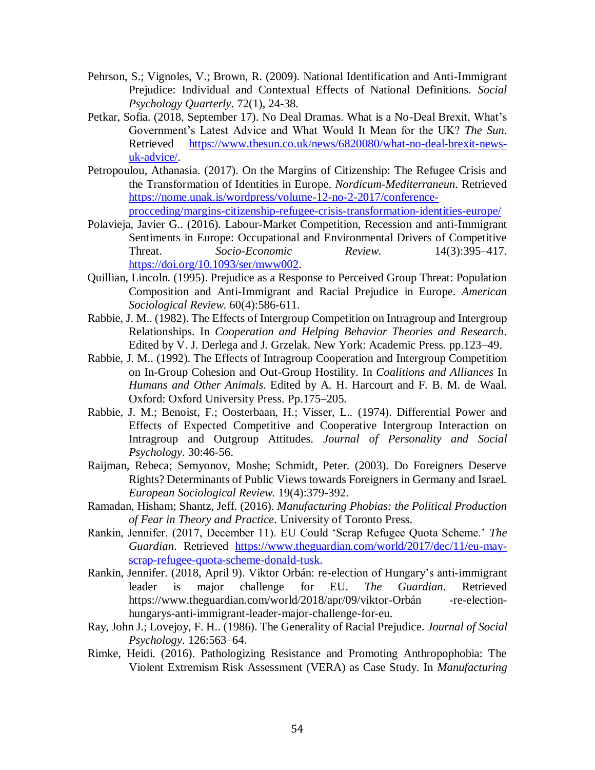Pehrson, S.; Vignoles, V.; Brown, R. (2009). National Identification and Anti-Immigrant Prejudice: Individual and Contextual Effects of National Definitions. *Social Psychology Quarterly*. 72(1), 24-38.

Petkar, Sofia. (2018, September 17). No Deal Dramas. What is a No-Deal Brexit, What's Government's Latest Advice and What Would It Mean for the UK? *The Sun*. Retrieved https://www.thesun.co.uk/news/6820080/what-no-deal-brexit-news-uk-advice/.

Petropoulou, Athanasia. (2017). On the Margins of Citizenship: The Refugee Crisis and the Transformation of Identities in Europe. *Nordicum-Mediterraneun*. Retrieved https://nome.unak.is/wordpress/volume-12-no-2-2017/conference-procceding/margins-citizenship-refugee-crisis-transformation-identities-europe/

Polavieja, Javier G.. (2016). Labour-Market Competition, Recession and anti-Immigrant Sentiments in Europe: Occupational and Environmental Drivers of Competitive Threat. *Socio-Economic Review.* 14(3):395–417. https://doi.org/10.1093/ser/mww002.

Quillian, Lincoln. (1995). Prejudice as a Response to Perceived Group Threat: Population Composition and Anti-Immigrant and Racial Prejudice in Europe. *American Sociological Review.* 60(4):586-611.

Rabbie, J. M.. (1982). The Effects of Intergroup Competition on Intragroup and Intergroup Relationships. In *Cooperation and Helping Behavior Theories and Research*. Edited by V. J. Derlega and J. Grzelak. New York: Academic Press. pp.123–49.

Rabbie, J. M.. (1992). The Effects of Intragroup Cooperation and Intergroup Competition on In-Group Cohesion and Out-Group Hostility. In *Coalitions and Alliances* In *Humans and Other Animals*. Edited by A. H. Harcourt and F. B. M. de Waal. Oxford: Oxford University Press. Pp.175–205.

Rabbie, J. M.; Benoist, F.; Oosterbaan, H.; Visser, L.. (1974). Differential Power and Effects of Expected Competitive and Cooperative Intergroup Interaction on Intragroup and Outgroup Attitudes. *Journal of Personality and Social Psychology*. 30:46-56.

Raijman, Rebeca; Semyonov, Moshe; Schmidt, Peter. (2003). Do Foreigners Deserve Rights? Determinants of Public Views towards Foreigners in Germany and Israel. *European Sociological Review.* 19(4):379-392.

Ramadan, Hisham; Shantz, Jeff. (2016). *Manufacturing Phobias: the Political Production of Fear in Theory and Practice*. University of Toronto Press.

Rankin, Jennifer. (2017, December 11). EU Could 'Scrap Refugee Quota Scheme.' *The Guardian*. Retrieved https://www.theguardian.com/world/2017/dec/11/eu-may-scrap-refugee-quota-scheme-donald-tusk.

Rankin, Jennifer. (2018, April 9). Viktor Orbán: re-election of Hungary's anti-immigrant leader is major challenge for EU. *The Guardian*. Retrieved https://www.theguardian.com/world/2018/apr/09/viktor-Orbán -re-election-hungarys-anti-immigrant-leader-major-challenge-for-eu.

Ray, John J.; Lovejoy, F. H.. (1986). The Generality of Racial Prejudice. *Journal of Social Psychology*. 126:563–64.

Rimke, Heidi. (2016). Pathologizing Resistance and Promoting Anthropophobia: The Violent Extremism Risk Assessment (VERA) as Case Study. In *Manufacturing*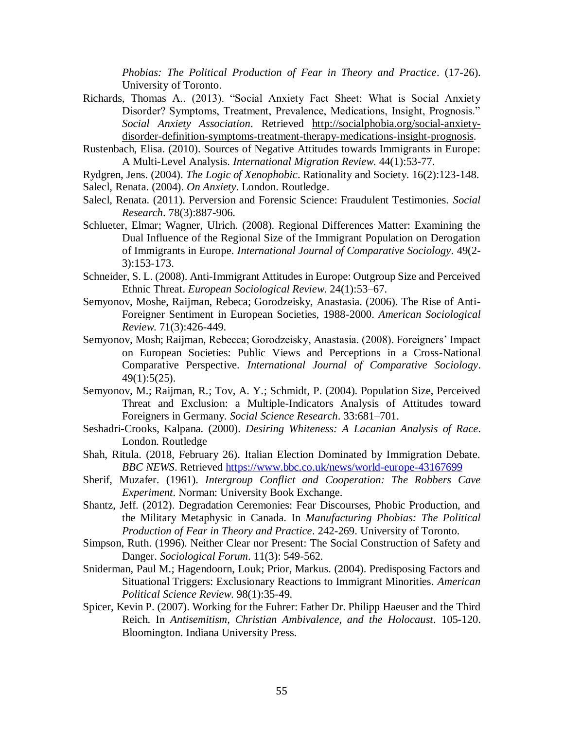*Phobias: The Political Production of Fear in Theory and Practice*. (17-26). University of Toronto.

Richards, Thomas A.. (2013). "Social Anxiety Fact Sheet: What is Social Anxiety Disorder? Symptoms, Treatment, Prevalence, Medications, Insight, Prognosis." *Social Anxiety Association*. Retrieved http://socialphobia.org/social-anxiety-disorder-definition-symptoms-treatment-therapy-medications-insight-prognosis.

Rustenbach, Elisa. (2010). Sources of Negative Attitudes towards Immigrants in Europe: A Multi-Level Analysis. *International Migration Review*. 44(1):53-77.

Rydgren, Jens. (2004). *The Logic of Xenophobic*. Rationality and Society. 16(2):123-148.

Salecl, Renata. (2004). *On Anxiety*. London. Routledge.

Salecl, Renata. (2011). Perversion and Forensic Science: Fraudulent Testimonies. *Social Research*. 78(3):887-906.

Schlueter, Elmar; Wagner, Ulrich. (2008). Regional Differences Matter: Examining the Dual Influence of the Regional Size of the Immigrant Population on Derogation of Immigrants in Europe. *International Journal of Comparative Sociology*. 49(2-3):153-173.

Schneider, S. L. (2008). Anti-Immigrant Attitudes in Europe: Outgroup Size and Perceived Ethnic Threat. *European Sociological Review*. 24(1):53–67.

Semyonov, Moshe, Raijman, Rebeca; Gorodzeisky, Anastasia. (2006). The Rise of Anti-Foreigner Sentiment in European Societies, 1988-2000. *American Sociological Review*. 71(3):426-449.

Semyonov, Mosh; Raijman, Rebecca; Gorodzeisky, Anastasia. (2008). Foreigners' Impact on European Societies: Public Views and Perceptions in a Cross-National Comparative Perspective. *International Journal of Comparative Sociology*. 49(1):5(25).

Semyonov, M.; Raijman, R.; Tov, A. Y.; Schmidt, P. (2004). Population Size, Perceived Threat and Exclusion: a Multiple-Indicators Analysis of Attitudes toward Foreigners in Germany. *Social Science Research*. 33:681–701.

Seshadri-Crooks, Kalpana. (2000). *Desiring Whiteness: A Lacanian Analysis of Race*. London. Routledge

Shah, Ritula. (2018, February 26). Italian Election Dominated by Immigration Debate. *BBC NEWS*. Retrieved https://www.bbc.co.uk/news/world-europe-43167699

Sherif, Muzafer. (1961). *Intergroup Conflict and Cooperation: The Robbers Cave Experiment*. Norman: University Book Exchange.

Shantz, Jeff. (2012). Degradation Ceremonies: Fear Discourses, Phobic Production, and the Military Metaphysic in Canada. In *Manufacturing Phobias: The Political Production of Fear in Theory and Practice*. 242-269. University of Toronto.

Simpson, Ruth. (1996). Neither Clear nor Present: The Social Construction of Safety and Danger. *Sociological Forum*. 11(3): 549-562.

Sniderman, Paul M.; Hagendoorn, Louk; Prior, Markus. (2004). Predisposing Factors and Situational Triggers: Exclusionary Reactions to Immigrant Minorities. *American Political Science Review*. 98(1):35-49.

Spicer, Kevin P. (2007). Working for the Fuhrer: Father Dr. Philipp Haeuser and the Third Reich. In *Antisemitism, Christian Ambivalence, and the Holocaust*. 105-120. Bloomington. Indiana University Press.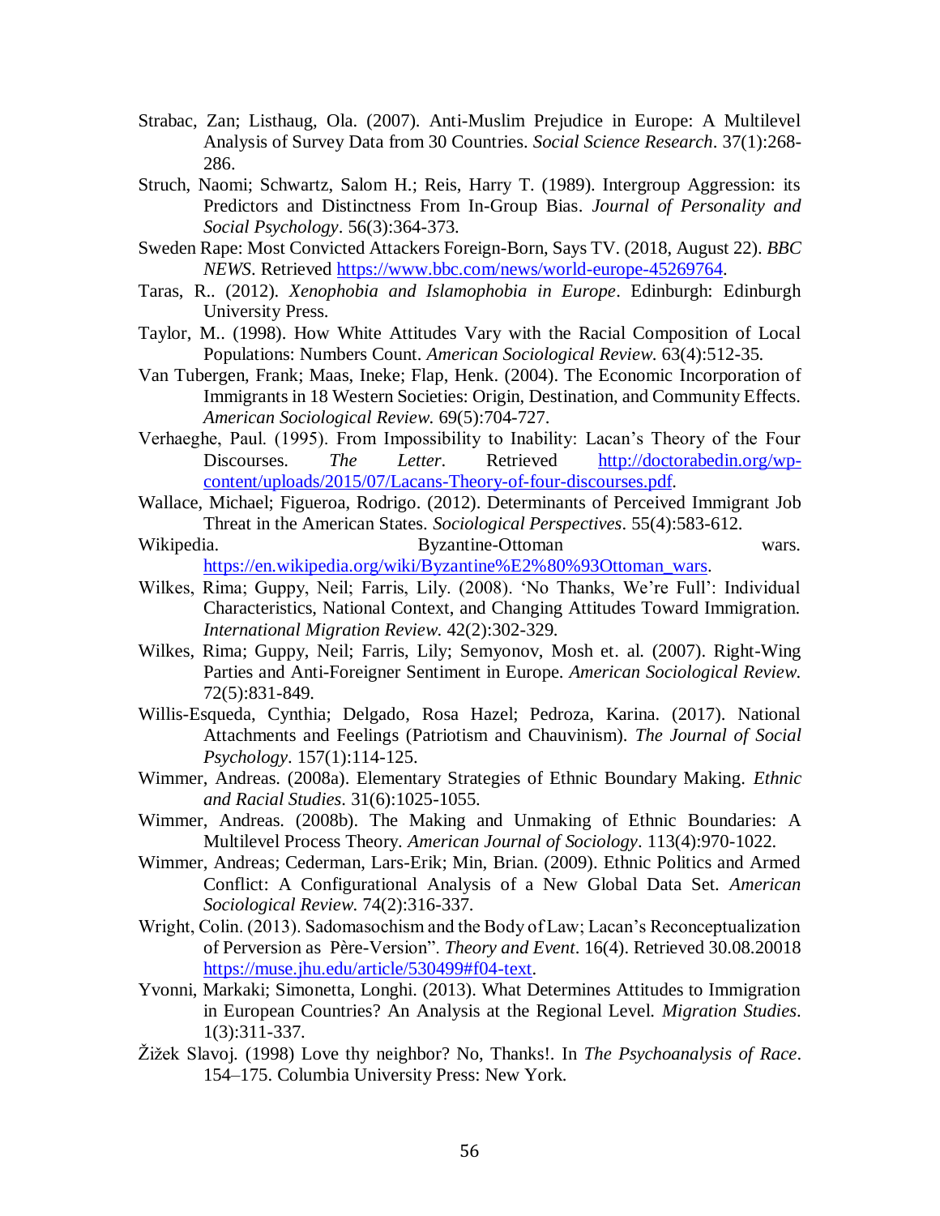Strabac, Zan; Listhaug, Ola. (2007). Anti-Muslim Prejudice in Europe: A Multilevel Analysis of Survey Data from 30 Countries. *Social Science Research*. 37(1):268-286.

Struch, Naomi; Schwartz, Salom H.; Reis, Harry T. (1989). Intergroup Aggression: its Predictors and Distinctness From In-Group Bias. *Journal of Personality and Social Psychology*. 56(3):364-373.

Sweden Rape: Most Convicted Attackers Foreign-Born, Says TV. (2018, August 22). *BBC NEWS*. Retrieved https://www.bbc.com/news/world-europe-45269764.

Taras, R.. (2012). *Xenophobia and Islamophobia in Europe*. Edinburgh: Edinburgh University Press.

Taylor, M.. (1998). How White Attitudes Vary with the Racial Composition of Local Populations: Numbers Count. *American Sociological Review.* 63(4):512-35.

Van Tubergen, Frank; Maas, Ineke; Flap, Henk. (2004). The Economic Incorporation of Immigrants in 18 Western Societies: Origin, Destination, and Community Effects. *American Sociological Review.* 69(5):704-727.

Verhaeghe, Paul. (1995). From Impossibility to Inability: Lacan's Theory of the Four Discourses. *The Letter*. Retrieved http://doctorabedin.org/wp-content/uploads/2015/07/Lacans-Theory-of-four-discourses.pdf.

Wallace, Michael; Figueroa, Rodrigo. (2012). Determinants of Perceived Immigrant Job Threat in the American States. *Sociological Perspectives*. 55(4):583-612.

Wikipedia. Byzantine-Ottoman wars. https://en.wikipedia.org/wiki/Byzantine%E2%80%93Ottoman_wars.

Wilkes, Rima; Guppy, Neil; Farris, Lily. (2008). 'No Thanks, We're Full': Individual Characteristics, National Context, and Changing Attitudes Toward Immigration. *International Migration Review.* 42(2):302-329.

Wilkes, Rima; Guppy, Neil; Farris, Lily; Semyonov, Mosh et. al. (2007). Right-Wing Parties and Anti-Foreigner Sentiment in Europe. *American Sociological Review.* 72(5):831-849.

Willis-Esqueda, Cynthia; Delgado, Rosa Hazel; Pedroza, Karina. (2017). National Attachments and Feelings (Patriotism and Chauvinism). *The Journal of Social Psychology*. 157(1):114-125.

Wimmer, Andreas. (2008a). Elementary Strategies of Ethnic Boundary Making. *Ethnic and Racial Studies*. 31(6):1025-1055.

Wimmer, Andreas. (2008b). The Making and Unmaking of Ethnic Boundaries: A Multilevel Process Theory. *American Journal of Sociology*. 113(4):970-1022.

Wimmer, Andreas; Cederman, Lars-Erik; Min, Brian. (2009). Ethnic Politics and Armed Conflict: A Configurational Analysis of a New Global Data Set. *American Sociological Review.* 74(2):316-337.

Wright, Colin. (2013). Sadomasochism and the Body of Law; Lacan's Reconceptualization of Perversion as Père-Version". *Theory and Event*. 16(4). Retrieved 30.08.20018 https://muse.jhu.edu/article/530499#f04-text.

Yvonni, Markaki; Simonetta, Longhi. (2013). What Determines Attitudes to Immigration in European Countries? An Analysis at the Regional Level. *Migration Studies*. 1(3):311-337.

Žižek Slavoj. (1998) Love thy neighbor? No, Thanks!. In *The Psychoanalysis of Race*. 154–175. Columbia University Press: New York.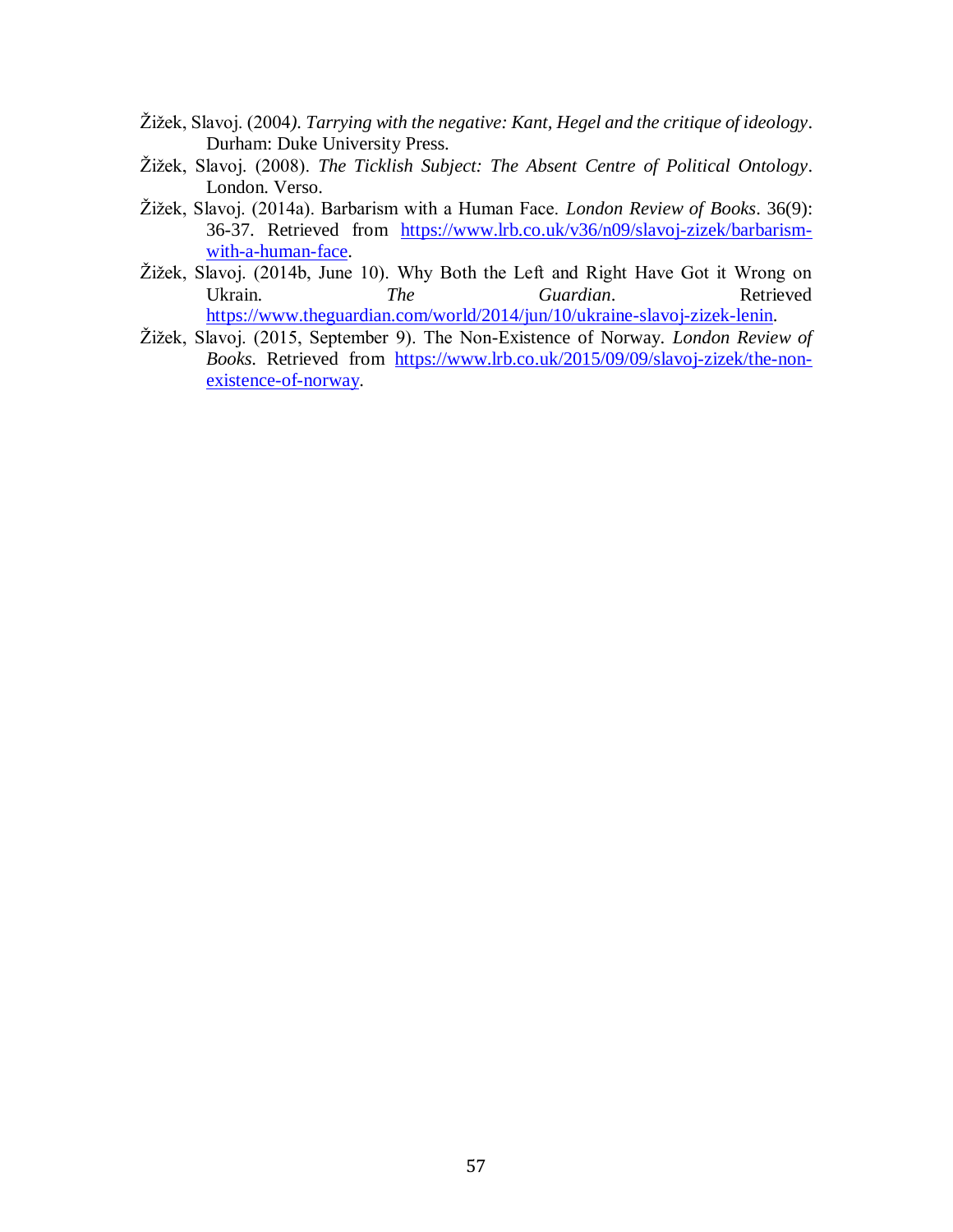Žižek, Slavoj. (2004). *Tarrying with the negative: Kant, Hegel and the critique of ideology*. Durham: Duke University Press.

Žižek, Slavoj. (2008). *The Ticklish Subject: The Absent Centre of Political Ontology*. London. Verso.

Žižek, Slavoj. (2014a). Barbarism with a Human Face. *London Review of Books*. 36(9): 36-37. Retrieved from https://www.lrb.co.uk/v36/n09/slavoj-zizek/barbarism-with-a-human-face.

Žižek, Slavoj. (2014b, June 10). Why Both the Left and Right Have Got it Wrong on Ukrain. *The Guardian*. Retrieved https://www.theguardian.com/world/2014/jun/10/ukraine-slavoj-zizek-lenin.

Žižek, Slavoj. (2015, September 9). The Non-Existence of Norway. *London Review of Books*. Retrieved from https://www.lrb.co.uk/2015/09/09/slavoj-zizek/the-non-existence-of-norway.